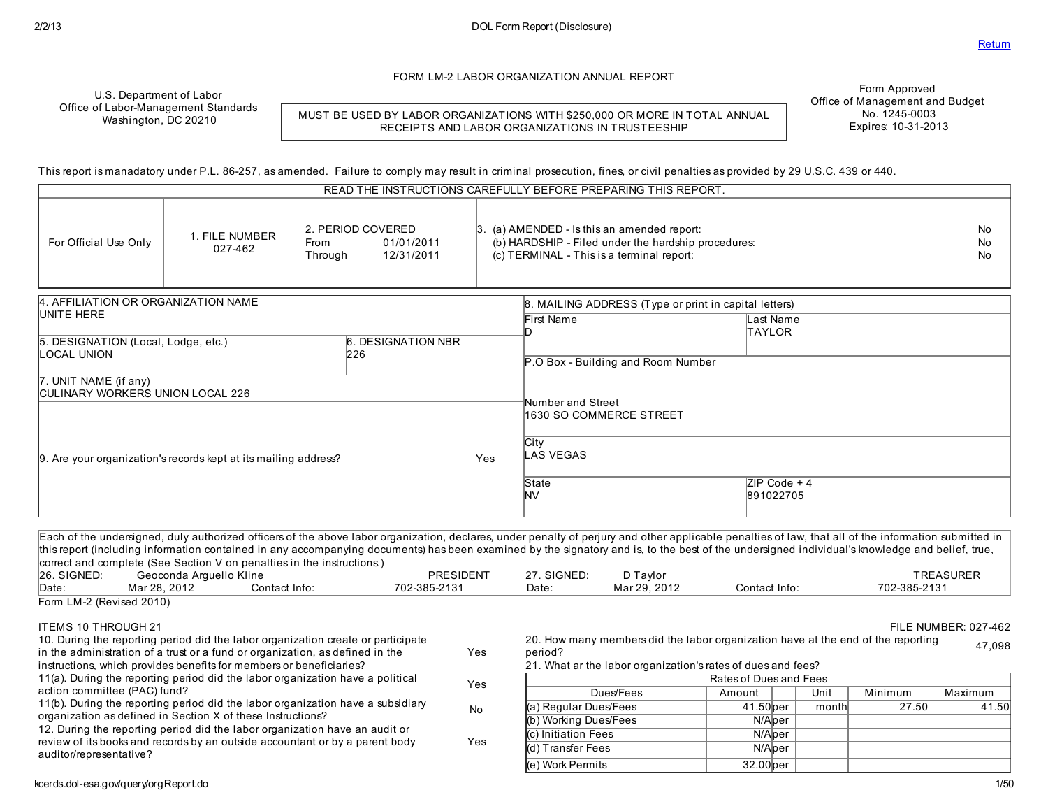# FORM LM-2 LABOR ORGANIZATION ANNUAL REPORT

U.S. Department of Labor
Office of Labor-Management Standards
Washington, DC 20210

MUST BE USED BY LABOR ORGANIZATIONS WITH $250,000 OR MORE IN TOTAL ANNUAL RECEIPTS AND LABOR ORGANIZATIONS IN TRUSTEESHIP

Form Approved
Office of Management and Budget
No. 1245-0003
Expires: 10-31-2013

This report is manadatory under P.L. 86-257, as amended. Failure to comply may result in criminal prosecution, fines, or civil penalties as provided by 29 U.S.C. 439 or 440.

READ THE INSTRUCTIONS CAREFULLY BEFORE PREPARING THIS REPORT.

| For Official Use Only | 1. FILE NUMBER | 2. PERIOD COVERED | 3. |
|---|---|---|---|
| | 027-462 | From 01/01/2011<br>Through 12/31/2011 | (a) AMENDED - Is this an amended report: No<br>(b) HARDSHIP - Filed under the hardship procedures: No<br>(c) TERMINAL - This is a terminal report: No |

4. AFFILIATION OR ORGANIZATION NAME
UNITE HERE

5. DESIGNATION (Local, Lodge, etc.)
LOCAL UNION

6. DESIGNATION NBR
226

7. UNIT NAME (if any)
CULINARY WORKERS UNION LOCAL 226

9. Are your organization's records kept at its mailing address? Yes

8. MAILING ADDRESS (Type or print in capital letters)

| First Name | Last Name |
|---|---|
| D | TAYLOR |

P.O Box - Building and Room Number

Number and Street
1630 SO COMMERCE STREET

City
LAS VEGAS

| State | ZIP Code + 4 |
|---|---|
| NV | 891022705 |

Each of the undersigned, duly authorized officers of the above labor organization, declares, under penalty of perjury and other applicable penalties of law, that all of the information submitted in this report (including information contained in any accompanying documents) has been examined by the signatory and is, to the best of the undersigned individual's knowledge and belief, true, correct and complete (See Section V on penalties in the instructions.)

26. SIGNED: Geoconda Arguello Kline — PRESIDENT
Date: Mar 28, 2012 — Contact Info: 702-385-2131

27. SIGNED: D Taylor — TREASURER
Date: Mar 29, 2012 — Contact Info: 702-385-2131

Form LM-2 (Revised 2010)

## ITEMS 10 THROUGH 21

FILE NUMBER: 027-462

10. During the reporting period did the labor organization create or participate in the administration of a trust or a fund or organization, as defined in the instructions, which provides benefits for members or beneficiaries? Yes

11(a). During the reporting period did the labor organization have a political action committee (PAC) fund? Yes

11(b). During the reporting period did the labor organization have a subsidiary organization as defined in Section X of these Instructions? No

12. During the reporting period did the labor organization have an audit or review of its books and records by an outside accountant or by a parent body auditor/representative? Yes

20. How many members did the labor organization have at the end of the reporting period? 47,098

21. What ar the labor organization's rates of dues and fees?

| Dues/Fees | Amount | | Unit | Minimum | Maximum |
|---|---|---|---|---|---|
| (a) Regular Dues/Fees | 41.50 | per | month | 27.50 | 41.50 |
| (b) Working Dues/Fees | N/A | per | | | |
| (c) Initiation Fees | N/A | per | | | |
| (d) Transfer Fees | N/A | per | | | |
| (e) Work Permits | 32.00 | per | | | |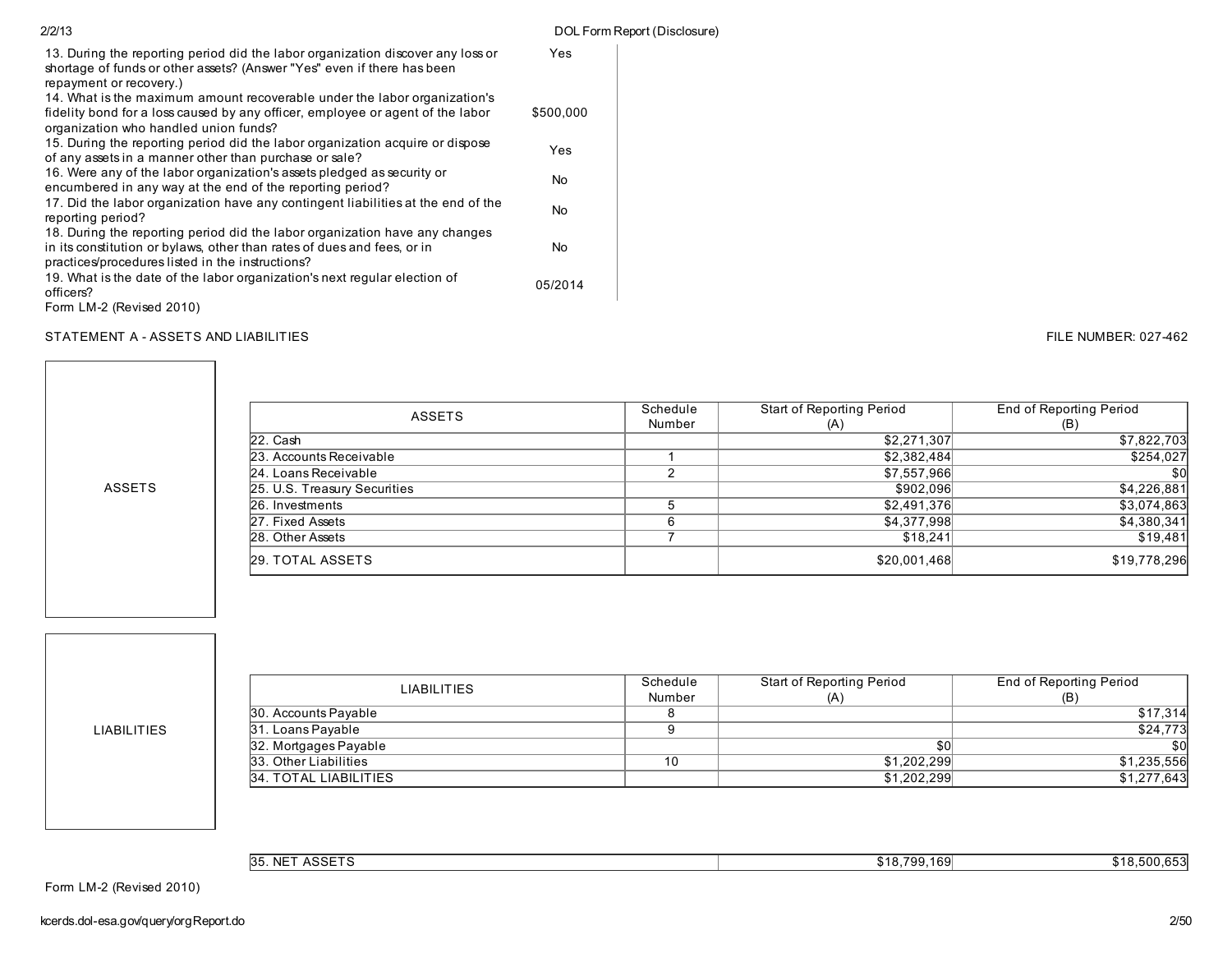| | |
|---|---|
| 13. During the reporting period did the labor organization discover any loss or shortage of funds or other assets? (Answer "Yes" even if there has been repayment or recovery.) | Yes |
| 14. What is the maximum amount recoverable under the labor organization's fidelity bond for a loss caused by any officer, employee or agent of the labor organization who handled union funds? | $500,000 |
| 15. During the reporting period did the labor organization acquire or dispose of any assets in a manner other than purchase or sale? | Yes |
| 16. Were any of the labor organization's assets pledged as security or encumbered in any way at the end of the reporting period? | No |
| 17. Did the labor organization have any contingent liabilities at the end of the reporting period? | No |
| 18. During the reporting period did the labor organization have any changes in its constitution or bylaws, other than rates of dues and fees, or in practices/procedures listed in the instructions? | No |
| 19. What is the date of the labor organization's next regular election of officers? | 05/2014 |

Form LM-2 (Revised 2010)

STATEMENT A - ASSETS AND LIABILITIES

FILE NUMBER: 027-462

**ASSETS**

| ASSETS | Schedule Number | Start of Reporting Period (A) | End of Reporting Period (B) |
|---|---|---|---|
| 22. Cash | | $2,271,307 | $7,822,703 |
| 23. Accounts Receivable | 1 | $2,382,484 | $254,027 |
| 24. Loans Receivable | 2 | $7,557,966 | $0 |
| 25. U.S. Treasury Securities | | $902,096 | $4,226,881 |
| 26. Investments | 5 | $2,491,376 | $3,074,863 |
| 27. Fixed Assets | 6 | $4,377,998 | $4,380,341 |
| 28. Other Assets | 7 | $18,241 | $19,481 |
| 29. TOTAL ASSETS | | $20,001,468 | $19,778,296 |

**LIABILITIES**

| LIABILITIES | Schedule Number | Start of Reporting Period (A) | End of Reporting Period (B) |
|---|---|---|---|
| 30. Accounts Payable | 8 | | $17,314 |
| 31. Loans Payable | 9 | | $24,773 |
| 32. Mortgages Payable | | $0 | $0 |
| 33. Other Liabilities | 10 | $1,202,299 | $1,235,556 |
| 34. TOTAL LIABILITIES | | $1,202,299 | $1,277,643 |

| | Start of Reporting Period (A) | End of Reporting Period (B) |
|---|---|---|
| 35. NET ASSETS | $18,799,169 | $18,500,653 |

Form LM-2 (Revised 2010)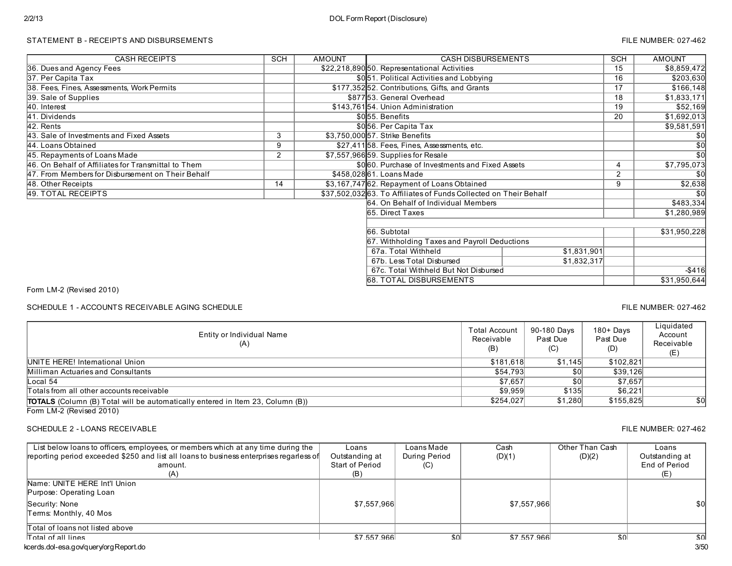STATEMENT B - RECEIPTS AND DISBURSEMENTS

FILE NUMBER: 027-462

| CASH RECEIPTS | SCH | AMOUNT |
|---|---|---|
| 36. Dues and Agency Fees | | $22,218,890 |
| 37. Per Capita Tax | | $0 |
| 38. Fees, Fines, Assessments, Work Permits | | $177,352 |
| 39. Sale of Supplies | | $877 |
| 40. Interest | | $143,761 |
| 41. Dividends | | $0 |
| 42. Rents | | $0 |
| 43. Sale of Investments and Fixed Assets | 3 | $3,750,000 |
| 44. Loans Obtained | 9 | $27,411 |
| 45. Repayments of Loans Made | 2 | $7,557,966 |
| 46. On Behalf of Affiliates for Transmittal to Them | | $0 |
| 47. From Members for Disbursement on Their Behalf | | $458,028 |
| 48. Other Receipts | 14 | $3,167,747 |
| 49. TOTAL RECEIPTS | | $37,502,032 |

| CASH DISBURSEMENTS | | SCH | AMOUNT |
|---|---|---|---|
| 50. Representational Activities | | 15 | $8,859,472 |
| 51. Political Activities and Lobbying | | 16 | $203,630 |
| 52. Contributions, Gifts, and Grants | | 17 | $166,148 |
| 53. General Overhead | | 18 | $1,833,171 |
| 54. Union Administration | | 19 | $52,169 |
| 55. Benefits | | 20 | $1,692,013 |
| 56. Per Capita Tax | | | $9,581,591 |
| 57. Strike Benefits | | | $0 |
| 58. Fees, Fines, Assessments, etc. | | | $0 |
| 59. Supplies for Resale | | | $0 |
| 60. Purchase of Investments and Fixed Assets | | 4 | $7,795,073 |
| 61. Loans Made | | 2 | $0 |
| 62. Repayment of Loans Obtained | | 9 | $2,638 |
| 63. To Affiliates of Funds Collected on Their Behalf | | | $0 |
| 64. On Behalf of Individual Members | | | $483,334 |
| 65. Direct Taxes | | | $1,280,989 |
| | | | |
| 66. Subtotal | | | $31,950,228 |
| 67. Withholding Taxes and Payroll Deductions | | | |
| 67a. Total Withheld | $1,831,901 | | |
| 67b. Less Total Disbursed | $1,832,317 | | |
| 67c. Total Withheld But Not Disbursed | | | -$416 |
| 68. TOTAL DISBURSEMENTS | | | $31,950,644 |

Form LM-2 (Revised 2010)

SCHEDULE 1 - ACCOUNTS RECEIVABLE AGING SCHEDULE

FILE NUMBER: 027-462

| Entity or Individual Name (A) | Total Account Receivable (B) | 90-180 Days Past Due (C) | 180+ Days Past Due (D) | Liquidated Account Receivable (E) |
|---|---|---|---|---|
| UNITE HERE! International Union | $181,618 | $1,145 | $102,821 | |
| Milliman Actuaries and Consultants | $54,793 | $0 | $39,126 | |
| Local 54 | $7,657 | $0 | $7,657 | |
| Totals from all other accounts receivable | $9,959 | $135 | $6,221 | |
| **TOTALS** (Column (B) Total will be automatically entered in Item 23, Column (B)) | $254,027 | $1,280 | $155,825 | $0 |

Form LM-2 (Revised 2010)

SCHEDULE 2 - LOANS RECEIVABLE

FILE NUMBER: 027-462

| List below loans to officers, employees, or members which at any time during the reporting period exceeded $250 and list all loans to business enterprises regardless of amount. (A) | Loans Outstanding at Start of Period (B) | Loans Made During Period (C) | Cash (D)(1) | Other Than Cash (D)(2) | Loans Outstanding at End of Period (E) |
|---|---|---|---|---|---|
| Name: UNITE HERE Int'l Union<br>Purpose: Operating Loan<br>Security: None<br>Terms: Monthly, 40 Mos | $7,557,966 | | $7,557,966 | | $0 |
| Total of loans not listed above | | | | | |
| Total of all lines | $7,557,966 | $0 | $7,557,966 | $0 | $0 |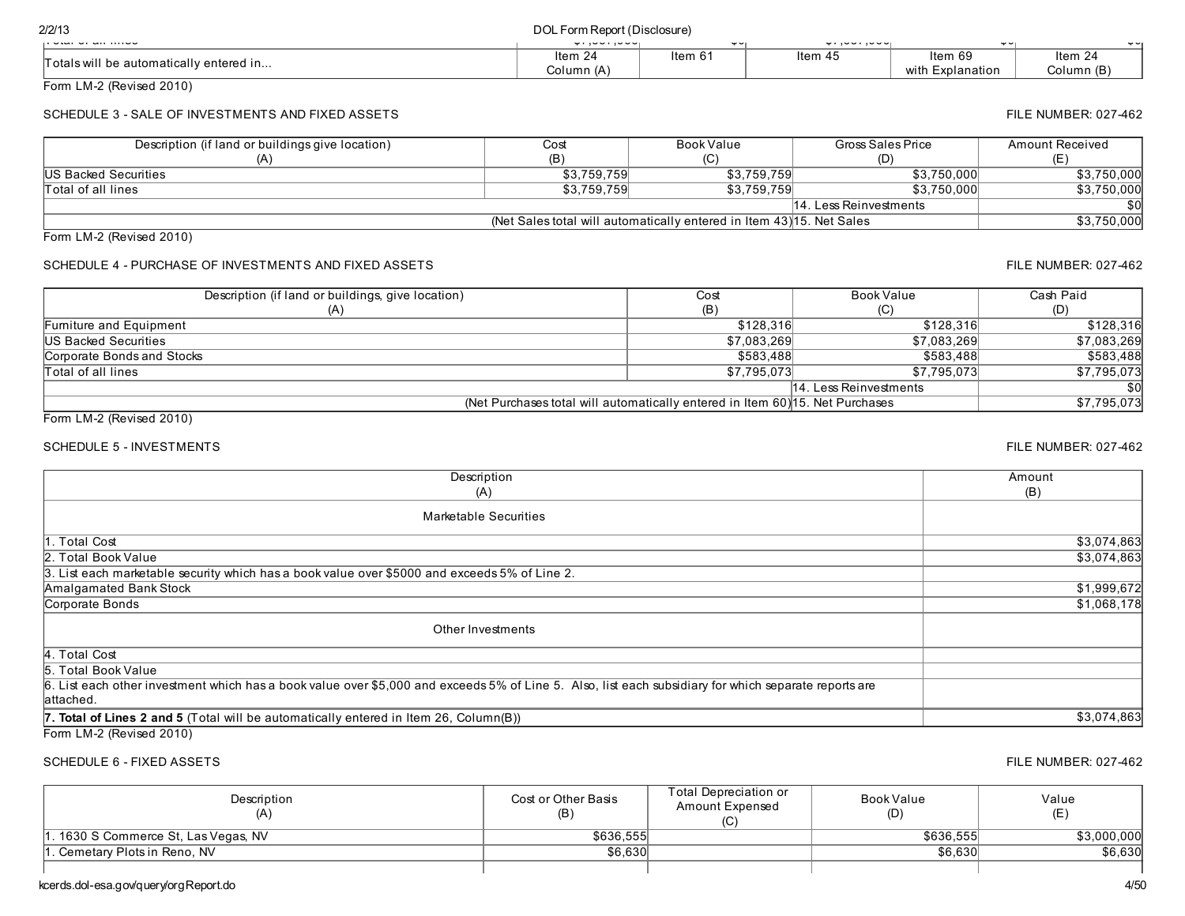| Total of all lines | | | | | |
|---|---|---|---|---|---|
| Totals will be automatically entered in... | Item 24 Column (A) | Item 61 | Item 45 | Item 69 with Explanation | Item 24 Column (B) |

Form LM-2 (Revised 2010)

## SCHEDULE 3 - SALE OF INVESTMENTS AND FIXED ASSETS

FILE NUMBER: 027-462

| Description (if land or buildings give location) (A) | Cost (B) | Book Value (C) | Gross Sales Price (D) | Amount Received (E) |
|---|---|---|---|---|
| US Backed Securities | $3,759,759 | $3,759,759 | $3,750,000 | $3,750,000 |
| Total of all lines | $3,759,759 | $3,759,759 | $3,750,000 | $3,750,000 |
| | | | 14. Less Reinvestments | $0 |
| | (Net Sales total will automatically entered in Item 43) | | 15. Net Sales | $3,750,000 |

Form LM-2 (Revised 2010)

## SCHEDULE 4 - PURCHASE OF INVESTMENTS AND FIXED ASSETS

FILE NUMBER: 027-462

| Description (if land or buildings, give location) (A) | Cost (B) | Book Value (C) | Cash Paid (D) |
|---|---|---|---|
| Furniture and Equipment | $128,316 | $128,316 | $128,316 |
| US Backed Securities | $7,083,269 | $7,083,269 | $7,083,269 |
| Corporate Bonds and Stocks | $583,488 | $583,488 | $583,488 |
| Total of all lines | $7,795,073 | $7,795,073 | $7,795,073 |
| | | 14. Less Reinvestments | $0 |
| (Net Purchases total will automatically entered in Item 60) | | 15. Net Purchases | $7,795,073 |

Form LM-2 (Revised 2010)

## SCHEDULE 5 - INVESTMENTS

FILE NUMBER: 027-462

| Description (A) | Amount (B) |
|---|---|
| Marketable Securities | |
| 1. Total Cost | $3,074,863 |
| 2. Total Book Value | $3,074,863 |
| 3. List each marketable security which has a book value over $5000 and exceeds 5% of Line 2. | |
| Amalgamated Bank Stock | $1,999,672 |
| Corporate Bonds | $1,068,178 |
| Other Investments | |
| 4. Total Cost | |
| 5. Total Book Value | |
| 6. List each other investment which has a book value over $5,000 and exceeds 5% of Line 5. Also, list each subsidiary for which separate reports are attached. | |
| **7. Total of Lines 2 and 5** (Total will be automatically entered in Item 26, Column(B)) | $3,074,863 |

Form LM-2 (Revised 2010)

## SCHEDULE 6 - FIXED ASSETS

FILE NUMBER: 027-462

| Description (A) | Cost or Other Basis (B) | Total Depreciation or Amount Expensed (C) | Book Value (D) | Value (E) |
|---|---|---|---|---|
| 1. 1630 S Commerce St, Las Vegas, NV | $636,555 | | $636,555 | $3,000,000 |
| 1. Cemetary Plots in Reno, NV | $6,630 | | $6,630 | $6,630 |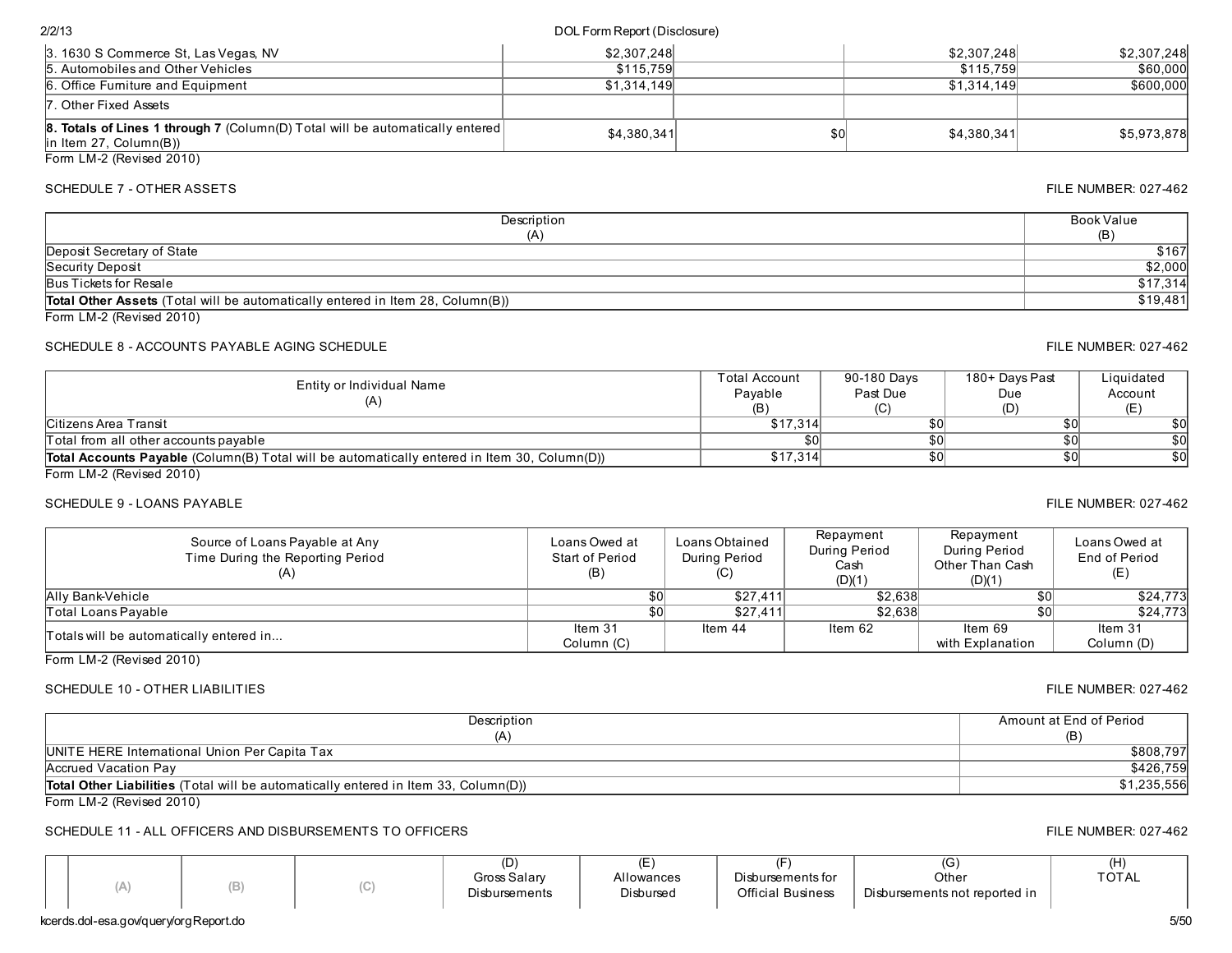| | | | | |
|---|---|---|---|---|
| 3. 1630 S Commerce St, Las Vegas, NV | $2,307,248 | | $2,307,248 | $2,307,248 |
| 5. Automobiles and Other Vehicles | $115,759 | | $115,759 | $60,000 |
| 6. Office Furniture and Equipment | $1,314,149 | | $1,314,149 | $600,000 |
| 7. Other Fixed Assets | | | | |
| **8. Totals of Lines 1 through 7** (Column(D) Total will be automatically entered in Item 27, Column(B)) | $4,380,341 | $0 | $4,380,341 | $5,973,878 |

Form LM-2 (Revised 2010)

## SCHEDULE 7 - OTHER ASSETS

FILE NUMBER: 027-462

| Description (A) | Book Value (B) |
|---|---|
| Deposit Secretary of State | $167 |
| Security Deposit | $2,000 |
| Bus Tickets for Resale | $17,314 |
| **Total Other Assets** (Total will be automatically entered in Item 28, Column(B)) | $19,481 |

Form LM-2 (Revised 2010)

## SCHEDULE 8 - ACCOUNTS PAYABLE AGING SCHEDULE

FILE NUMBER: 027-462

| Entity or Individual Name (A) | Total Account Payable (B) | 90-180 Days Past Due (C) | 180+ Days Past Due (D) | Liquidated Account (E) |
|---|---|---|---|---|
| Citizens Area Transit | $17,314 | $0 | $0 | $0 |
| Total from all other accounts payable | $0 | $0 | $0 | $0 |
| **Total Accounts Payable** (Column(B) Total will be automatically entered in Item 30, Column(D)) | $17,314 | $0 | $0 | $0 |

Form LM-2 (Revised 2010)

## SCHEDULE 9 - LOANS PAYABLE

FILE NUMBER: 027-462

| Source of Loans Payable at Any Time During the Reporting Period (A) | Loans Owed at Start of Period (B) | Loans Obtained During Period (C) | Repayment During Period Cash (D)(1) | Repayment During Period Other Than Cash (D)(1) | Loans Owed at End of Period (E) |
|---|---|---|---|---|---|
| Ally Bank-Vehicle | $0 | $27,411 | $2,638 | $0 | $24,773 |
| Total Loans Payable | $0 | $27,411 | $2,638 | $0 | $24,773 |
| Totals will be automatically entered in... | Item 31 Column (C) | Item 44 | Item 62 | Item 69 with Explanation | Item 31 Column (D) |

Form LM-2 (Revised 2010)

## SCHEDULE 10 - OTHER LIABILITIES

FILE NUMBER: 027-462

| Description (A) | Amount at End of Period (B) |
|---|---|
| UNITE HERE International Union Per Capita Tax | $808,797 |
| Accrued Vacation Pay | $426,759 |
| **Total Other Liabilities** (Total will be automatically entered in Item 33, Column(D)) | $1,235,556 |

Form LM-2 (Revised 2010)

## SCHEDULE 11 - ALL OFFICERS AND DISBURSEMENTS TO OFFICERS

FILE NUMBER: 027-462

| | (A) | (B) | (C) | (D) Gross Salary Disbursements | (E) Allowances Disbursed | (F) Disbursements for Official Business | (G) Other Disbursements not reported in | (H) TOTAL |
|---|---|---|---|---|---|---|---|---|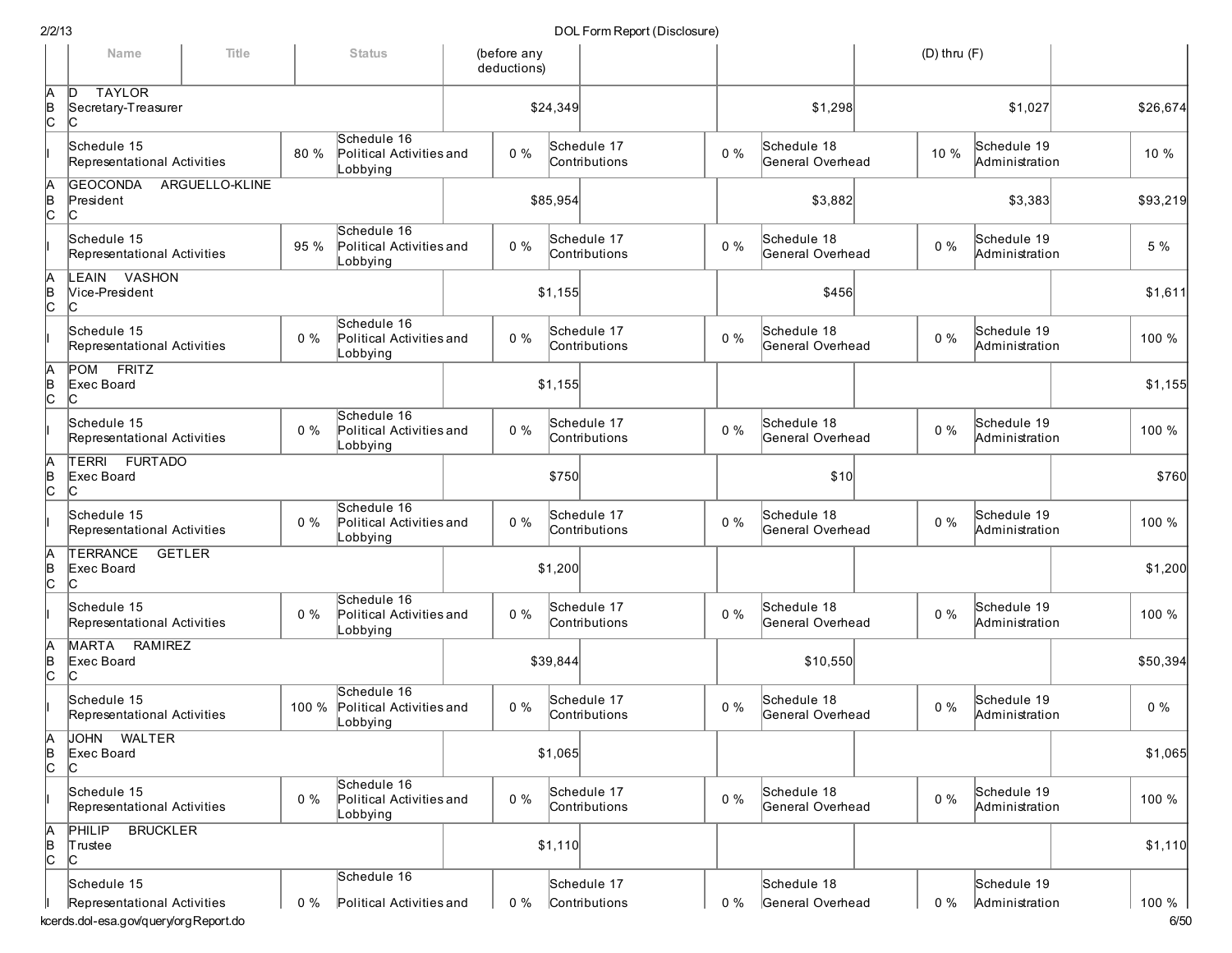| | Name | Title | Status | (before any deductions) | | | | (D) thru (F) | | |
|---|---|---|---|---|---|---|---|---|---|---|
| A B C | D TAYLOR Secretary-Treasurer C | | | $24,349 | | | $1,298 | | $1,027 | $26,674 |
| I | Schedule 15 Representational Activities | 80 % | Schedule 16 Political Activities and Lobbying | 0 % | Schedule 17 Contributions | 0 % | Schedule 18 General Overhead | 10 % | Schedule 19 Administration | 10 % |
| A B C | GEOCONDA ARGUELLO-KLINE President C | | | $85,954 | | | $3,882 | | $3,383 | $93,219 |
| I | Schedule 15 Representational Activities | 95 % | Schedule 16 Political Activities and Lobbying | 0 % | Schedule 17 Contributions | 0 % | Schedule 18 General Overhead | 0 % | Schedule 19 Administration | 5 % |
| A B C | LEAIN VASHON Vice-President C | | | $1,155 | | | $456 | | | $1,611 |
| I | Schedule 15 Representational Activities | 0 % | Schedule 16 Political Activities and Lobbying | 0 % | Schedule 17 Contributions | 0 % | Schedule 18 General Overhead | 0 % | Schedule 19 Administration | 100 % |
| A B C | POM FRITZ Exec Board C | | | $1,155 | | | | | | $1,155 |
| I | Schedule 15 Representational Activities | 0 % | Schedule 16 Political Activities and Lobbying | 0 % | Schedule 17 Contributions | 0 % | Schedule 18 General Overhead | 0 % | Schedule 19 Administration | 100 % |
| A B C | TERRI FURTADO Exec Board C | | | $750 | | | $10 | | | $760 |
| I | Schedule 15 Representational Activities | 0 % | Schedule 16 Political Activities and Lobbying | 0 % | Schedule 17 Contributions | 0 % | Schedule 18 General Overhead | 0 % | Schedule 19 Administration | 100 % |
| A B C | TERRANCE GETLER Exec Board C | | | $1,200 | | | | | | $1,200 |
| I | Schedule 15 Representational Activities | 0 % | Schedule 16 Political Activities and Lobbying | 0 % | Schedule 17 Contributions | 0 % | Schedule 18 General Overhead | 0 % | Schedule 19 Administration | 100 % |
| A B C | MARTA RAMIREZ Exec Board C | | | $39,844 | | | $10,550 | | | $50,394 |
| I | Schedule 15 Representational Activities | 100 % | Schedule 16 Political Activities and Lobbying | 0 % | Schedule 17 Contributions | 0 % | Schedule 18 General Overhead | 0 % | Schedule 19 Administration | 0 % |
| A B C | JOHN WALTER Exec Board C | | | $1,065 | | | | | | $1,065 |
| I | Schedule 15 Representational Activities | 0 % | Schedule 16 Political Activities and Lobbying | 0 % | Schedule 17 Contributions | 0 % | Schedule 18 General Overhead | 0 % | Schedule 19 Administration | 100 % |
| A B C | PHILIP BRUCKLER Trustee C | | | $1,110 | | | | | | $1,110 |
| I | Schedule 15 Representational Activities | 0 % | Schedule 16 Political Activities and | 0 % | Schedule 17 Contributions | 0 % | Schedule 18 General Overhead | 0 % | Schedule 19 Administration | 100 % |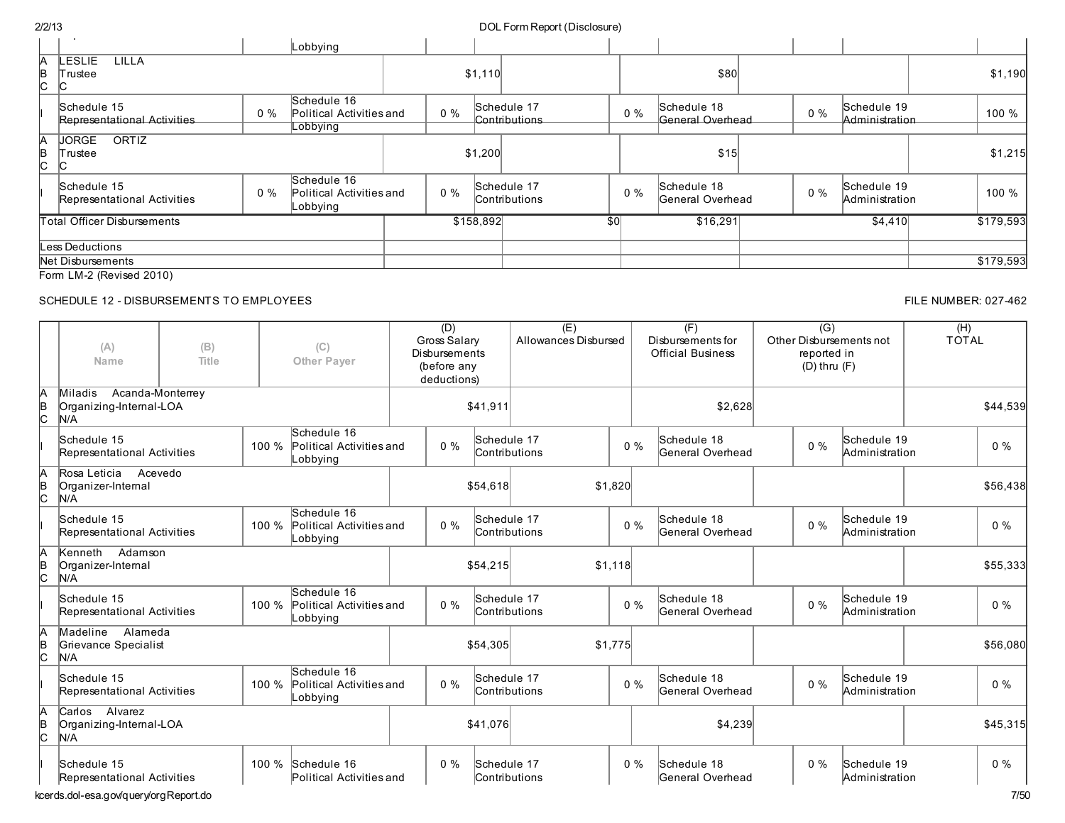| | | | | | | | | | | | | |
|---|---|---|---|---|---|---|---|---|---|---|---|---|
| | | | Lobbying | | | | | | | | | |
| A B C | LESLIE LILLA Trustee C | | | | $1,110 | | | $80 | | | | $1,190 |
| I | Schedule 15 Representational Activities | 0 % | Schedule 16 Political Activities and Lobbying | 0 % | Schedule 17 Contributions | | 0 % | Schedule 18 General Overhead | 0 % | Schedule 19 Administration | | 100 % |
| A B C | JORGE ORTIZ Trustee C | | | | $1,200 | | | $15 | | | | $1,215 |
| I | Schedule 15 Representational Activities | 0 % | Schedule 16 Political Activities and Lobbying | 0 % | Schedule 17 Contributions | | 0 % | Schedule 18 General Overhead | 0 % | Schedule 19 Administration | | 100 % |
| | Total Officer Disbursements | | | | $158,892 | $0 | | $16,291 | | $4,410 | | $179,593 |
| | Less Deductions | | | | | | | | | | | |
| | Net Disbursements | | | | | | | | | | | $179,593 |

Form LM-2 (Revised 2010)

SCHEDULE 12 - DISBURSEMENTS TO EMPLOYEES

FILE NUMBER: 027-462

| | (A) Name | (B) Title | (C) Other Payer | (D) Gross Salary Disbursements (before any deductions) | (E) Allowances Disbursed | (F) Disbursements for Official Business | (G) Other Disbursements not reported in (D) thru (F) | (H) TOTAL |
|---|---|---|---|---|---|---|---|---|
| A B C | Miladis Acanda-Monterrey Organizing-Internal-LOA N/A | | | $41,911 | | $2,628 | | $44,539 |
| I | Schedule 15 Representational Activities 100 % | | Schedule 16 Political Activities and Lobbying 0 % | Schedule 17 Contributions 0 % | | Schedule 18 General Overhead 0 % | Schedule 19 Administration | 0 % |
| A B C | Rosa Leticia Acevedo Organizer-Internal N/A | | | $54,618 | $1,820 | | | $56,438 |
| I | Schedule 15 Representational Activities 100 % | | Schedule 16 Political Activities and Lobbying 0 % | Schedule 17 Contributions 0 % | | Schedule 18 General Overhead 0 % | Schedule 19 Administration | 0 % |
| A B C | Kenneth Adamson Organizer-Internal N/A | | | $54,215 | $1,118 | | | $55,333 |
| I | Schedule 15 Representational Activities 100 % | | Schedule 16 Political Activities and Lobbying 0 % | Schedule 17 Contributions 0 % | | Schedule 18 General Overhead 0 % | Schedule 19 Administration | 0 % |
| A B C | Madeline Alameda Grievance Specialist N/A | | | $54,305 | $1,775 | | | $56,080 |
| I | Schedule 15 Representational Activities 100 % | | Schedule 16 Political Activities and Lobbying 0 % | Schedule 17 Contributions 0 % | | Schedule 18 General Overhead 0 % | Schedule 19 Administration | 0 % |
| A B C | Carlos Alvarez Organizing-Internal-LOA N/A | | | $41,076 | | $4,239 | | $45,315 |
| I | Schedule 15 Representational Activities 100 % | | Schedule 16 Political Activities and 0 % | Schedule 17 Contributions 0 % | | Schedule 18 General Overhead 0 % | Schedule 19 Administration | 0 % |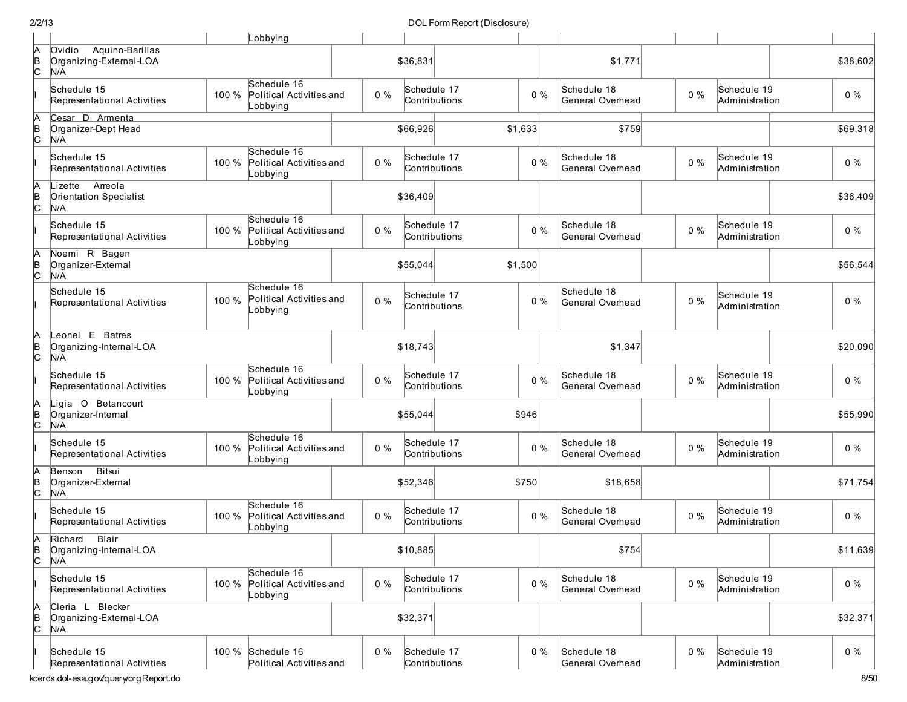| | | | | | | | | | | |
|---|---|---|---|---|---|---|---|---|---|---|
| | | | Lobbying | | | | | | | |
| A<br>B<br>C | Ovidio Aquino-Barillas<br>Organizing-External-LOA<br>N/A | | | | $36,831 | | $1,771 | | | $38,602 |
| I | Schedule 15<br>Representational Activities | 100 % | Schedule 16<br>Political Activities and Lobbying | 0 % | Schedule 17<br>Contributions | 0 % | Schedule 18<br>General Overhead | 0 % | Schedule 19<br>Administration | 0 % |
| A<br>B<br>C | Cesar D Armenta<br>Organizer-Dept Head<br>N/A | | | | $66,926 | $1,633 | $759 | | | $69,318 |
| I | Schedule 15<br>Representational Activities | 100 % | Schedule 16<br>Political Activities and Lobbying | 0 % | Schedule 17<br>Contributions | 0 % | Schedule 18<br>General Overhead | 0 % | Schedule 19<br>Administration | 0 % |
| A<br>B<br>C | Lizette Arreola<br>Orientation Specialist<br>N/A | | | | $36,409 | | | | | $36,409 |
| I | Schedule 15<br>Representational Activities | 100 % | Schedule 16<br>Political Activities and Lobbying | 0 % | Schedule 17<br>Contributions | 0 % | Schedule 18<br>General Overhead | 0 % | Schedule 19<br>Administration | 0 % |
| A<br>B<br>C | Noemi R Bagen<br>Organizer-External<br>N/A | | | | $55,044 | $1,500 | | | | $56,544 |
| I | Schedule 15<br>Representational Activities | 100 % | Schedule 16<br>Political Activities and Lobbying | 0 % | Schedule 17<br>Contributions | 0 % | Schedule 18<br>General Overhead | 0 % | Schedule 19<br>Administration | 0 % |
| A<br>B<br>C | Leonel E Batres<br>Organizing-Internal-LOA<br>N/A | | | | $18,743 | | $1,347 | | | $20,090 |
| I | Schedule 15<br>Representational Activities | 100 % | Schedule 16<br>Political Activities and Lobbying | 0 % | Schedule 17<br>Contributions | 0 % | Schedule 18<br>General Overhead | 0 % | Schedule 19<br>Administration | 0 % |
| A<br>B<br>C | Ligia O Betancourt<br>Organizer-Internal<br>N/A | | | | $55,044 | $946 | | | | $55,990 |
| I | Schedule 15<br>Representational Activities | 100 % | Schedule 16<br>Political Activities and Lobbying | 0 % | Schedule 17<br>Contributions | 0 % | Schedule 18<br>General Overhead | 0 % | Schedule 19<br>Administration | 0 % |
| A<br>B<br>C | Benson Bitsui<br>Organizer-External<br>N/A | | | | $52,346 | $750 | $18,658 | | | $71,754 |
| I | Schedule 15<br>Representational Activities | 100 % | Schedule 16<br>Political Activities and Lobbying | 0 % | Schedule 17<br>Contributions | 0 % | Schedule 18<br>General Overhead | 0 % | Schedule 19<br>Administration | 0 % |
| A<br>B<br>C | Richard Blair<br>Organizing-Internal-LOA<br>N/A | | | | $10,885 | | $754 | | | $11,639 |
| I | Schedule 15<br>Representational Activities | 100 % | Schedule 16<br>Political Activities and Lobbying | 0 % | Schedule 17<br>Contributions | 0 % | Schedule 18<br>General Overhead | 0 % | Schedule 19<br>Administration | 0 % |
| A<br>B<br>C | Cleria L Blecker<br>Organizing-External-LOA<br>N/A | | | | $32,371 | | | | | $32,371 |
| I | Schedule 15<br>Representational Activities | 100 % | Schedule 16<br>Political Activities and | 0 % | Schedule 17<br>Contributions | 0 % | Schedule 18<br>General Overhead | 0 % | Schedule 19<br>Administration | 0 % |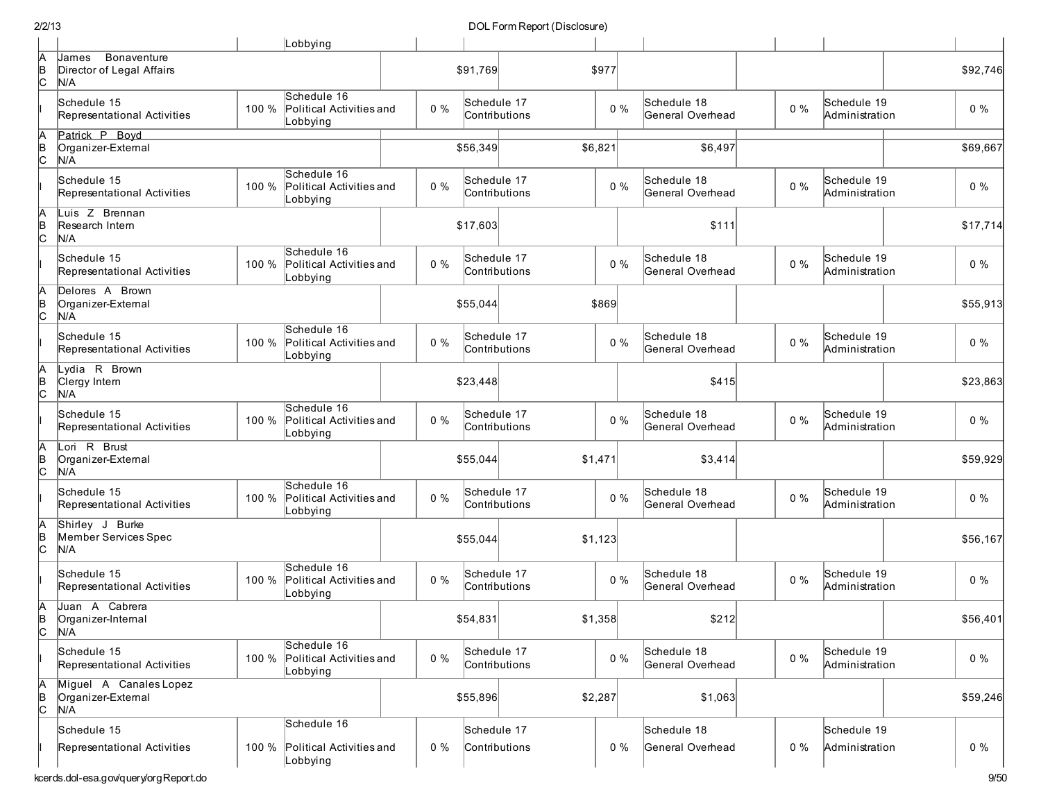| | | | | | | | | | | |
|---|---|---|---|---|---|---|---|---|---|---|
| | | | Lobbying | | | | | | | |
| A<br>B<br>C | James Bonaventure<br>Director of Legal Affairs<br>N/A | | | | $91,769 | $977 | | | | $92,746 |
| I | Schedule 15<br>Representational Activities | 100 % | Schedule 16<br>Political Activities and Lobbying | 0 % | Schedule 17<br>Contributions | 0 % | Schedule 18<br>General Overhead | 0 % | Schedule 19<br>Administration | 0 % |
| A<br>B<br>C | Patrick P Boyd<br>Organizer-External<br>N/A | | | | $56,349 | $6,821 | $6,497 | | | $69,667 |
| I | Schedule 15<br>Representational Activities | 100 % | Schedule 16<br>Political Activities and Lobbying | 0 % | Schedule 17<br>Contributions | 0 % | Schedule 18<br>General Overhead | 0 % | Schedule 19<br>Administration | 0 % |
| A<br>B<br>C | Luis Z Brennan<br>Research Intern<br>N/A | | | | $17,603 | | $111 | | | $17,714 |
| I | Schedule 15<br>Representational Activities | 100 % | Schedule 16<br>Political Activities and Lobbying | 0 % | Schedule 17<br>Contributions | 0 % | Schedule 18<br>General Overhead | 0 % | Schedule 19<br>Administration | 0 % |
| A<br>B<br>C | Delores A Brown<br>Organizer-External<br>N/A | | | | $55,044 | $869 | | | | $55,913 |
| I | Schedule 15<br>Representational Activities | 100 % | Schedule 16<br>Political Activities and Lobbying | 0 % | Schedule 17<br>Contributions | 0 % | Schedule 18<br>General Overhead | 0 % | Schedule 19<br>Administration | 0 % |
| A<br>B<br>C | Lydia R Brown<br>Clergy Intern<br>N/A | | | | $23,448 | | $415 | | | $23,863 |
| I | Schedule 15<br>Representational Activities | 100 % | Schedule 16<br>Political Activities and Lobbying | 0 % | Schedule 17<br>Contributions | 0 % | Schedule 18<br>General Overhead | 0 % | Schedule 19<br>Administration | 0 % |
| A<br>B<br>C | Lori R Brust<br>Organizer-External<br>N/A | | | | $55,044 | $1,471 | $3,414 | | | $59,929 |
| I | Schedule 15<br>Representational Activities | 100 % | Schedule 16<br>Political Activities and Lobbying | 0 % | Schedule 17<br>Contributions | 0 % | Schedule 18<br>General Overhead | 0 % | Schedule 19<br>Administration | 0 % |
| A<br>B<br>C | Shirley J Burke<br>Member Services Spec<br>N/A | | | | $55,044 | $1,123 | | | | $56,167 |
| I | Schedule 15<br>Representational Activities | 100 % | Schedule 16<br>Political Activities and Lobbying | 0 % | Schedule 17<br>Contributions | 0 % | Schedule 18<br>General Overhead | 0 % | Schedule 19<br>Administration | 0 % |
| A<br>B<br>C | Juan A Cabrera<br>Organizer-Internal<br>N/A | | | | $54,831 | $1,358 | $212 | | | $56,401 |
| I | Schedule 15<br>Representational Activities | 100 % | Schedule 16<br>Political Activities and Lobbying | 0 % | Schedule 17<br>Contributions | 0 % | Schedule 18<br>General Overhead | 0 % | Schedule 19<br>Administration | 0 % |
| A<br>B<br>C | Miguel A Canales Lopez<br>Organizer-External<br>N/A | | | | $55,896 | $2,287 | $1,063 | | | $59,246 |
| I | Schedule 15<br>Representational Activities | 100 % | Schedule 16<br>Political Activities and Lobbying | 0 % | Schedule 17<br>Contributions | 0 % | Schedule 18<br>General Overhead | 0 % | Schedule 19<br>Administration | 0 % |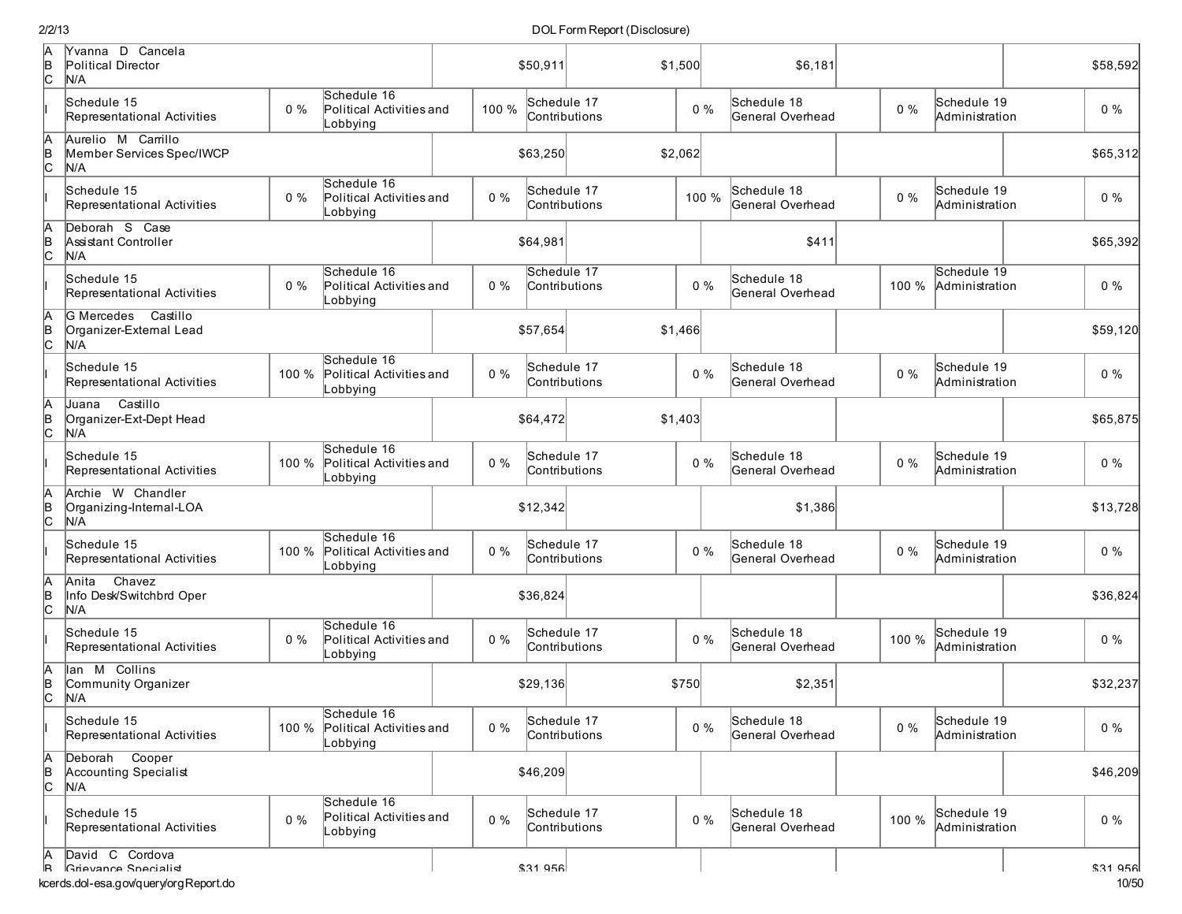| | Employee / Allocation | | | | Gross Salary | Allowances | Official Business | | Other | Total |
|---|---|---|---|---|---|---|---|---|---|---|
| A<br>B<br>C | Yvanna D Cancela<br>Political Director<br>N/A | | | | $50,911 | $1,500 | $6,181 | | | $58,592 |
| I | Schedule 15<br>Representational Activities | 0 % | Schedule 16<br>Political Activities and Lobbying | 100 % | Schedule 17<br>Contributions | 0 % | Schedule 18<br>General Overhead | 0 % | Schedule 19<br>Administration | 0 % |
| A<br>B<br>C | Aurelio M Carrillo<br>Member Services Spec/IWCP<br>N/A | | | | $63,250 | $2,062 | | | | $65,312 |
| I | Schedule 15<br>Representational Activities | 0 % | Schedule 16<br>Political Activities and Lobbying | 0 % | Schedule 17<br>Contributions | 100 % | Schedule 18<br>General Overhead | 0 % | Schedule 19<br>Administration | 0 % |
| A<br>B<br>C | Deborah S Case<br>Assistant Controller<br>N/A | | | | $64,981 | | $411 | | | $65,392 |
| I | Schedule 15<br>Representational Activities | 0 % | Schedule 16<br>Political Activities and Lobbying | 0 % | Schedule 17<br>Contributions | 0 % | Schedule 18<br>General Overhead | 100 % | Schedule 19<br>Administration | 0 % |
| A<br>B<br>C | G Mercedes Castillo<br>Organizer-External Lead<br>N/A | | | | $57,654 | $1,466 | | | | $59,120 |
| I | Schedule 15<br>Representational Activities | 100 % | Schedule 16<br>Political Activities and Lobbying | 0 % | Schedule 17<br>Contributions | 0 % | Schedule 18<br>General Overhead | 0 % | Schedule 19<br>Administration | 0 % |
| A<br>B<br>C | Juana Castillo<br>Organizer-Ext-Dept Head<br>N/A | | | | $64,472 | $1,403 | | | | $65,875 |
| I | Schedule 15<br>Representational Activities | 100 % | Schedule 16<br>Political Activities and Lobbying | 0 % | Schedule 17<br>Contributions | 0 % | Schedule 18<br>General Overhead | 0 % | Schedule 19<br>Administration | 0 % |
| A<br>B<br>C | Archie W Chandler<br>Organizing-Internal-LOA<br>N/A | | | | $12,342 | | $1,386 | | | $13,728 |
| I | Schedule 15<br>Representational Activities | 100 % | Schedule 16<br>Political Activities and Lobbying | 0 % | Schedule 17<br>Contributions | 0 % | Schedule 18<br>General Overhead | 0 % | Schedule 19<br>Administration | 0 % |
| A<br>B<br>C | Anita Chavez<br>Info Desk/Switchbrd Oper<br>N/A | | | | $36,824 | | | | | $36,824 |
| I | Schedule 15<br>Representational Activities | 0 % | Schedule 16<br>Political Activities and Lobbying | 0 % | Schedule 17<br>Contributions | 0 % | Schedule 18<br>General Overhead | 100 % | Schedule 19<br>Administration | 0 % |
| A<br>B<br>C | Ian M Collins<br>Community Organizer<br>N/A | | | | $29,136 | $750 | $2,351 | | | $32,237 |
| I | Schedule 15<br>Representational Activities | 100 % | Schedule 16<br>Political Activities and Lobbying | 0 % | Schedule 17<br>Contributions | 0 % | Schedule 18<br>General Overhead | 0 % | Schedule 19<br>Administration | 0 % |
| A<br>B<br>C | Deborah Cooper<br>Accounting Specialist<br>N/A | | | | $46,209 | | | | | $46,209 |
| I | Schedule 15<br>Representational Activities | 0 % | Schedule 16<br>Political Activities and Lobbying | 0 % | Schedule 17<br>Contributions | 0 % | Schedule 18<br>General Overhead | 100 % | Schedule 19<br>Administration | 0 % |
| A<br>B | David C Cordova<br>Grievance Specialist | | | | $31,956 | | | | | $31,956 |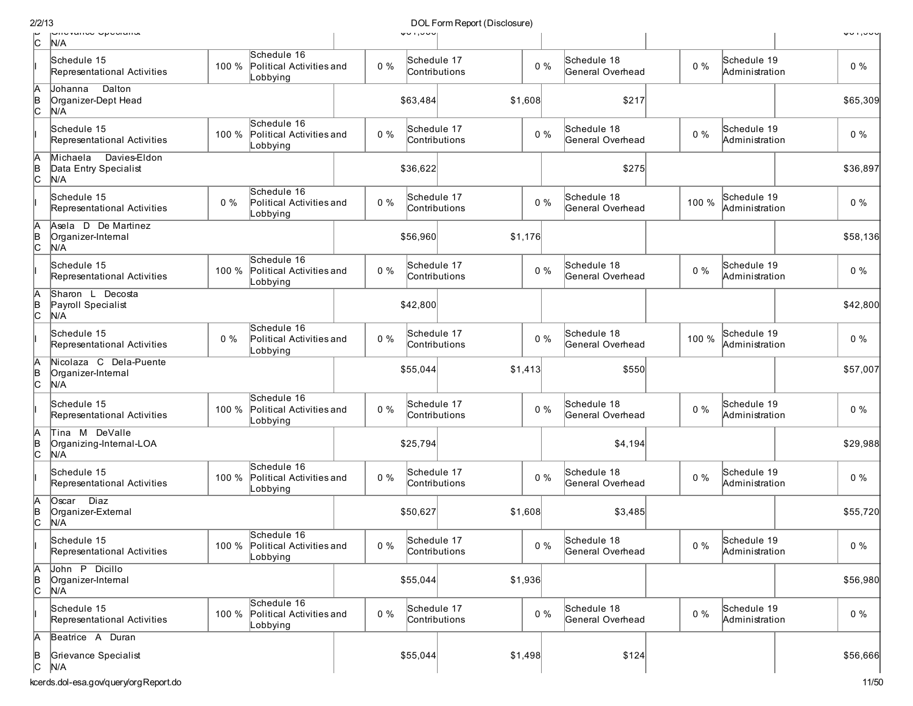| | | | | | | | | | | |
|---|---|---|---|---|---|---|---|---|---|---|
| B<br>C | Grievance Specialist<br>N/A | | | | | | | | | |
| I | Schedule 15<br>Representational Activities | 100 % | Schedule 16<br>Political Activities and Lobbying | 0 % | Schedule 17<br>Contributions | 0 % | Schedule 18<br>General Overhead | 0 % | Schedule 19<br>Administration | 0 % |
| A<br>B<br>C | Johanna Dalton<br>Organizer-Dept Head<br>N/A | | | | $63,484 | $1,608 | $217 | | | $65,309 |
| I | Schedule 15<br>Representational Activities | 100 % | Schedule 16<br>Political Activities and Lobbying | 0 % | Schedule 17<br>Contributions | 0 % | Schedule 18<br>General Overhead | 0 % | Schedule 19<br>Administration | 0 % |
| A<br>B<br>C | Michaela Davies-Eldon<br>Data Entry Specialist<br>N/A | | | | $36,622 | | $275 | | | $36,897 |
| I | Schedule 15<br>Representational Activities | 0 % | Schedule 16<br>Political Activities and Lobbying | 0 % | Schedule 17<br>Contributions | 0 % | Schedule 18<br>General Overhead | 100 % | Schedule 19<br>Administration | 0 % |
| A<br>B<br>C | Asela D De Martinez<br>Organizer-Internal<br>N/A | | | | $56,960 | $1,176 | | | | $58,136 |
| I | Schedule 15<br>Representational Activities | 100 % | Schedule 16<br>Political Activities and Lobbying | 0 % | Schedule 17<br>Contributions | 0 % | Schedule 18<br>General Overhead | 0 % | Schedule 19<br>Administration | 0 % |
| A<br>B<br>C | Sharon L Decosta<br>Payroll Specialist<br>N/A | | | | $42,800 | | | | | $42,800 |
| I | Schedule 15<br>Representational Activities | 0 % | Schedule 16<br>Political Activities and Lobbying | 0 % | Schedule 17<br>Contributions | 0 % | Schedule 18<br>General Overhead | 100 % | Schedule 19<br>Administration | 0 % |
| A<br>B<br>C | Nicolaza C Dela-Puente<br>Organizer-Internal<br>N/A | | | | $55,044 | $1,413 | $550 | | | $57,007 |
| I | Schedule 15<br>Representational Activities | 100 % | Schedule 16<br>Political Activities and Lobbying | 0 % | Schedule 17<br>Contributions | 0 % | Schedule 18<br>General Overhead | 0 % | Schedule 19<br>Administration | 0 % |
| A<br>B<br>C | Tina M DeValle<br>Organizing-Internal-LOA<br>N/A | | | | $25,794 | | $4,194 | | | $29,988 |
| I | Schedule 15<br>Representational Activities | 100 % | Schedule 16<br>Political Activities and Lobbying | 0 % | Schedule 17<br>Contributions | 0 % | Schedule 18<br>General Overhead | 0 % | Schedule 19<br>Administration | 0 % |
| A<br>B<br>C | Oscar Diaz<br>Organizer-External<br>N/A | | | | $50,627 | $1,608 | $3,485 | | | $55,720 |
| I | Schedule 15<br>Representational Activities | 100 % | Schedule 16<br>Political Activities and Lobbying | 0 % | Schedule 17<br>Contributions | 0 % | Schedule 18<br>General Overhead | 0 % | Schedule 19<br>Administration | 0 % |
| A<br>B<br>C | John P Dicillo<br>Organizer-Internal<br>N/A | | | | $55,044 | $1,936 | | | | $56,980 |
| I | Schedule 15<br>Representational Activities | 100 % | Schedule 16<br>Political Activities and Lobbying | 0 % | Schedule 17<br>Contributions | 0 % | Schedule 18<br>General Overhead | 0 % | Schedule 19<br>Administration | 0 % |
| A<br>B<br>C | Beatrice A Duran<br>Grievance Specialist<br>N/A | | | | $55,044 | $1,498 | $124 | | | $56,666 |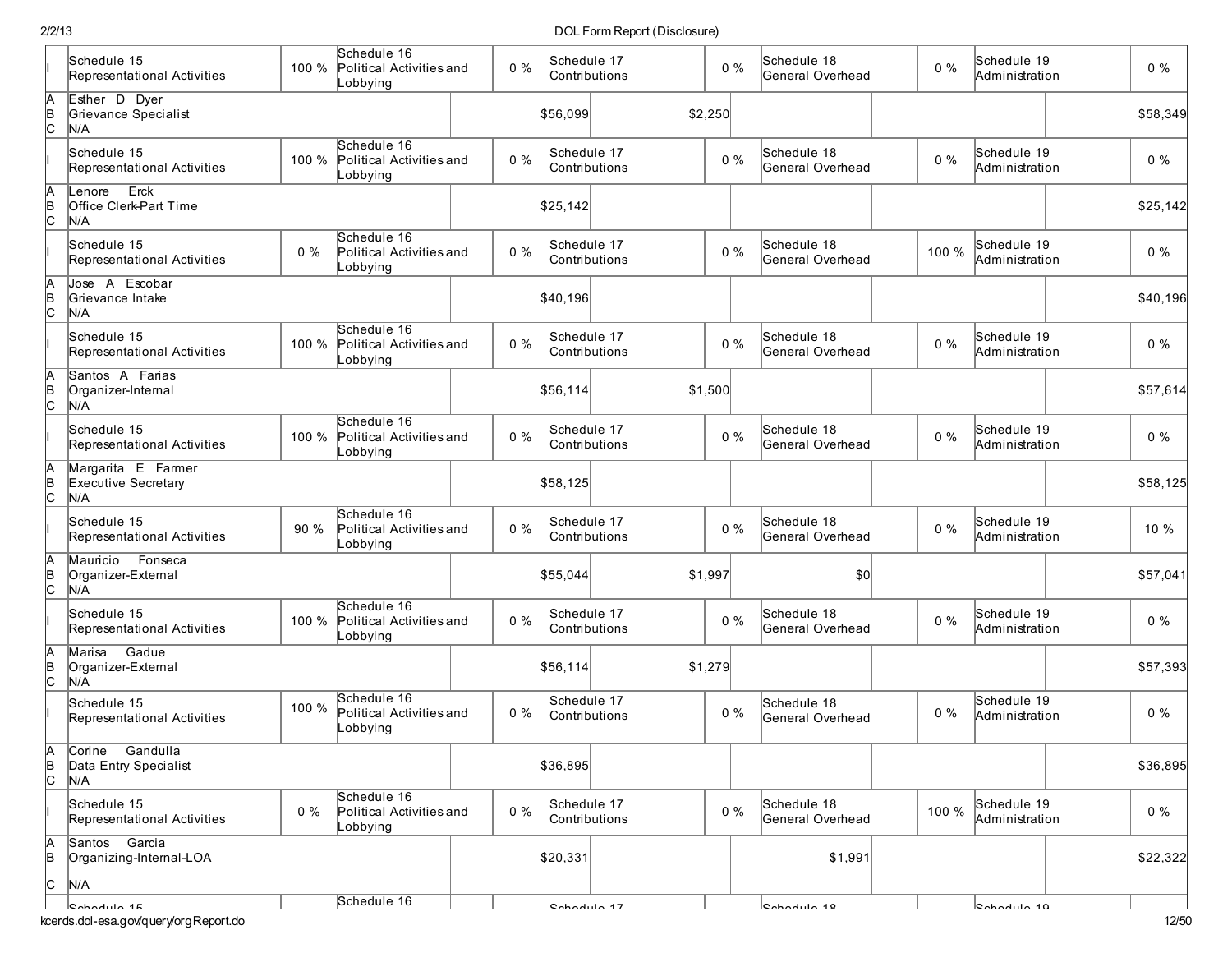| | | | | | | | | | | |
|---|---|---|---|---|---|---|---|---|---|---|
| I | Schedule 15 Representational Activities | 100 % | Schedule 16 Political Activities and Lobbying | 0 % | Schedule 17 Contributions | 0 % | Schedule 18 General Overhead | 0 % | Schedule 19 Administration | 0 % |
| A B C | Esther D Dyer<br>Grievance Specialist<br>N/A | | | | $56,099 | $2,250 | | | | $58,349 |
| I | Schedule 15 Representational Activities | 100 % | Schedule 16 Political Activities and Lobbying | 0 % | Schedule 17 Contributions | 0 % | Schedule 18 General Overhead | 0 % | Schedule 19 Administration | 0 % |
| A B C | Lenore Erck<br>Office Clerk-Part Time<br>N/A | | | | $25,142 | | | | | $25,142 |
| I | Schedule 15 Representational Activities | 0 % | Schedule 16 Political Activities and Lobbying | 0 % | Schedule 17 Contributions | 0 % | Schedule 18 General Overhead | 100 % | Schedule 19 Administration | 0 % |
| A B C | Jose A Escobar<br>Grievance Intake<br>N/A | | | | $40,196 | | | | | $40,196 |
| I | Schedule 15 Representational Activities | 100 % | Schedule 16 Political Activities and Lobbying | 0 % | Schedule 17 Contributions | 0 % | Schedule 18 General Overhead | 0 % | Schedule 19 Administration | 0 % |
| A B C | Santos A Farias<br>Organizer-Internal<br>N/A | | | | $56,114 | $1,500 | | | | $57,614 |
| I | Schedule 15 Representational Activities | 100 % | Schedule 16 Political Activities and Lobbying | 0 % | Schedule 17 Contributions | 0 % | Schedule 18 General Overhead | 0 % | Schedule 19 Administration | 0 % |
| A B C | Margarita E Farmer<br>Executive Secretary<br>N/A | | | | $58,125 | | | | | $58,125 |
| I | Schedule 15 Representational Activities | 90 % | Schedule 16 Political Activities and Lobbying | 0 % | Schedule 17 Contributions | 0 % | Schedule 18 General Overhead | 0 % | Schedule 19 Administration | 10 % |
| A B C | Mauricio Fonseca<br>Organizer-External<br>N/A | | | | $55,044 | $1,997 | $0 | | | $57,041 |
| I | Schedule 15 Representational Activities | 100 % | Schedule 16 Political Activities and Lobbying | 0 % | Schedule 17 Contributions | 0 % | Schedule 18 General Overhead | 0 % | Schedule 19 Administration | 0 % |
| A B C | Marisa Gadue<br>Organizer-External<br>N/A | | | | $56,114 | $1,279 | | | | $57,393 |
| I | Schedule 15 Representational Activities | 100 % | Schedule 16 Political Activities and Lobbying | 0 % | Schedule 17 Contributions | 0 % | Schedule 18 General Overhead | 0 % | Schedule 19 Administration | 0 % |
| A B C | Corine Gandulla<br>Data Entry Specialist<br>N/A | | | | $36,895 | | | | | $36,895 |
| I | Schedule 15 Representational Activities | 0 % | Schedule 16 Political Activities and Lobbying | 0 % | Schedule 17 Contributions | 0 % | Schedule 18 General Overhead | 100 % | Schedule 19 Administration | 0 % |
| A B C | Santos Garcia<br>Organizing-Internal-LOA<br>N/A | | | | $20,331 | | $1,991 | | | $22,322 |
| | Schedule 15 | | Schedule 16 | | Schedule 17 | | Schedule 18 | | Schedule 19 | |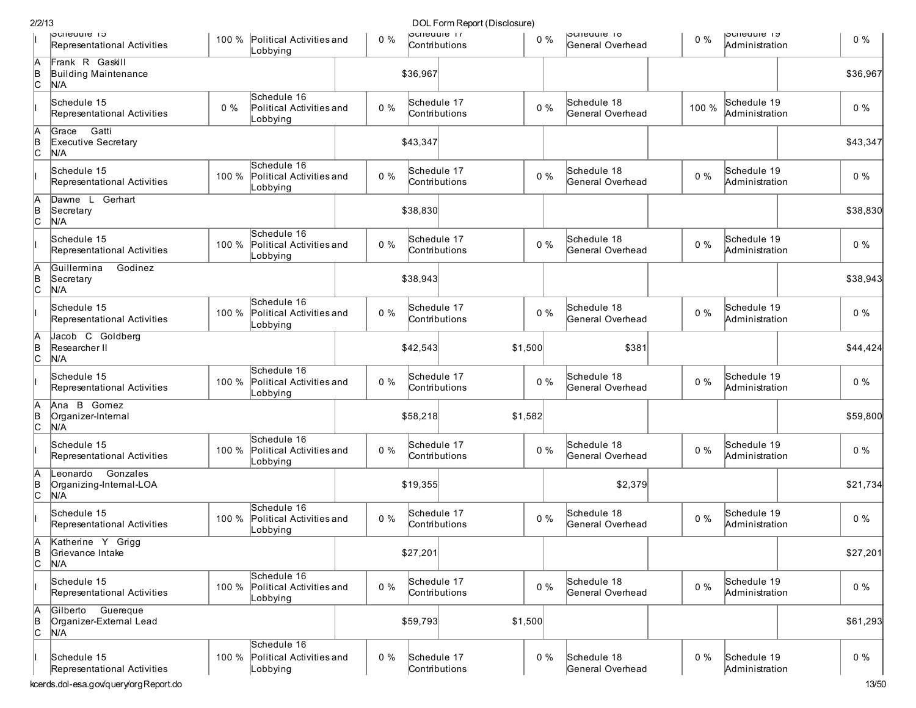| | | | | | | | | | | |
|---|---|---|---|---|---|---|---|---|---|---|
| I | Schedule 15 Representational Activities | 100 % | Political Activities and Lobbying | 0 % | Schedule 17 Contributions | 0 % | Schedule 18 General Overhead | 0 % | Schedule 19 Administration | 0 % |
| A B C | Frank R Gaskill<br>Building Maintenance<br>N/A | | | | $36,967 | | | | | $36,967 |
| I | Schedule 15 Representational Activities | 0 % | Schedule 16 Political Activities and Lobbying | 0 % | Schedule 17 Contributions | 0 % | Schedule 18 General Overhead | 100 % | Schedule 19 Administration | 0 % |
| A B C | Grace Gatti<br>Executive Secretary<br>N/A | | | | $43,347 | | | | | $43,347 |
| I | Schedule 15 Representational Activities | 100 % | Schedule 16 Political Activities and Lobbying | 0 % | Schedule 17 Contributions | 0 % | Schedule 18 General Overhead | 0 % | Schedule 19 Administration | 0 % |
| A B C | Dawne L Gerhart<br>Secretary<br>N/A | | | | $38,830 | | | | | $38,830 |
| I | Schedule 15 Representational Activities | 100 % | Schedule 16 Political Activities and Lobbying | 0 % | Schedule 17 Contributions | 0 % | Schedule 18 General Overhead | 0 % | Schedule 19 Administration | 0 % |
| A B C | Guillermina Godinez<br>Secretary<br>N/A | | | | $38,943 | | | | | $38,943 |
| I | Schedule 15 Representational Activities | 100 % | Schedule 16 Political Activities and Lobbying | 0 % | Schedule 17 Contributions | 0 % | Schedule 18 General Overhead | 0 % | Schedule 19 Administration | 0 % |
| A B C | Jacob C Goldberg<br>Researcher II<br>N/A | | | | $42,543 | $1,500 | $381 | | | $44,424 |
| I | Schedule 15 Representational Activities | 100 % | Schedule 16 Political Activities and Lobbying | 0 % | Schedule 17 Contributions | 0 % | Schedule 18 General Overhead | 0 % | Schedule 19 Administration | 0 % |
| A B C | Ana B Gomez<br>Organizer-Internal<br>N/A | | | | $58,218 | $1,582 | | | | $59,800 |
| I | Schedule 15 Representational Activities | 100 % | Schedule 16 Political Activities and Lobbying | 0 % | Schedule 17 Contributions | 0 % | Schedule 18 General Overhead | 0 % | Schedule 19 Administration | 0 % |
| A B C | Leonardo Gonzales<br>Organizing-Internal-LOA<br>N/A | | | | $19,355 | | $2,379 | | | $21,734 |
| I | Schedule 15 Representational Activities | 100 % | Schedule 16 Political Activities and Lobbying | 0 % | Schedule 17 Contributions | 0 % | Schedule 18 General Overhead | 0 % | Schedule 19 Administration | 0 % |
| A B C | Katherine Y Grigg<br>Grievance Intake<br>N/A | | | | $27,201 | | | | | $27,201 |
| I | Schedule 15 Representational Activities | 100 % | Schedule 16 Political Activities and Lobbying | 0 % | Schedule 17 Contributions | 0 % | Schedule 18 General Overhead | 0 % | Schedule 19 Administration | 0 % |
| A B C | Gilberto Guereque<br>Organizer-External Lead<br>N/A | | | | $59,793 | $1,500 | | | | $61,293 |
| I | Schedule 15 Representational Activities | 100 % | Schedule 16 Political Activities and Lobbying | 0 % | Schedule 17 Contributions | 0 % | Schedule 18 General Overhead | 0 % | Schedule 19 Administration | 0 % |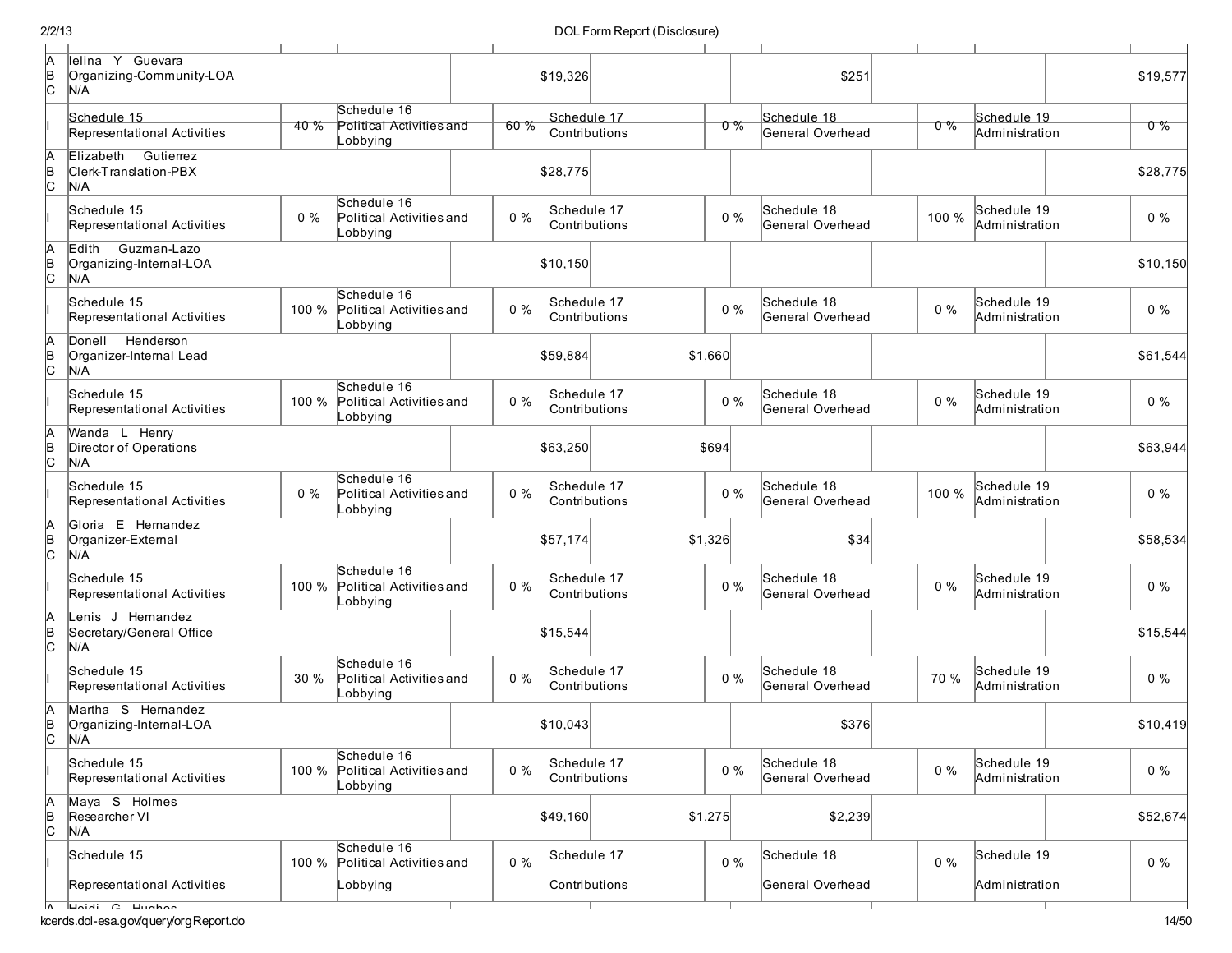| | | | | | | | | | | |
|---|---|---|---|---|---|---|---|---|---|---|
| A<br>B<br>C | Ielina Y Guevara<br>Organizing-Community-LOA<br>N/A | | | | $19,326 | | $251 | | | $19,577 |
| I | Schedule 15<br>Representational Activities | 40 % | Schedule 16<br>Political Activities and Lobbying | 60 % | Schedule 17<br>Contributions | 0 % | Schedule 18<br>General Overhead | 0 % | Schedule 19<br>Administration | 0 % |
| A<br>B<br>C | Elizabeth Gutierrez<br>Clerk-Translation-PBX<br>N/A | | | | $28,775 | | | | | $28,775 |
| I | Schedule 15<br>Representational Activities | 0 % | Schedule 16<br>Political Activities and Lobbying | 0 % | Schedule 17<br>Contributions | 0 % | Schedule 18<br>General Overhead | 100 % | Schedule 19<br>Administration | 0 % |
| A<br>B<br>C | Edith Guzman-Lazo<br>Organizing-Internal-LOA<br>N/A | | | | $10,150 | | | | | $10,150 |
| I | Schedule 15<br>Representational Activities | 100 % | Schedule 16<br>Political Activities and Lobbying | 0 % | Schedule 17<br>Contributions | 0 % | Schedule 18<br>General Overhead | 0 % | Schedule 19<br>Administration | 0 % |
| A<br>B<br>C | Donell Henderson<br>Organizer-Internal Lead<br>N/A | | | | $59,884 | $1,660 | | | | $61,544 |
| I | Schedule 15<br>Representational Activities | 100 % | Schedule 16<br>Political Activities and Lobbying | 0 % | Schedule 17<br>Contributions | 0 % | Schedule 18<br>General Overhead | 0 % | Schedule 19<br>Administration | 0 % |
| A<br>B<br>C | Wanda L Henry<br>Director of Operations<br>N/A | | | | $63,250 | $694 | | | | $63,944 |
| I | Schedule 15<br>Representational Activities | 0 % | Schedule 16<br>Political Activities and Lobbying | 0 % | Schedule 17<br>Contributions | 0 % | Schedule 18<br>General Overhead | 100 % | Schedule 19<br>Administration | 0 % |
| A<br>B<br>C | Gloria E Hernandez<br>Organizer-External<br>N/A | | | | $57,174 | $1,326 | $34 | | | $58,534 |
| I | Schedule 15<br>Representational Activities | 100 % | Schedule 16<br>Political Activities and Lobbying | 0 % | Schedule 17<br>Contributions | 0 % | Schedule 18<br>General Overhead | 0 % | Schedule 19<br>Administration | 0 % |
| A<br>B<br>C | Lenis J Hernandez<br>Secretary/General Office<br>N/A | | | | $15,544 | | | | | $15,544 |
| I | Schedule 15<br>Representational Activities | 30 % | Schedule 16<br>Political Activities and Lobbying | 0 % | Schedule 17<br>Contributions | 0 % | Schedule 18<br>General Overhead | 70 % | Schedule 19<br>Administration | 0 % |
| A<br>B<br>C | Martha S Hernandez<br>Organizing-Internal-LOA<br>N/A | | | | $10,043 | | $376 | | | $10,419 |
| I | Schedule 15<br>Representational Activities | 100 % | Schedule 16<br>Political Activities and Lobbying | 0 % | Schedule 17<br>Contributions | 0 % | Schedule 18<br>General Overhead | 0 % | Schedule 19<br>Administration | 0 % |
| A<br>B<br>C | Maya S Holmes<br>Researcher VI<br>N/A | | | | $49,160 | $1,275 | $2,239 | | | $52,674 |
| I | Schedule 15<br>Representational Activities | 100 % | Schedule 16<br>Political Activities and Lobbying | 0 % | Schedule 17<br>Contributions | 0 % | Schedule 18<br>General Overhead | 0 % | Schedule 19<br>Administration | 0 % |
| A | Heidi G Hughes | | | | | | | | | |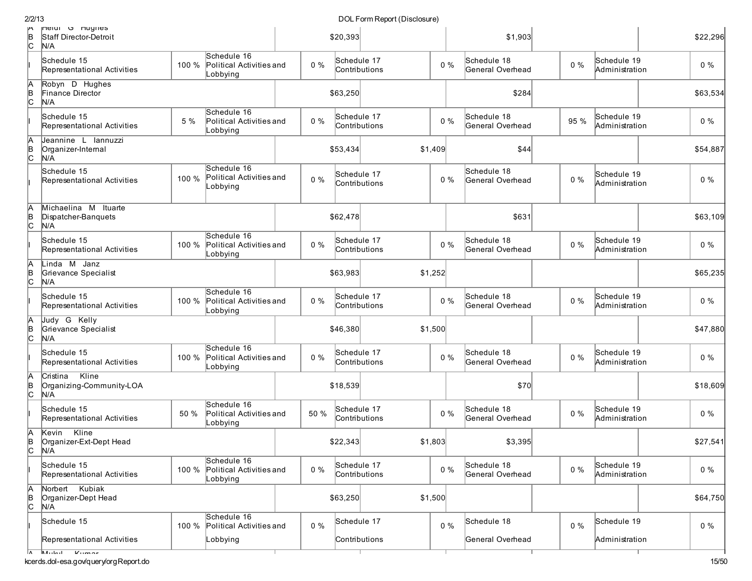| | | | | | | | | | | |
|---|---|---|---|---|---|---|---|---|---|---|
| A<br>B<br>C | Heidi G Hughes<br>Staff Director-Detroit<br>N/A | $20,393 | | $1,903 | | $22,296 | | | | |
| I | Schedule 15<br>Representational Activities | 100 % | Schedule 16<br>Political Activities and Lobbying | 0 % | Schedule 17<br>Contributions | 0 % | Schedule 18<br>General Overhead | 0 % | Schedule 19<br>Administration | 0 % |
| A<br>B<br>C | Robyn D Hughes<br>Finance Director<br>N/A | $63,250 | | $284 | | $63,534 | | | | |
| I | Schedule 15<br>Representational Activities | 5 % | Schedule 16<br>Political Activities and Lobbying | 0 % | Schedule 17<br>Contributions | 0 % | Schedule 18<br>General Overhead | 95 % | Schedule 19<br>Administration | 0 % |
| A<br>B<br>C | Jeannine L Iannuzzi<br>Organizer-Internal<br>N/A | $53,434 | $1,409 | $44 | | $54,887 | | | | |
| I | Schedule 15<br>Representational Activities | 100 % | Schedule 16<br>Political Activities and Lobbying | 0 % | Schedule 17<br>Contributions | 0 % | Schedule 18<br>General Overhead | 0 % | Schedule 19<br>Administration | 0 % |
| A<br>B<br>C | Michaelina M Ituarte<br>Dispatcher-Banquets<br>N/A | $62,478 | | $631 | | $63,109 | | | | |
| I | Schedule 15<br>Representational Activities | 100 % | Schedule 16<br>Political Activities and Lobbying | 0 % | Schedule 17<br>Contributions | 0 % | Schedule 18<br>General Overhead | 0 % | Schedule 19<br>Administration | 0 % |
| A<br>B<br>C | Linda M Janz<br>Grievance Specialist<br>N/A | $63,983 | $1,252 | | | $65,235 | | | | |
| I | Schedule 15<br>Representational Activities | 100 % | Schedule 16<br>Political Activities and Lobbying | 0 % | Schedule 17<br>Contributions | 0 % | Schedule 18<br>General Overhead | 0 % | Schedule 19<br>Administration | 0 % |
| A<br>B<br>C | Judy G Kelly<br>Grievance Specialist<br>N/A | $46,380 | $1,500 | | | $47,880 | | | | |
| I | Schedule 15<br>Representational Activities | 100 % | Schedule 16<br>Political Activities and Lobbying | 0 % | Schedule 17<br>Contributions | 0 % | Schedule 18<br>General Overhead | 0 % | Schedule 19<br>Administration | 0 % |
| A<br>B<br>C | Cristina Kline<br>Organizing-Community-LOA<br>N/A | $18,539 | | $70 | | $18,609 | | | | |
| I | Schedule 15<br>Representational Activities | 50 % | Schedule 16<br>Political Activities and Lobbying | 50 % | Schedule 17<br>Contributions | 0 % | Schedule 18<br>General Overhead | 0 % | Schedule 19<br>Administration | 0 % |
| A<br>B<br>C | Kevin Kline<br>Organizer-Ext-Dept Head<br>N/A | $22,343 | $1,803 | $3,395 | | $27,541 | | | | |
| I | Schedule 15<br>Representational Activities | 100 % | Schedule 16<br>Political Activities and Lobbying | 0 % | Schedule 17<br>Contributions | 0 % | Schedule 18<br>General Overhead | 0 % | Schedule 19<br>Administration | 0 % |
| A<br>B<br>C | Norbert Kubiak<br>Organizer-Dept Head<br>N/A | $63,250 | $1,500 | | | $64,750 | | | | |
| I | Schedule 15<br>Representational Activities | 100 % | Schedule 16<br>Political Activities and Lobbying | 0 % | Schedule 17<br>Contributions | 0 % | Schedule 18<br>General Overhead | 0 % | Schedule 19<br>Administration | 0 % |
| A | Mukul Kumar | | | | | | | | | |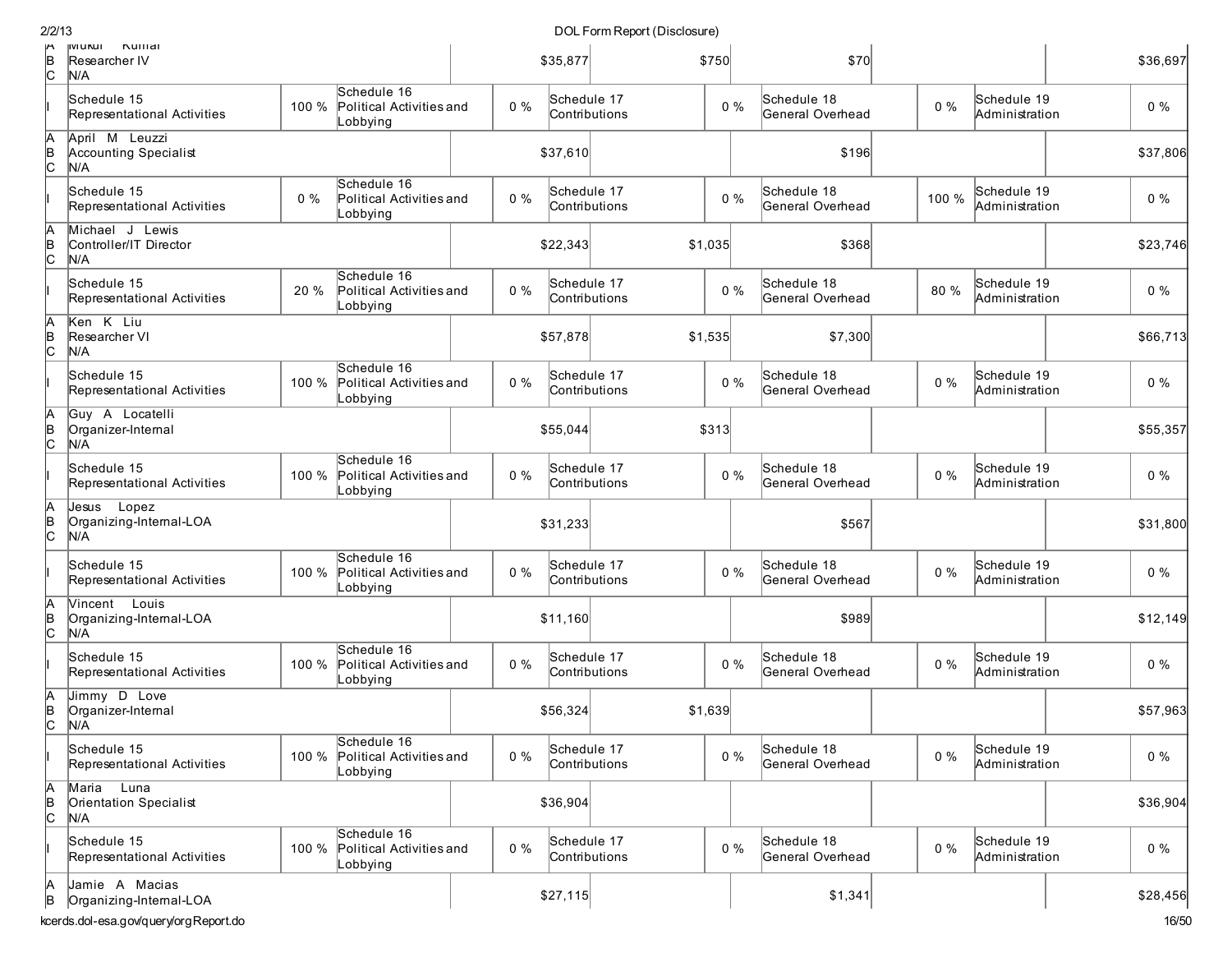| | | | | | | | | | | |
|---|---|---|---|---|---|---|---|---|---|---|
| A<br>B<br>C | Mukul Kumar<br>Researcher IV<br>N/A | | | | $35,877 | $750 | $70 | | | $36,697 |
| I | Schedule 15<br>Representational Activities | 100 % | Schedule 16<br>Political Activities and Lobbying | 0 % | Schedule 17<br>Contributions | 0 % | Schedule 18<br>General Overhead | 0 % | Schedule 19<br>Administration | 0 % |
| A<br>B<br>C | April M Leuzzi<br>Accounting Specialist<br>N/A | | | | $37,610 | | $196 | | | $37,806 |
| I | Schedule 15<br>Representational Activities | 0 % | Schedule 16<br>Political Activities and Lobbying | 0 % | Schedule 17<br>Contributions | 0 % | Schedule 18<br>General Overhead | 100 % | Schedule 19<br>Administration | 0 % |
| A<br>B<br>C | Michael J Lewis<br>Controller/IT Director<br>N/A | | | | $22,343 | $1,035 | $368 | | | $23,746 |
| I | Schedule 15<br>Representational Activities | 20 % | Schedule 16<br>Political Activities and Lobbying | 0 % | Schedule 17<br>Contributions | 0 % | Schedule 18<br>General Overhead | 80 % | Schedule 19<br>Administration | 0 % |
| A<br>B<br>C | Ken K Liu<br>Researcher VI<br>N/A | | | | $57,878 | $1,535 | $7,300 | | | $66,713 |
| I | Schedule 15<br>Representational Activities | 100 % | Schedule 16<br>Political Activities and Lobbying | 0 % | Schedule 17<br>Contributions | 0 % | Schedule 18<br>General Overhead | 0 % | Schedule 19<br>Administration | 0 % |
| A<br>B<br>C | Guy A Locatelli<br>Organizer-Internal<br>N/A | | | | $55,044 | $313 | | | | $55,357 |
| I | Schedule 15<br>Representational Activities | 100 % | Schedule 16<br>Political Activities and Lobbying | 0 % | Schedule 17<br>Contributions | 0 % | Schedule 18<br>General Overhead | 0 % | Schedule 19<br>Administration | 0 % |
| A<br>B<br>C | Jesus Lopez<br>Organizing-Internal-LOA<br>N/A | | | | $31,233 | | $567 | | | $31,800 |
| I | Schedule 15<br>Representational Activities | 100 % | Schedule 16<br>Political Activities and Lobbying | 0 % | Schedule 17<br>Contributions | 0 % | Schedule 18<br>General Overhead | 0 % | Schedule 19<br>Administration | 0 % |
| A<br>B<br>C | Vincent Louis<br>Organizing-Internal-LOA<br>N/A | | | | $11,160 | | $989 | | | $12,149 |
| I | Schedule 15<br>Representational Activities | 100 % | Schedule 16<br>Political Activities and Lobbying | 0 % | Schedule 17<br>Contributions | 0 % | Schedule 18<br>General Overhead | 0 % | Schedule 19<br>Administration | 0 % |
| A<br>B<br>C | Jimmy D Love<br>Organizer-Internal<br>N/A | | | | $56,324 | $1,639 | | | | $57,963 |
| I | Schedule 15<br>Representational Activities | 100 % | Schedule 16<br>Political Activities and Lobbying | 0 % | Schedule 17<br>Contributions | 0 % | Schedule 18<br>General Overhead | 0 % | Schedule 19<br>Administration | 0 % |
| A<br>B<br>C | Maria Luna<br>Orientation Specialist<br>N/A | | | | $36,904 | | | | | $36,904 |
| I | Schedule 15<br>Representational Activities | 100 % | Schedule 16<br>Political Activities and Lobbying | 0 % | Schedule 17<br>Contributions | 0 % | Schedule 18<br>General Overhead | 0 % | Schedule 19<br>Administration | 0 % |
| A<br>B | Jamie A Macias<br>Organizing-Internal-LOA | | | | $27,115 | | $1,341 | | | $28,456 |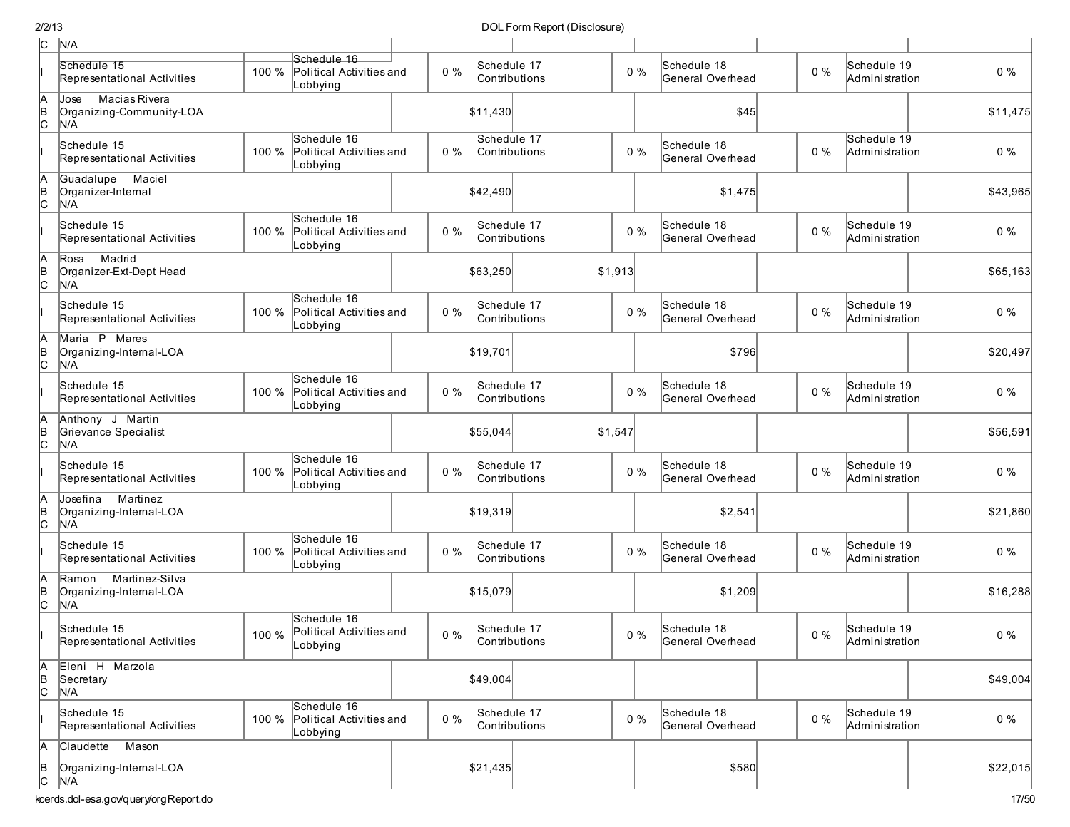| | | | | | | | | | | |
|---|---|---|---|---|---|---|---|---|---|---|
| C | N/A | | | | | | | | | |
| I | Schedule 15 Representational Activities | 100 % | Schedule 16 Political Activities and Lobbying | 0 % | Schedule 17 Contributions | 0 % | Schedule 18 General Overhead | 0 % | Schedule 19 Administration | 0 % |
| A B C | Jose Macias Rivera Organizing-Community-LOA N/A | | | | $11,430 | | $45 | | | $11,475 |
| I | Schedule 15 Representational Activities | 100 % | Schedule 16 Political Activities and Lobbying | 0 % | Schedule 17 Contributions | 0 % | Schedule 18 General Overhead | 0 % | Schedule 19 Administration | 0 % |
| A B C | Guadalupe Maciel Organizer-Internal N/A | | | | $42,490 | | $1,475 | | | $43,965 |
| I | Schedule 15 Representational Activities | 100 % | Schedule 16 Political Activities and Lobbying | 0 % | Schedule 17 Contributions | 0 % | Schedule 18 General Overhead | 0 % | Schedule 19 Administration | 0 % |
| A B C | Rosa Madrid Organizer-Ext-Dept Head N/A | | | | $63,250 | $1,913 | | | | $65,163 |
| I | Schedule 15 Representational Activities | 100 % | Schedule 16 Political Activities and Lobbying | 0 % | Schedule 17 Contributions | 0 % | Schedule 18 General Overhead | 0 % | Schedule 19 Administration | 0 % |
| A B C | Maria P Mares Organizing-Internal-LOA N/A | | | | $19,701 | | $796 | | | $20,497 |
| I | Schedule 15 Representational Activities | 100 % | Schedule 16 Political Activities and Lobbying | 0 % | Schedule 17 Contributions | 0 % | Schedule 18 General Overhead | 0 % | Schedule 19 Administration | 0 % |
| A B C | Anthony J Martin Grievance Specialist N/A | | | | $55,044 | $1,547 | | | | $56,591 |
| I | Schedule 15 Representational Activities | 100 % | Schedule 16 Political Activities and Lobbying | 0 % | Schedule 17 Contributions | 0 % | Schedule 18 General Overhead | 0 % | Schedule 19 Administration | 0 % |
| A B C | Josefina Martinez Organizing-Internal-LOA N/A | | | | $19,319 | | $2,541 | | | $21,860 |
| I | Schedule 15 Representational Activities | 100 % | Schedule 16 Political Activities and Lobbying | 0 % | Schedule 17 Contributions | 0 % | Schedule 18 General Overhead | 0 % | Schedule 19 Administration | 0 % |
| A B C | Ramon Martinez-Silva Organizing-Internal-LOA N/A | | | | $15,079 | | $1,209 | | | $16,288 |
| I | Schedule 15 Representational Activities | 100 % | Schedule 16 Political Activities and Lobbying | 0 % | Schedule 17 Contributions | 0 % | Schedule 18 General Overhead | 0 % | Schedule 19 Administration | 0 % |
| A B C | Eleni H Marzola Secretary N/A | | | | $49,004 | | | | | $49,004 |
| I | Schedule 15 Representational Activities | 100 % | Schedule 16 Political Activities and Lobbying | 0 % | Schedule 17 Contributions | 0 % | Schedule 18 General Overhead | 0 % | Schedule 19 Administration | 0 % |
| A B C | Claudette Mason Organizing-Internal-LOA N/A | | | | $21,435 | | $580 | | | $22,015 |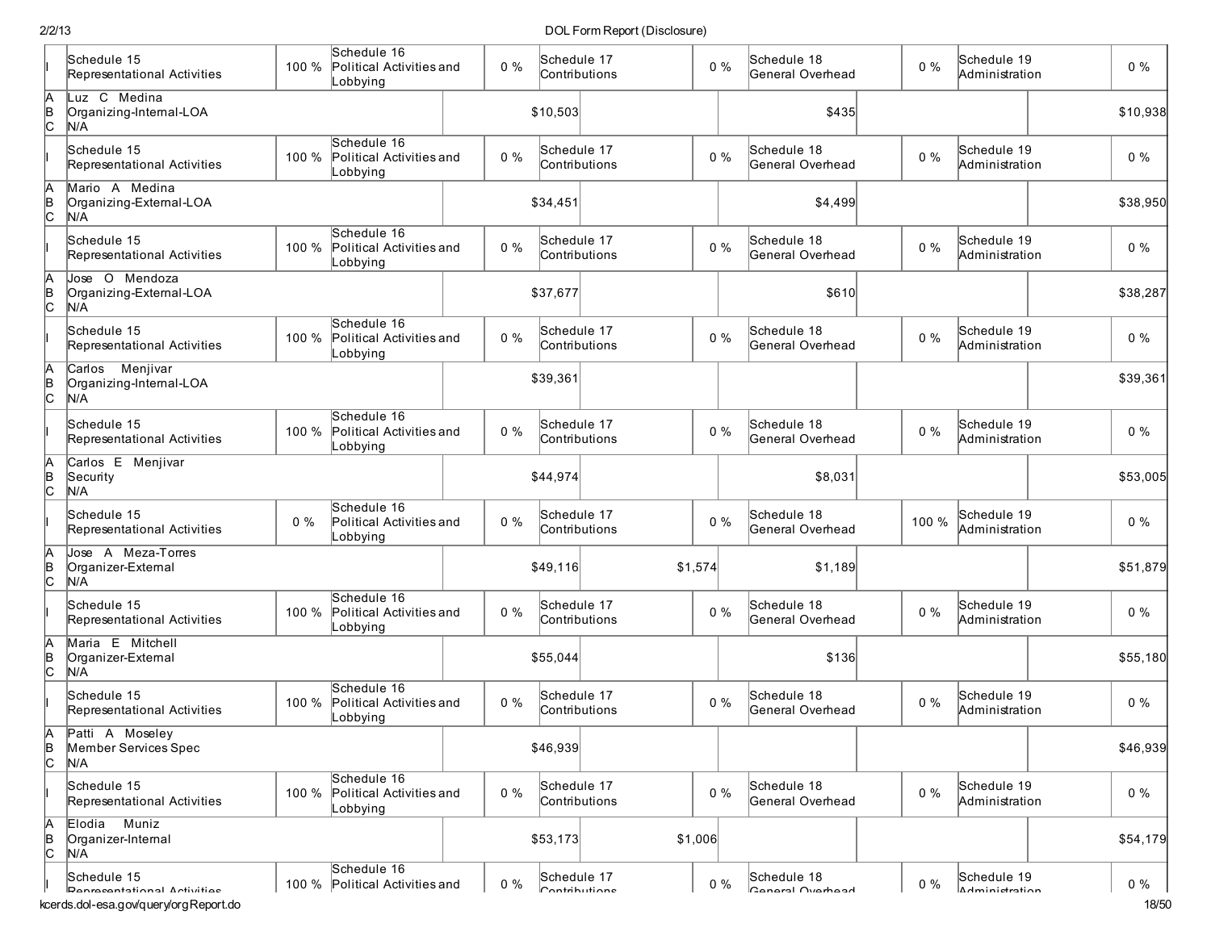| | | | | | | | | | | |
|---|---|---|---|---|---|---|---|---|---|---|
| I | Schedule 15 Representational Activities | 100 % | Schedule 16 Political Activities and Lobbying | 0 % | Schedule 17 Contributions | 0 % | Schedule 18 General Overhead | 0 % | Schedule 19 Administration | 0 % |
| A<br>B<br>C | Luz C Medina<br>Organizing-Internal-LOA<br>N/A | | | | $10,503 | | $435 | | | $10,938 |
| I | Schedule 15 Representational Activities | 100 % | Schedule 16 Political Activities and Lobbying | 0 % | Schedule 17 Contributions | 0 % | Schedule 18 General Overhead | 0 % | Schedule 19 Administration | 0 % |
| A<br>B<br>C | Mario A Medina<br>Organizing-External-LOA<br>N/A | | | | $34,451 | | $4,499 | | | $38,950 |
| I | Schedule 15 Representational Activities | 100 % | Schedule 16 Political Activities and Lobbying | 0 % | Schedule 17 Contributions | 0 % | Schedule 18 General Overhead | 0 % | Schedule 19 Administration | 0 % |
| A<br>B<br>C | Jose O Mendoza<br>Organizing-External-LOA<br>N/A | | | | $37,677 | | $610 | | | $38,287 |
| I | Schedule 15 Representational Activities | 100 % | Schedule 16 Political Activities and Lobbying | 0 % | Schedule 17 Contributions | 0 % | Schedule 18 General Overhead | 0 % | Schedule 19 Administration | 0 % |
| A<br>B<br>C | Carlos Menjivar<br>Organizing-Internal-LOA<br>N/A | | | | $39,361 | | | | | $39,361 |
| I | Schedule 15 Representational Activities | 100 % | Schedule 16 Political Activities and Lobbying | 0 % | Schedule 17 Contributions | 0 % | Schedule 18 General Overhead | 0 % | Schedule 19 Administration | 0 % |
| A<br>B<br>C | Carlos E Menjivar<br>Security<br>N/A | | | | $44,974 | | $8,031 | | | $53,005 |
| I | Schedule 15 Representational Activities | 0 % | Schedule 16 Political Activities and Lobbying | 0 % | Schedule 17 Contributions | 0 % | Schedule 18 General Overhead | 100 % | Schedule 19 Administration | 0 % |
| A<br>B<br>C | Jose A Meza-Torres<br>Organizer-External<br>N/A | | | | $49,116 | $1,574 | $1,189 | | | $51,879 |
| I | Schedule 15 Representational Activities | 100 % | Schedule 16 Political Activities and Lobbying | 0 % | Schedule 17 Contributions | 0 % | Schedule 18 General Overhead | 0 % | Schedule 19 Administration | 0 % |
| A<br>B<br>C | Maria E Mitchell<br>Organizer-External<br>N/A | | | | $55,044 | | $136 | | | $55,180 |
| I | Schedule 15 Representational Activities | 100 % | Schedule 16 Political Activities and Lobbying | 0 % | Schedule 17 Contributions | 0 % | Schedule 18 General Overhead | 0 % | Schedule 19 Administration | 0 % |
| A<br>B<br>C | Patti A Moseley<br>Member Services Spec<br>N/A | | | | $46,939 | | | | | $46,939 |
| I | Schedule 15 Representational Activities | 100 % | Schedule 16 Political Activities and Lobbying | 0 % | Schedule 17 Contributions | 0 % | Schedule 18 General Overhead | 0 % | Schedule 19 Administration | 0 % |
| A<br>B<br>C | Elodia Muniz<br>Organizer-Internal<br>N/A | | | | $53,173 | $1,006 | | | | $54,179 |
| I | Schedule 15 Representational Activities | 100 % | Schedule 16 Political Activities and | 0 % | Schedule 17 Contributions | 0 % | Schedule 18 General Overhead | 0 % | Schedule 19 Administration | 0 % |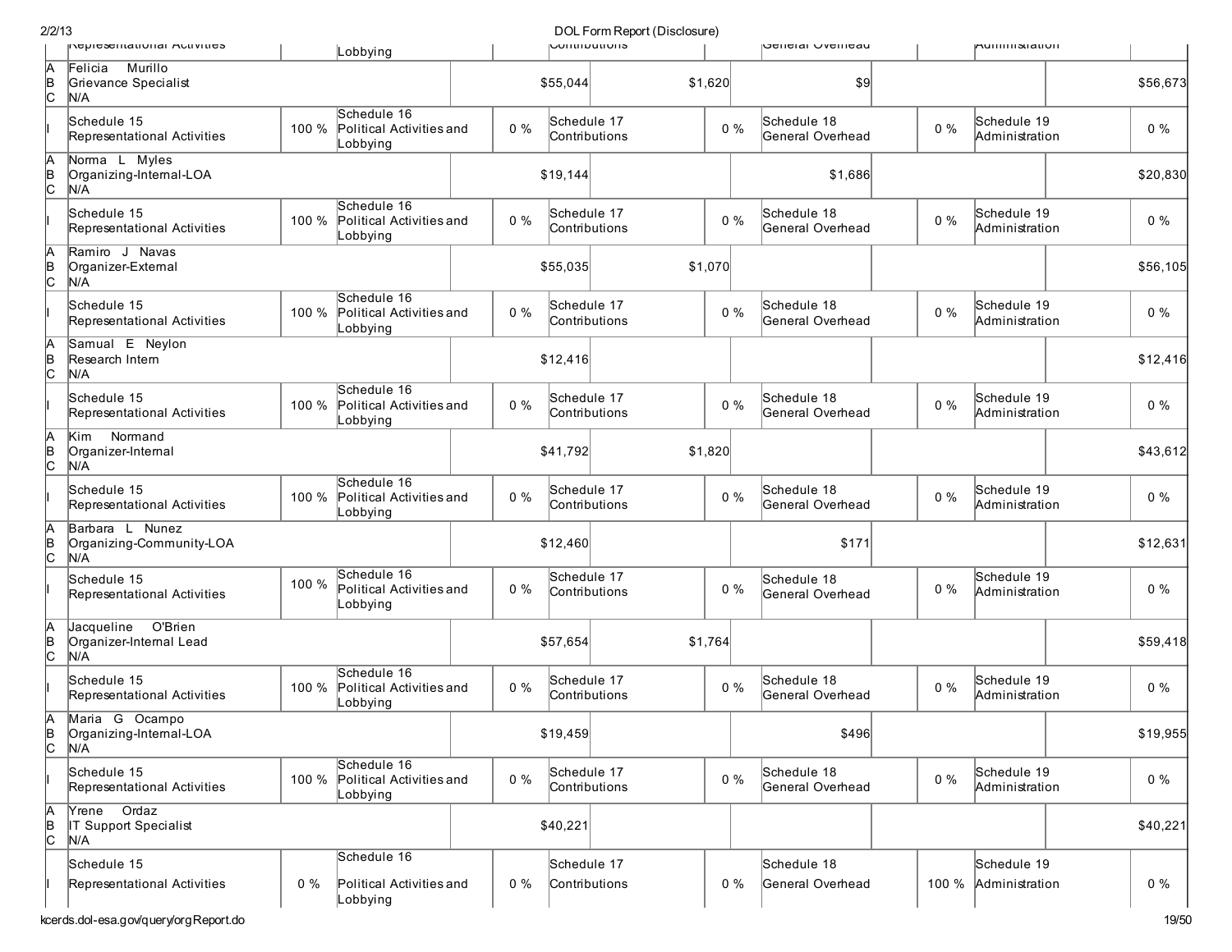| | | | | | | | | | | |
|---|---|---|---|---|---|---|---|---|---|---|
| | Representational Activities | | Lobbying | | Contributions | | General Overhead | | Administration | |
| A<br>B<br>C | Felicia Murillo<br>Grievance Specialist<br>N/A | | | | $55,044 | $1,620 | $9 | | | $56,673 |
| I | Schedule 15<br>Representational Activities | 100 % | Schedule 16<br>Political Activities and Lobbying | 0 % | Schedule 17<br>Contributions | 0 % | Schedule 18<br>General Overhead | 0 % | Schedule 19<br>Administration | 0 % |
| A<br>B<br>C | Norma L Myles<br>Organizing-Internal-LOA<br>N/A | | | | $19,144 | | $1,686 | | | $20,830 |
| I | Schedule 15<br>Representational Activities | 100 % | Schedule 16<br>Political Activities and Lobbying | 0 % | Schedule 17<br>Contributions | 0 % | Schedule 18<br>General Overhead | 0 % | Schedule 19<br>Administration | 0 % |
| A<br>B<br>C | Ramiro J Navas<br>Organizer-External<br>N/A | | | | $55,035 | $1,070 | | | | $56,105 |
| I | Schedule 15<br>Representational Activities | 100 % | Schedule 16<br>Political Activities and Lobbying | 0 % | Schedule 17<br>Contributions | 0 % | Schedule 18<br>General Overhead | 0 % | Schedule 19<br>Administration | 0 % |
| A<br>B<br>C | Samual E Neylon<br>Research Intern<br>N/A | | | | $12,416 | | | | | $12,416 |
| I | Schedule 15<br>Representational Activities | 100 % | Schedule 16<br>Political Activities and Lobbying | 0 % | Schedule 17<br>Contributions | 0 % | Schedule 18<br>General Overhead | 0 % | Schedule 19<br>Administration | 0 % |
| A<br>B<br>C | Kim Normand<br>Organizer-Internal<br>N/A | | | | $41,792 | $1,820 | | | | $43,612 |
| I | Schedule 15<br>Representational Activities | 100 % | Schedule 16<br>Political Activities and Lobbying | 0 % | Schedule 17<br>Contributions | 0 % | Schedule 18<br>General Overhead | 0 % | Schedule 19<br>Administration | 0 % |
| A<br>B<br>C | Barbara L Nunez<br>Organizing-Community-LOA<br>N/A | | | | $12,460 | | $171 | | | $12,631 |
| I | Schedule 15<br>Representational Activities | 100 % | Schedule 16<br>Political Activities and Lobbying | 0 % | Schedule 17<br>Contributions | 0 % | Schedule 18<br>General Overhead | 0 % | Schedule 19<br>Administration | 0 % |
| A<br>B<br>C | Jacqueline O'Brien<br>Organizer-Internal Lead<br>N/A | | | | $57,654 | $1,764 | | | | $59,418 |
| I | Schedule 15<br>Representational Activities | 100 % | Schedule 16<br>Political Activities and Lobbying | 0 % | Schedule 17<br>Contributions | 0 % | Schedule 18<br>General Overhead | 0 % | Schedule 19<br>Administration | 0 % |
| A<br>B<br>C | Maria G Ocampo<br>Organizing-Internal-LOA<br>N/A | | | | $19,459 | | $496 | | | $19,955 |
| I | Schedule 15<br>Representational Activities | 100 % | Schedule 16<br>Political Activities and Lobbying | 0 % | Schedule 17<br>Contributions | 0 % | Schedule 18<br>General Overhead | 0 % | Schedule 19<br>Administration | 0 % |
| A<br>B<br>C | Yrene Ordaz<br>IT Support Specialist<br>N/A | | | | $40,221 | | | | | $40,221 |
| I | Schedule 15<br>Representational Activities | 0 % | Schedule 16<br>Political Activities and Lobbying | 0 % | Schedule 17<br>Contributions | 0 % | Schedule 18<br>General Overhead | 100 % | Schedule 19<br>Administration | 0 % |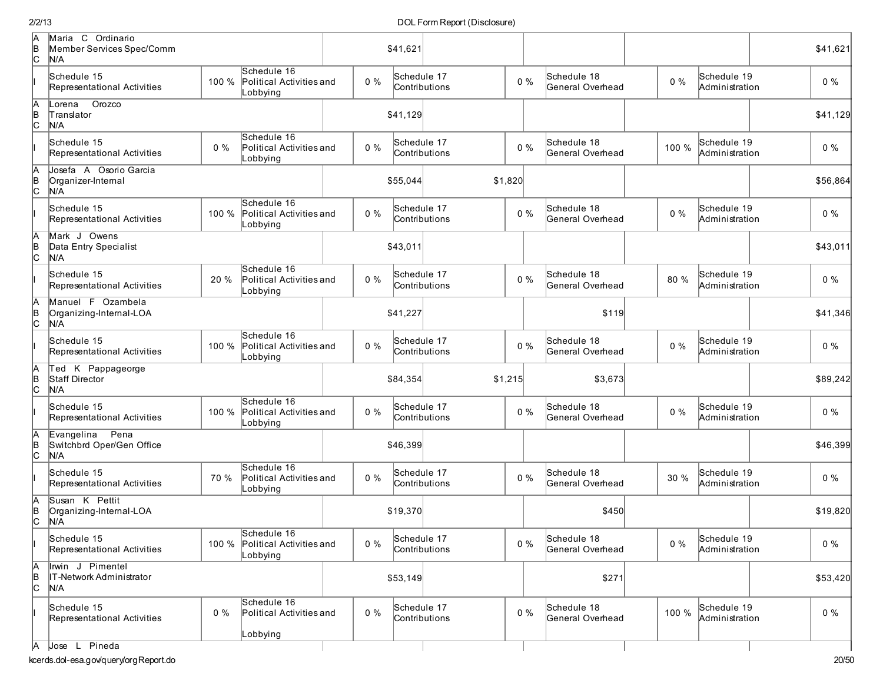| | | | | | | |
|---|---|---|---|---|---|---|
| A<br>B<br>C | Maria C Ordinario<br>Member Services Spec/Comm<br>N/A | $41,621 | | | | $41,621 |
| I | Schedule 15 Representational Activities 100 % | Schedule 16 Political Activities and Lobbying 0 % | Schedule 17 Contributions 0 % | Schedule 18 General Overhead 0 % | Schedule 19 Administration 0 % | |
| A<br>B<br>C | Lorena Orozco<br>Translator<br>N/A | $41,129 | | | | $41,129 |
| I | Schedule 15 Representational Activities 0 % | Schedule 16 Political Activities and Lobbying 0 % | Schedule 17 Contributions 0 % | Schedule 18 General Overhead 100 % | Schedule 19 Administration 0 % | |
| A<br>B<br>C | Josefa A Osorio Garcia<br>Organizer-Internal<br>N/A | $55,044 | $1,820 | | | $56,864 |
| I | Schedule 15 Representational Activities 100 % | Schedule 16 Political Activities and Lobbying 0 % | Schedule 17 Contributions 0 % | Schedule 18 General Overhead 0 % | Schedule 19 Administration 0 % | |
| A<br>B<br>C | Mark J Owens<br>Data Entry Specialist<br>N/A | $43,011 | | | | $43,011 |
| I | Schedule 15 Representational Activities 20 % | Schedule 16 Political Activities and Lobbying 0 % | Schedule 17 Contributions 0 % | Schedule 18 General Overhead 80 % | Schedule 19 Administration 0 % | |
| A<br>B<br>C | Manuel F Ozambela<br>Organizing-Internal-LOA<br>N/A | $41,227 | | $119 | | $41,346 |
| I | Schedule 15 Representational Activities 100 % | Schedule 16 Political Activities and Lobbying 0 % | Schedule 17 Contributions 0 % | Schedule 18 General Overhead 0 % | Schedule 19 Administration 0 % | |
| A<br>B<br>C | Ted K Pappageorge<br>Staff Director<br>N/A | $84,354 | $1,215 | $3,673 | | $89,242 |
| I | Schedule 15 Representational Activities 100 % | Schedule 16 Political Activities and Lobbying 0 % | Schedule 17 Contributions 0 % | Schedule 18 General Overhead 0 % | Schedule 19 Administration 0 % | |
| A<br>B<br>C | Evangelina Pena<br>Switchbrd Oper/Gen Office<br>N/A | $46,399 | | | | $46,399 |
| I | Schedule 15 Representational Activities 70 % | Schedule 16 Political Activities and Lobbying 0 % | Schedule 17 Contributions 0 % | Schedule 18 General Overhead 30 % | Schedule 19 Administration 0 % | |
| A<br>B<br>C | Susan K Pettit<br>Organizing-Internal-LOA<br>N/A | $19,370 | | $450 | | $19,820 |
| I | Schedule 15 Representational Activities 100 % | Schedule 16 Political Activities and Lobbying 0 % | Schedule 17 Contributions 0 % | Schedule 18 General Overhead 0 % | Schedule 19 Administration 0 % | |
| A<br>B<br>C | Irwin J Pimentel<br>IT-Network Administrator<br>N/A | $53,149 | | $271 | | $53,420 |
| I | Schedule 15 Representational Activities 0 % | Schedule 16 Political Activities and Lobbying 0 % | Schedule 17 Contributions 0 % | Schedule 18 General Overhead 100 % | Schedule 19 Administration 0 % | |
| A | Jose L Pineda | | | | | |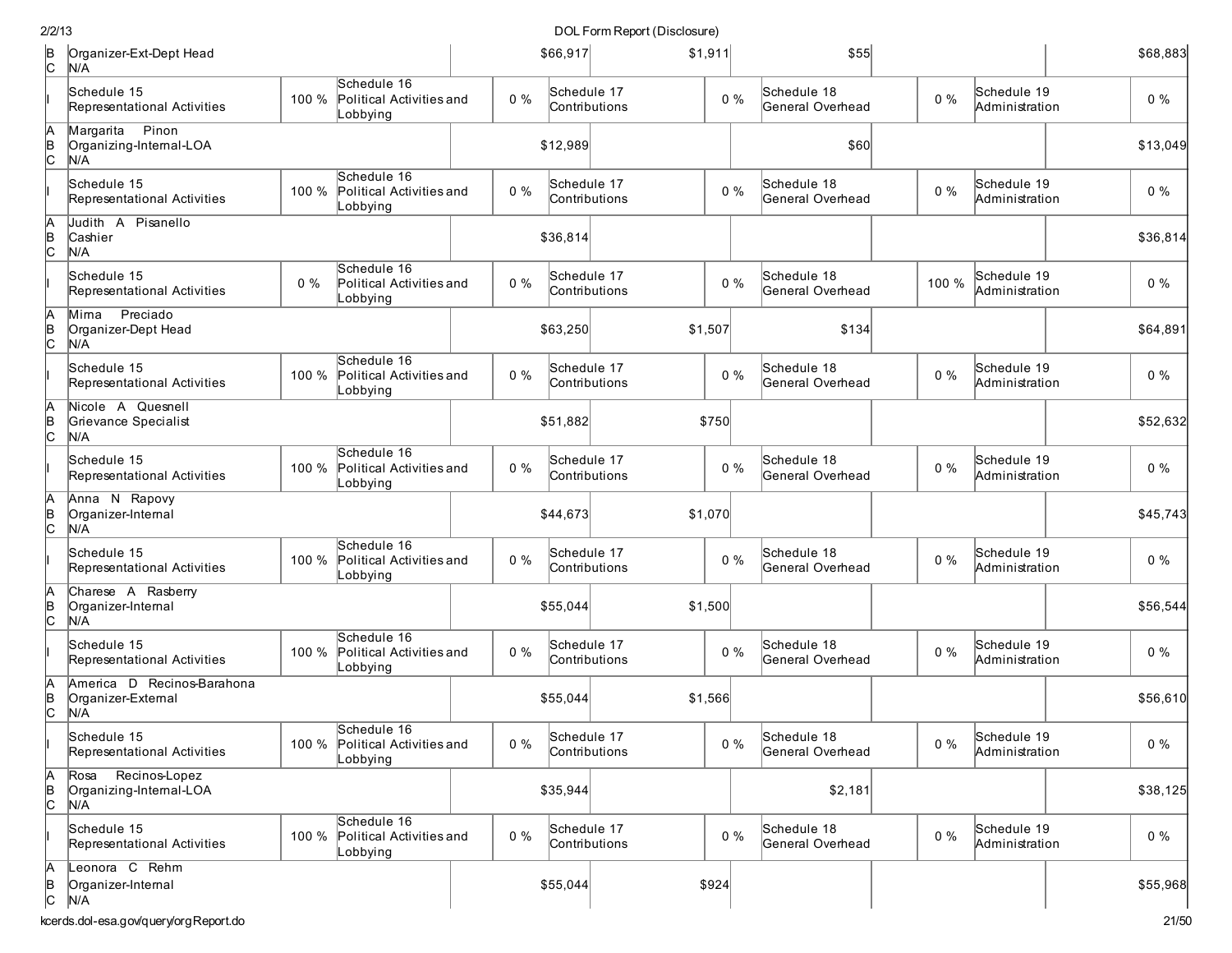| | | | | | | | | | | |
|---|---|---|---|---|---|---|---|---|---|---|
| B<br>C | Organizer-Ext-Dept Head<br>N/A | | | $66,917 | $1,911 | | $55 | | | $68,883 |
| I | Schedule 15<br>Representational Activities | 100 % | Schedule 16<br>Political Activities and Lobbying | 0 % | Schedule 17<br>Contributions | 0 % | Schedule 18<br>General Overhead | 0 % | Schedule 19<br>Administration | 0 % |
| A<br>B<br>C | Margarita Pinon<br>Organizing-Internal-LOA<br>N/A | | | $12,989 | | | $60 | | | $13,049 |
| I | Schedule 15<br>Representational Activities | 100 % | Schedule 16<br>Political Activities and Lobbying | 0 % | Schedule 17<br>Contributions | 0 % | Schedule 18<br>General Overhead | 0 % | Schedule 19<br>Administration | 0 % |
| A<br>B<br>C | Judith A Pisanello<br>Cashier<br>N/A | | | $36,814 | | | | | | $36,814 |
| I | Schedule 15<br>Representational Activities | 0 % | Schedule 16<br>Political Activities and Lobbying | 0 % | Schedule 17<br>Contributions | 0 % | Schedule 18<br>General Overhead | 100 % | Schedule 19<br>Administration | 0 % |
| A<br>B<br>C | Mirna Preciado<br>Organizer-Dept Head<br>N/A | | | $63,250 | $1,507 | | $134 | | | $64,891 |
| I | Schedule 15<br>Representational Activities | 100 % | Schedule 16<br>Political Activities and Lobbying | 0 % | Schedule 17<br>Contributions | 0 % | Schedule 18<br>General Overhead | 0 % | Schedule 19<br>Administration | 0 % |
| A<br>B<br>C | Nicole A Quesnell<br>Grievance Specialist<br>N/A | | | $51,882 | $750 | | | | | $52,632 |
| I | Schedule 15<br>Representational Activities | 100 % | Schedule 16<br>Political Activities and Lobbying | 0 % | Schedule 17<br>Contributions | 0 % | Schedule 18<br>General Overhead | 0 % | Schedule 19<br>Administration | 0 % |
| A<br>B<br>C | Anna N Rapovy<br>Organizer-Internal<br>N/A | | | $44,673 | $1,070 | | | | | $45,743 |
| I | Schedule 15<br>Representational Activities | 100 % | Schedule 16<br>Political Activities and Lobbying | 0 % | Schedule 17<br>Contributions | 0 % | Schedule 18<br>General Overhead | 0 % | Schedule 19<br>Administration | 0 % |
| A<br>B<br>C | Charese A Rasberry<br>Organizer-Internal<br>N/A | | | $55,044 | $1,500 | | | | | $56,544 |
| I | Schedule 15<br>Representational Activities | 100 % | Schedule 16<br>Political Activities and Lobbying | 0 % | Schedule 17<br>Contributions | 0 % | Schedule 18<br>General Overhead | 0 % | Schedule 19<br>Administration | 0 % |
| A<br>B<br>C | America D Recinos-Barahona<br>Organizer-External<br>N/A | | | $55,044 | $1,566 | | | | | $56,610 |
| I | Schedule 15<br>Representational Activities | 100 % | Schedule 16<br>Political Activities and Lobbying | 0 % | Schedule 17<br>Contributions | 0 % | Schedule 18<br>General Overhead | 0 % | Schedule 19<br>Administration | 0 % |
| A<br>B<br>C | Rosa Recinos-Lopez<br>Organizing-Internal-LOA<br>N/A | | | $35,944 | | | $2,181 | | | $38,125 |
| I | Schedule 15<br>Representational Activities | 100 % | Schedule 16<br>Political Activities and Lobbying | 0 % | Schedule 17<br>Contributions | 0 % | Schedule 18<br>General Overhead | 0 % | Schedule 19<br>Administration | 0 % |
| A<br>B<br>C | Leonora C Rehm<br>Organizer-Internal<br>N/A | | | $55,044 | $924 | | | | | $55,968 |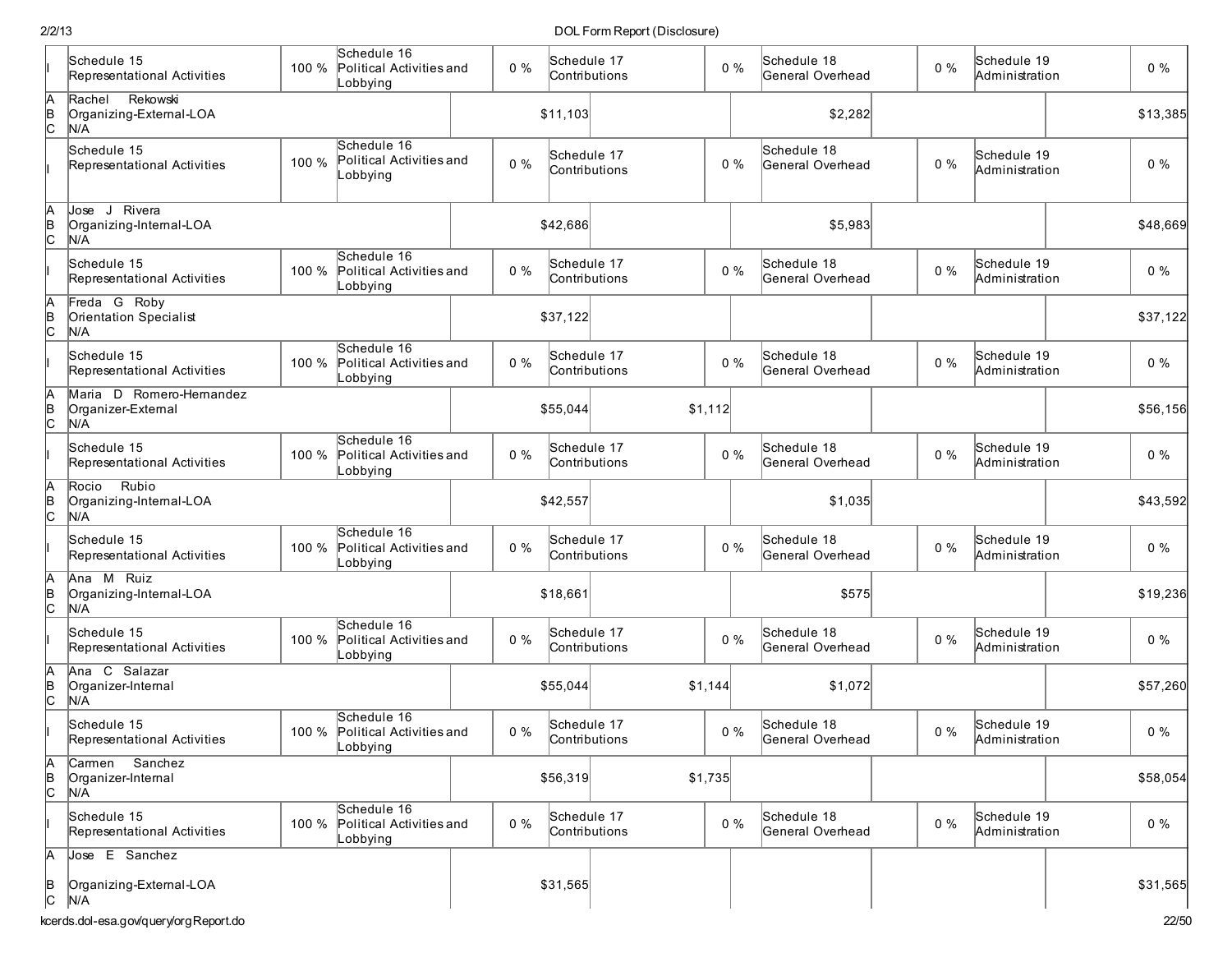| | | | | | | | | | | |
|---|---|---|---|---|---|---|---|---|---|---|
| I | Schedule 15 Representational Activities | 100 % | Schedule 16 Political Activities and Lobbying | 0 % | Schedule 17 Contributions | 0 % | Schedule 18 General Overhead | 0 % | Schedule 19 Administration | 0 % |
| A<br>B<br>C | Rachel Rekowski<br>Organizing-External-LOA<br>N/A | | | | $11,103 | | $2,282 | | | $13,385 |
| I | Schedule 15 Representational Activities | 100 % | Schedule 16 Political Activities and Lobbying | 0 % | Schedule 17 Contributions | 0 % | Schedule 18 General Overhead | 0 % | Schedule 19 Administration | 0 % |
| A<br>B<br>C | Jose J Rivera<br>Organizing-Internal-LOA<br>N/A | | | | $42,686 | | $5,983 | | | $48,669 |
| I | Schedule 15 Representational Activities | 100 % | Schedule 16 Political Activities and Lobbying | 0 % | Schedule 17 Contributions | 0 % | Schedule 18 General Overhead | 0 % | Schedule 19 Administration | 0 % |
| A<br>B<br>C | Freda G Roby<br>Orientation Specialist<br>N/A | | | | $37,122 | | | | | $37,122 |
| I | Schedule 15 Representational Activities | 100 % | Schedule 16 Political Activities and Lobbying | 0 % | Schedule 17 Contributions | 0 % | Schedule 18 General Overhead | 0 % | Schedule 19 Administration | 0 % |
| A<br>B<br>C | Maria D Romero-Hernandez<br>Organizer-External<br>N/A | | | | $55,044 | $1,112 | | | | $56,156 |
| I | Schedule 15 Representational Activities | 100 % | Schedule 16 Political Activities and Lobbying | 0 % | Schedule 17 Contributions | 0 % | Schedule 18 General Overhead | 0 % | Schedule 19 Administration | 0 % |
| A<br>B<br>C | Rocio Rubio<br>Organizing-Internal-LOA<br>N/A | | | | $42,557 | | $1,035 | | | $43,592 |
| I | Schedule 15 Representational Activities | 100 % | Schedule 16 Political Activities and Lobbying | 0 % | Schedule 17 Contributions | 0 % | Schedule 18 General Overhead | 0 % | Schedule 19 Administration | 0 % |
| A<br>B<br>C | Ana M Ruiz<br>Organizing-Internal-LOA<br>N/A | | | | $18,661 | | $575 | | | $19,236 |
| I | Schedule 15 Representational Activities | 100 % | Schedule 16 Political Activities and Lobbying | 0 % | Schedule 17 Contributions | 0 % | Schedule 18 General Overhead | 0 % | Schedule 19 Administration | 0 % |
| A<br>B<br>C | Ana C Salazar<br>Organizer-Internal<br>N/A | | | | $55,044 | $1,144 | $1,072 | | | $57,260 |
| I | Schedule 15 Representational Activities | 100 % | Schedule 16 Political Activities and Lobbying | 0 % | Schedule 17 Contributions | 0 % | Schedule 18 General Overhead | 0 % | Schedule 19 Administration | 0 % |
| A<br>B<br>C | Carmen Sanchez<br>Organizer-Internal<br>N/A | | | | $56,319 | $1,735 | | | | $58,054 |
| I | Schedule 15 Representational Activities | 100 % | Schedule 16 Political Activities and Lobbying | 0 % | Schedule 17 Contributions | 0 % | Schedule 18 General Overhead | 0 % | Schedule 19 Administration | 0 % |
| A<br>B<br>C | Jose E Sanchez<br>Organizing-External-LOA<br>N/A | | | | $31,565 | | | | | $31,565 |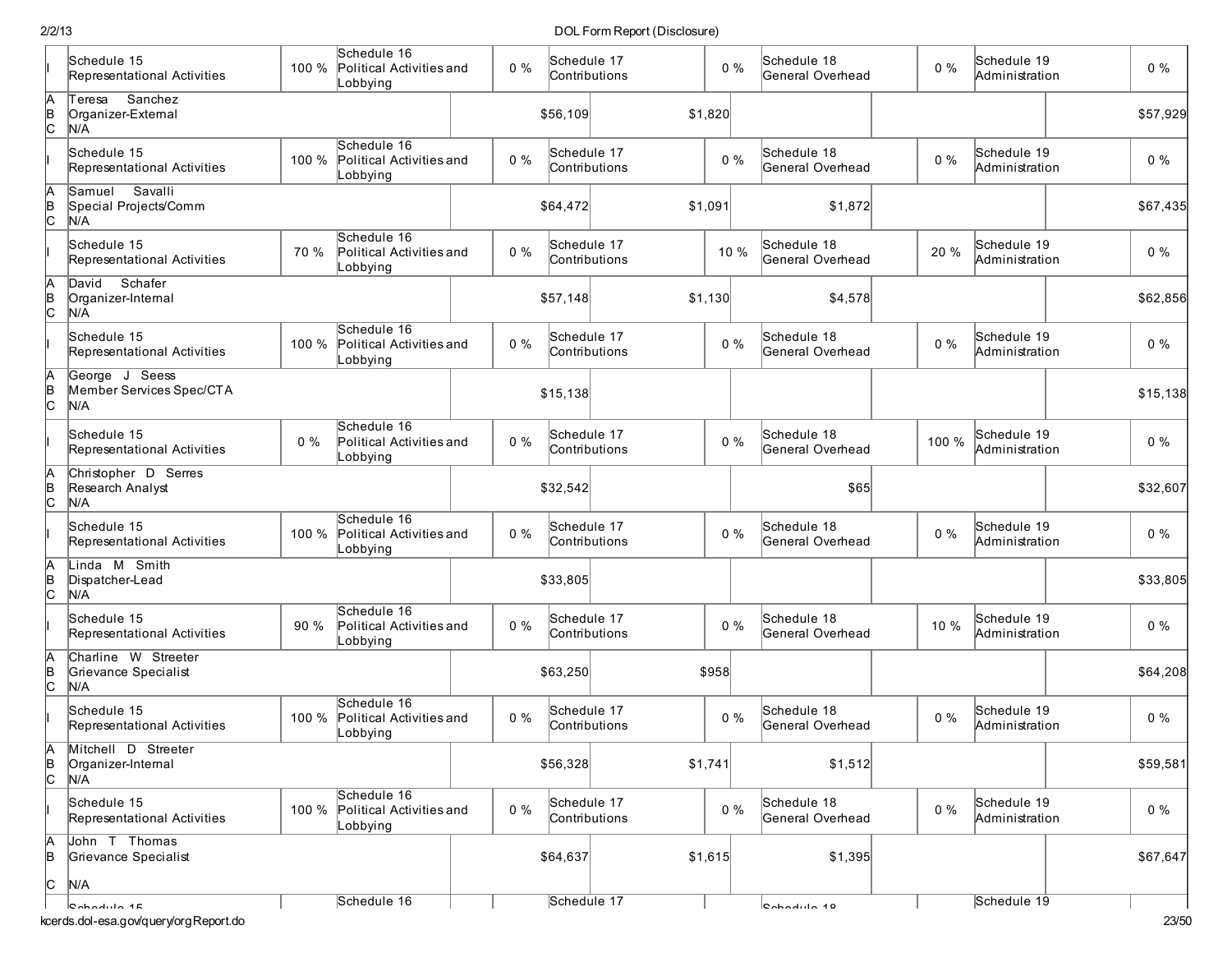| | | | | | | | | | | |
|---|---|---|---|---|---|---|---|---|---|---|
| I | Schedule 15 Representational Activities | 100 % | Schedule 16 Political Activities and Lobbying | 0 % | Schedule 17 Contributions | 0 % | Schedule 18 General Overhead | 0 % | Schedule 19 Administration | 0 % |
| A B C | Teresa Sanchez Organizer-External N/A | | | | $56,109 | $1,820 | | | | $57,929 |
| I | Schedule 15 Representational Activities | 100 % | Schedule 16 Political Activities and Lobbying | 0 % | Schedule 17 Contributions | 0 % | Schedule 18 General Overhead | 0 % | Schedule 19 Administration | 0 % |
| A B C | Samuel Savalli Special Projects/Comm N/A | | | | $64,472 | $1,091 | $1,872 | | | $67,435 |
| I | Schedule 15 Representational Activities | 70 % | Schedule 16 Political Activities and Lobbying | 0 % | Schedule 17 Contributions | 10 % | Schedule 18 General Overhead | 20 % | Schedule 19 Administration | 0 % |
| A B C | David Schafer Organizer-Internal N/A | | | | $57,148 | $1,130 | $4,578 | | | $62,856 |
| I | Schedule 15 Representational Activities | 100 % | Schedule 16 Political Activities and Lobbying | 0 % | Schedule 17 Contributions | 0 % | Schedule 18 General Overhead | 0 % | Schedule 19 Administration | 0 % |
| A B C | George J Seess Member Services Spec/CTA N/A | | | | $15,138 | | | | | $15,138 |
| I | Schedule 15 Representational Activities | 0 % | Schedule 16 Political Activities and Lobbying | 0 % | Schedule 17 Contributions | 0 % | Schedule 18 General Overhead | 100 % | Schedule 19 Administration | 0 % |
| A B C | Christopher D Serres Research Analyst N/A | | | | $32,542 | | $65 | | | $32,607 |
| I | Schedule 15 Representational Activities | 100 % | Schedule 16 Political Activities and Lobbying | 0 % | Schedule 17 Contributions | 0 % | Schedule 18 General Overhead | 0 % | Schedule 19 Administration | 0 % |
| A B C | Linda M Smith Dispatcher-Lead N/A | | | | $33,805 | | | | | $33,805 |
| I | Schedule 15 Representational Activities | 90 % | Schedule 16 Political Activities and Lobbying | 0 % | Schedule 17 Contributions | 0 % | Schedule 18 General Overhead | 10 % | Schedule 19 Administration | 0 % |
| A B C | Charline W Streeter Grievance Specialist N/A | | | | $63,250 | $958 | | | | $64,208 |
| I | Schedule 15 Representational Activities | 100 % | Schedule 16 Political Activities and Lobbying | 0 % | Schedule 17 Contributions | 0 % | Schedule 18 General Overhead | 0 % | Schedule 19 Administration | 0 % |
| A B C | Mitchell D Streeter Organizer-Internal N/A | | | | $56,328 | $1,741 | $1,512 | | | $59,581 |
| I | Schedule 15 Representational Activities | 100 % | Schedule 16 Political Activities and Lobbying | 0 % | Schedule 17 Contributions | 0 % | Schedule 18 General Overhead | 0 % | Schedule 19 Administration | 0 % |
| A B C | John T Thomas Grievance Specialist N/A | | | | $64,637 | $1,615 | $1,395 | | | $67,647 |
| | Schedule 15 | | Schedule 16 | | Schedule 17 | | Schedule 18 | | Schedule 19 | |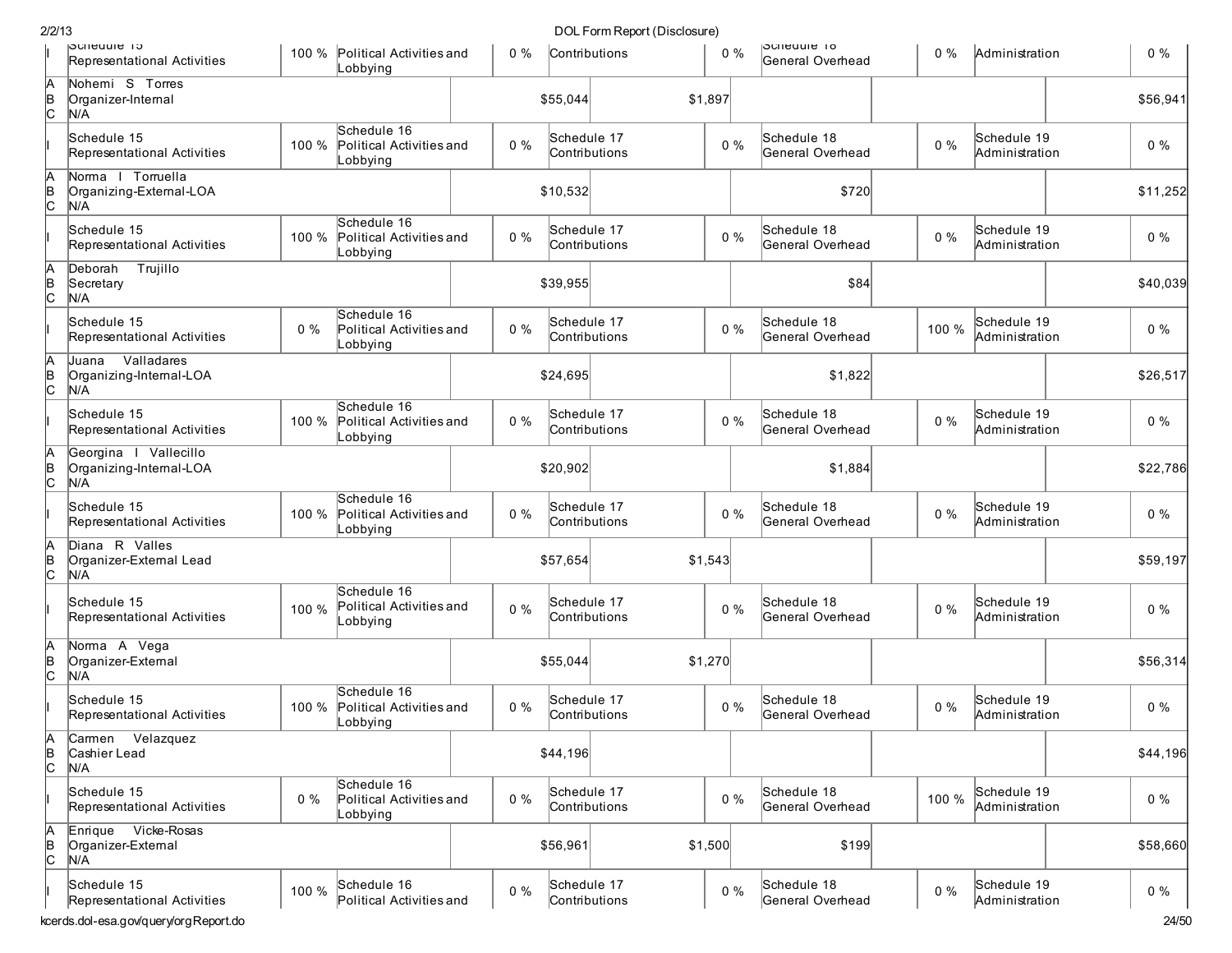| | | | | | | | | | | |
|---|---|---|---|---|---|---|---|---|---|---|
| I | Schedule 15 Representational Activities | 100 % | Political Activities and Lobbying | 0 % | Contributions | 0 % | Schedule 18 General Overhead | 0 % | Administration | 0 % |
| A B C | Nohemi S Torres Organizer-Internal N/A | | | | $55,044 | $1,897 | | | | $56,941 |
| I | Schedule 15 Representational Activities | 100 % | Schedule 16 Political Activities and Lobbying | 0 % | Schedule 17 Contributions | 0 % | Schedule 18 General Overhead | 0 % | Schedule 19 Administration | 0 % |
| A B C | Norma I Torruella Organizing-External-LOA N/A | | | | $10,532 | | $720 | | | $11,252 |
| I | Schedule 15 Representational Activities | 100 % | Schedule 16 Political Activities and Lobbying | 0 % | Schedule 17 Contributions | 0 % | Schedule 18 General Overhead | 0 % | Schedule 19 Administration | 0 % |
| A B C | Deborah Trujillo Secretary N/A | | | | $39,955 | | $84 | | | $40,039 |
| I | Schedule 15 Representational Activities | 0 % | Schedule 16 Political Activities and Lobbying | 0 % | Schedule 17 Contributions | 0 % | Schedule 18 General Overhead | 100 % | Schedule 19 Administration | 0 % |
| A B C | Juana Valladares Organizing-Internal-LOA N/A | | | | $24,695 | | $1,822 | | | $26,517 |
| I | Schedule 15 Representational Activities | 100 % | Schedule 16 Political Activities and Lobbying | 0 % | Schedule 17 Contributions | 0 % | Schedule 18 General Overhead | 0 % | Schedule 19 Administration | 0 % |
| A B C | Georgina I Vallecillo Organizing-Internal-LOA N/A | | | | $20,902 | | $1,884 | | | $22,786 |
| I | Schedule 15 Representational Activities | 100 % | Schedule 16 Political Activities and Lobbying | 0 % | Schedule 17 Contributions | 0 % | Schedule 18 General Overhead | 0 % | Schedule 19 Administration | 0 % |
| A B C | Diana R Valles Organizer-External Lead N/A | | | | $57,654 | $1,543 | | | | $59,197 |
| I | Schedule 15 Representational Activities | 100 % | Schedule 16 Political Activities and Lobbying | 0 % | Schedule 17 Contributions | 0 % | Schedule 18 General Overhead | 0 % | Schedule 19 Administration | 0 % |
| A B C | Norma A Vega Organizer-External N/A | | | | $55,044 | $1,270 | | | | $56,314 |
| I | Schedule 15 Representational Activities | 100 % | Schedule 16 Political Activities and Lobbying | 0 % | Schedule 17 Contributions | 0 % | Schedule 18 General Overhead | 0 % | Schedule 19 Administration | 0 % |
| A B C | Carmen Velazquez Cashier Lead N/A | | | | $44,196 | | | | | $44,196 |
| I | Schedule 15 Representational Activities | 0 % | Schedule 16 Political Activities and Lobbying | 0 % | Schedule 17 Contributions | 0 % | Schedule 18 General Overhead | 100 % | Schedule 19 Administration | 0 % |
| A B C | Enrique Vicke-Rosas Organizer-External N/A | | | | $56,961 | $1,500 | $199 | | | $58,660 |
| I | Schedule 15 Representational Activities | 100 % | Schedule 16 Political Activities and | 0 % | Schedule 17 Contributions | 0 % | Schedule 18 General Overhead | 0 % | Schedule 19 Administration | 0 % |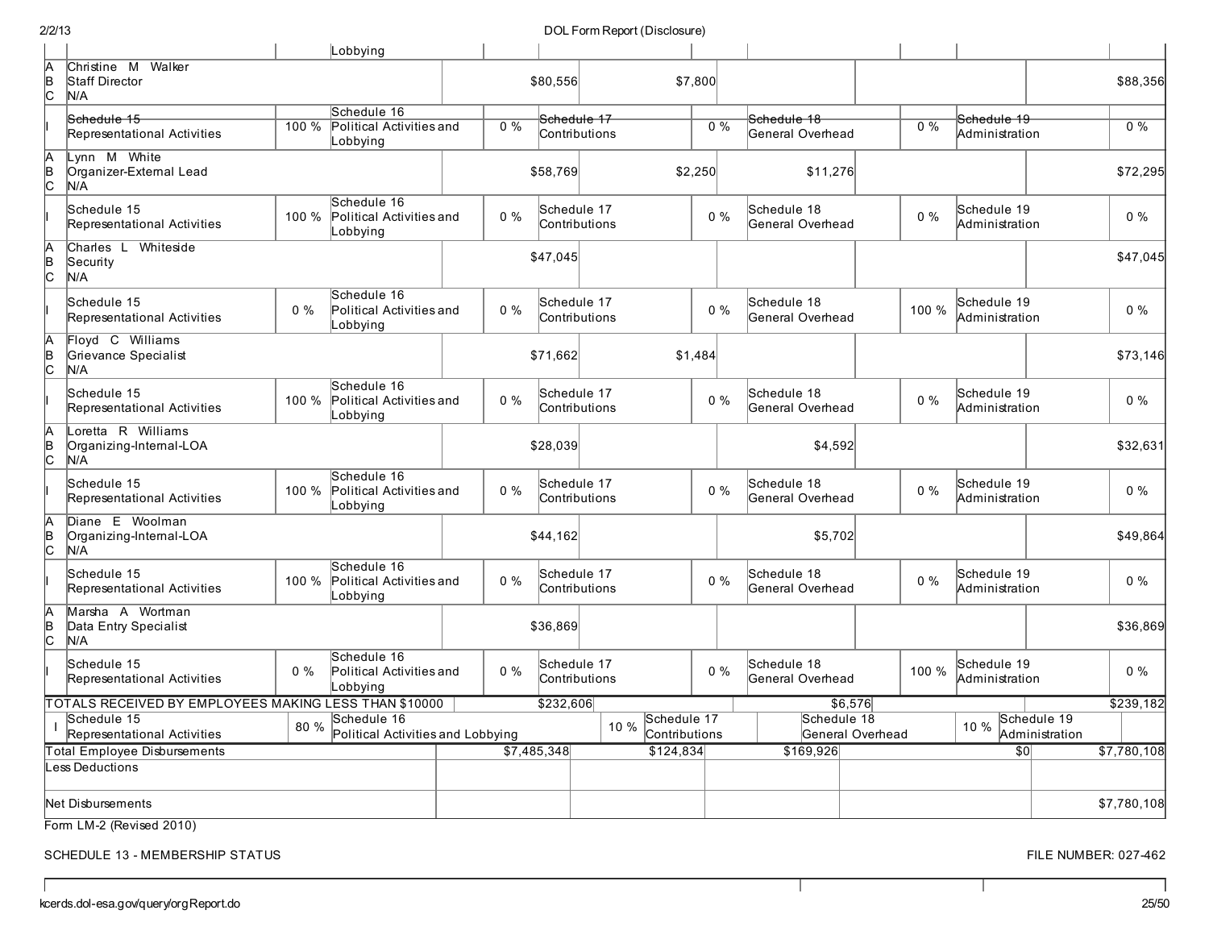| | | | | | | | | | | |
|---|---|---|---|---|---|---|---|---|---|---|
| | | | Lobbying | | | | | | | |
| A B C | Christine M Walker Staff Director N/A | | | | $80,556 | $7,800 | | | | $88,356 |
| I | Schedule 15 Representational Activities | 100 % | Schedule 16 Political Activities and Lobbying | 0 % | Schedule 17 Contributions | 0 % | Schedule 18 General Overhead | 0 % | Schedule 19 Administration | 0 % |
| A B C | Lynn M White Organizer-External Lead N/A | | | | $58,769 | $2,250 | $11,276 | | | $72,295 |
| I | Schedule 15 Representational Activities | 100 % | Schedule 16 Political Activities and Lobbying | 0 % | Schedule 17 Contributions | 0 % | Schedule 18 General Overhead | 0 % | Schedule 19 Administration | 0 % |
| A B C | Charles L Whiteside Security N/A | | | | $47,045 | | | | | $47,045 |
| I | Schedule 15 Representational Activities | 0 % | Schedule 16 Political Activities and Lobbying | 0 % | Schedule 17 Contributions | 0 % | Schedule 18 General Overhead | 100 % | Schedule 19 Administration | 0 % |
| A B C | Floyd C Williams Grievance Specialist N/A | | | | $71,662 | $1,484 | | | | $73,146 |
| I | Schedule 15 Representational Activities | 100 % | Schedule 16 Political Activities and Lobbying | 0 % | Schedule 17 Contributions | 0 % | Schedule 18 General Overhead | 0 % | Schedule 19 Administration | 0 % |
| A B C | Loretta R Williams Organizing-Internal-LOA N/A | | | | $28,039 | | $4,592 | | | $32,631 |
| I | Schedule 15 Representational Activities | 100 % | Schedule 16 Political Activities and Lobbying | 0 % | Schedule 17 Contributions | 0 % | Schedule 18 General Overhead | 0 % | Schedule 19 Administration | 0 % |
| A B C | Diane E Woolman Organizing-Internal-LOA N/A | | | | $44,162 | | $5,702 | | | $49,864 |
| I | Schedule 15 Representational Activities | 100 % | Schedule 16 Political Activities and Lobbying | 0 % | Schedule 17 Contributions | 0 % | Schedule 18 General Overhead | 0 % | Schedule 19 Administration | 0 % |
| A B C | Marsha A Wortman Data Entry Specialist N/A | | | | $36,869 | | | | | $36,869 |
| I | Schedule 15 Representational Activities | 0 % | Schedule 16 Political Activities and Lobbying | 0 % | Schedule 17 Contributions | 0 % | Schedule 18 General Overhead | 100 % | Schedule 19 Administration | 0 % |
| | TOTALS RECEIVED BY EMPLOYEES MAKING LESS THAN $10000 | | | | $232,606 | | $6,576 | | | $239,182 |
| I | Schedule 15 Representational Activities | 80 % | Schedule 16 Political Activities and Lobbying | 10 % | Schedule 17 Contributions | | Schedule 18 General Overhead | 10 % | Schedule 19 Administration | |
| | Total Employee Disbursements | | | | $7,485,348 | $124,834 | $169,926 | | $0 | $7,780,108 |
| | Less Deductions | | | | | | | | | |
| | Net Disbursements | | | | | | | | | $7,780,108 |

Form LM-2 (Revised 2010)

SCHEDULE 13 - MEMBERSHIP STATUS

FILE NUMBER: 027-462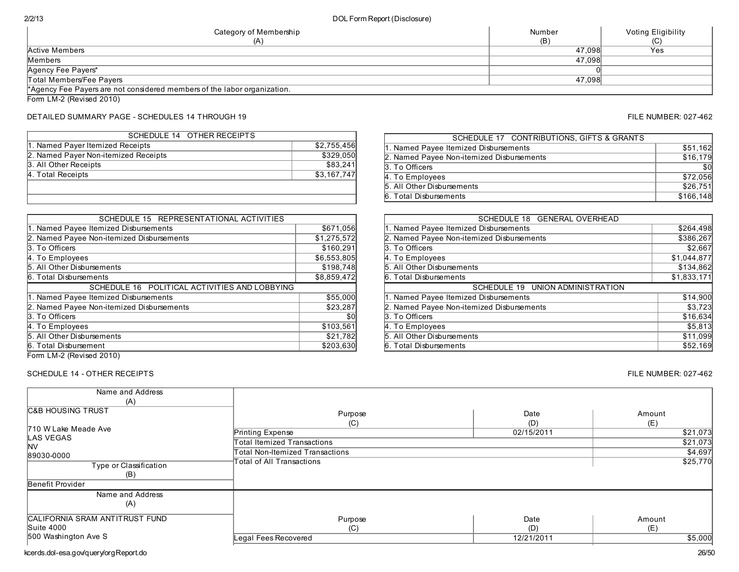| Category of Membership (A) | Number (B) | Voting Eligibility (C) |
|---|---|---|
| Active Members | 47,098 | Yes |
| Members | 47,098 | |
| Agency Fee Payers* | 0 | |
| Total Members/Fee Payers | 47,098 | |

*Agency Fee Payers are not considered members of the labor organization.

Form LM-2 (Revised 2010)

DETAILED SUMMARY PAGE - SCHEDULES 14 THROUGH 19

FILE NUMBER: 027-462

| SCHEDULE 14 OTHER RECEIPTS | |
|---|---|
| 1. Named Payer Itemized Receipts | $2,755,456 |
| 2. Named Payer Non-itemized Receipts | $329,050 |
| 3. All Other Receipts | $83,241 |
| 4. Total Receipts | $3,167,747 |

| SCHEDULE 15 REPRESENTATIONAL ACTIVITIES | |
|---|---|
| 1. Named Payee Itemized Disbursements | $671,056 |
| 2. Named Payee Non-itemized Disbursements | $1,275,572 |
| 3. To Officers | $160,291 |
| 4. To Employees | $6,553,805 |
| 5. All Other Disbursements | $198,748 |
| 6. Total Disbursements | $8,859,472 |

| SCHEDULE 16 POLITICAL ACTIVITIES AND LOBBYING | |
|---|---|
| 1. Named Payee Itemized Disbursements | $55,000 |
| 2. Named Payee Non-itemized Disbursements | $23,287 |
| 3. To Officers | $0 |
| 4. To Employees | $103,561 |
| 5. All Other Disbursements | $21,782 |
| 6. Total Disbursement | $203,630 |

| SCHEDULE 17 CONTRIBUTIONS, GIFTS & GRANTS | |
|---|---|
| 1. Named Payee Itemized Disbursements | $51,162 |
| 2. Named Payee Non-itemized Disbursements | $16,179 |
| 3. To Officers | $0 |
| 4. To Employees | $72,056 |
| 5. All Other Disbursements | $26,751 |
| 6. Total Disbursements | $166,148 |

| SCHEDULE 18 GENERAL OVERHEAD | |
|---|---|
| 1. Named Payee Itemized Disbursements | $264,498 |
| 2. Named Payee Non-itemized Disbursements | $386,267 |
| 3. To Officers | $2,667 |
| 4. To Employees | $1,044,877 |
| 5. All Other Disbursements | $134,862 |
| 6. Total Disbursements | $1,833,171 |

| SCHEDULE 19 UNION ADMINISTRATION | |
|---|---|
| 1. Named Payee Itemized Disbursements | $14,900 |
| 2. Named Payee Non-itemized Disbursements | $3,723 |
| 3. To Officers | $16,634 |
| 4. To Employees | $5,813 |
| 5. All Other Disbursements | $11,099 |
| 6. Total Disbursements | $52,169 |

Form LM-2 (Revised 2010)

SCHEDULE 14 - OTHER RECEIPTS

FILE NUMBER: 027-462

| Name and Address (A) | Purpose (C) | Date (D) | Amount (E) |
|---|---|---|---|
| C&B HOUSING TRUST<br><br>710 W Lake Meade Ave<br>LAS VEGAS<br>NV<br>89030-0000 | Printing Expense | 02/15/2011 | $21,073 |
| | Total Itemized Transactions | | $21,073 |
| | Total Non-Itemized Transactions | | $4,697 |
| | Total of All Transactions | | $25,770 |
| **Type or Classification (B)** | | | |
| Benefit Provider | | | |

| Name and Address (A) | Purpose (C) | Date (D) | Amount (E) |
|---|---|---|---|
| CALIFORNIA SRAM ANTITRUST FUND<br>Suite 4000<br>500 Washington Ave S | Legal Fees Recovered | 12/21/2011 | $5,000 |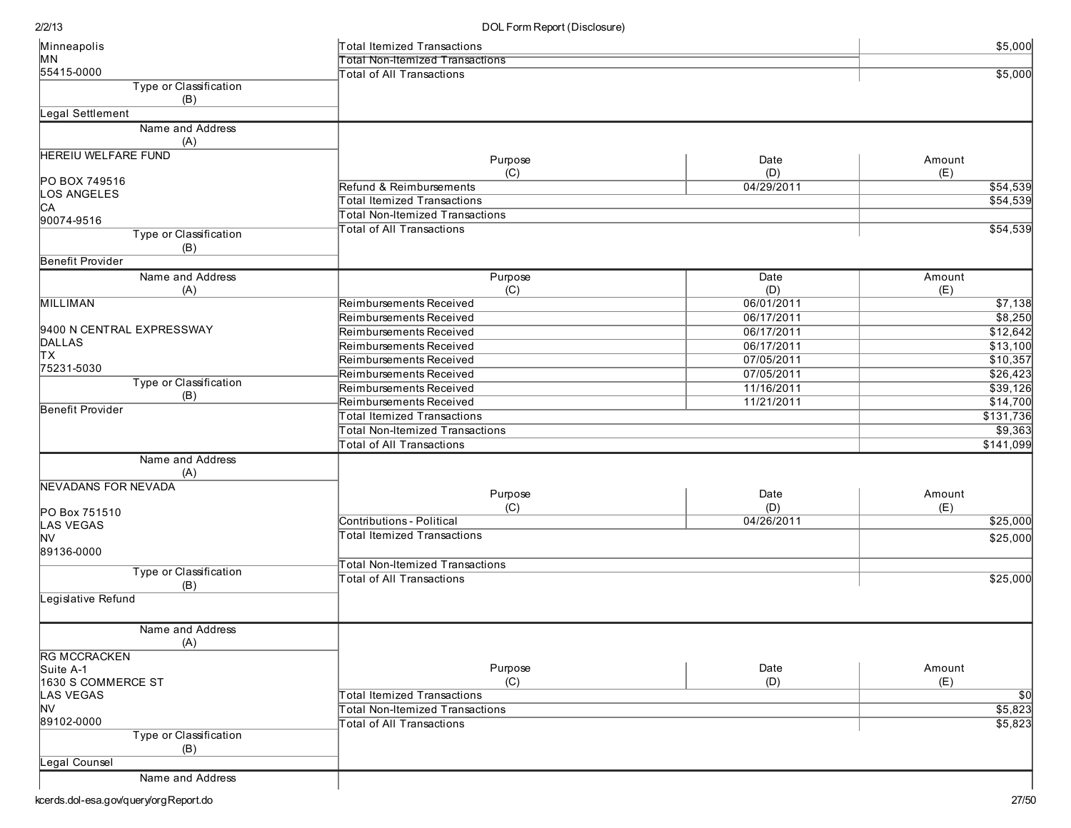| Name and Address (A) | Purpose (C) | Date (D) | Amount (E) |
|---|---|---|---|
| Minneapolis MN 55415-0000 | Total Itemized Transactions | | $5,000 |
| | Total Non-Itemized Transactions | | |
| | Total of All Transactions | | $5,000 |
| Type or Classification (B): Legal Settlement | | | |

| Name and Address (A) | Purpose (C) | Date (D) | Amount (E) |
|---|---|---|---|
| HEREIU WELFARE FUND<br>PO BOX 749516<br>LOS ANGELES<br>CA<br>90074-9516 | Refund & Reimbursements | 04/29/2011 | $54,539 |
| | Total Itemized Transactions | | $54,539 |
| | Total Non-Itemized Transactions | | |
| | Total of All Transactions | | $54,539 |
| Type or Classification (B): Benefit Provider | | | |

| Name and Address (A) | Purpose (C) | Date (D) | Amount (E) |
|---|---|---|---|
| MILLIMAN<br>9400 N CENTRAL EXPRESSWAY<br>DALLAS<br>TX<br>75231-5030 | Reimbursements Received | 06/01/2011 | $7,138 |
| | Reimbursements Received | 06/17/2011 | $8,250 |
| | Reimbursements Received | 06/17/2011 | $12,642 |
| | Reimbursements Received | 06/17/2011 | $13,100 |
| | Reimbursements Received | 07/05/2011 | $10,357 |
| | Reimbursements Received | 07/05/2011 | $26,423 |
| | Reimbursements Received | 11/16/2011 | $39,126 |
| | Reimbursements Received | 11/21/2011 | $14,700 |
| | Total Itemized Transactions | | $131,736 |
| | Total Non-Itemized Transactions | | $9,363 |
| | Total of All Transactions | | $141,099 |
| Type or Classification (B): Benefit Provider | | | |

| Name and Address (A) | Purpose (C) | Date (D) | Amount (E) |
|---|---|---|---|
| NEVADANS FOR NEVADA<br>PO Box 751510<br>LAS VEGAS<br>NV<br>89136-0000 | Contributions - Political | 04/26/2011 | $25,000 |
| | Total Itemized Transactions | | $25,000 |
| | Total Non-Itemized Transactions | | |
| | Total of All Transactions | | $25,000 |
| Type or Classification (B): Legislative Refund | | | |

| Name and Address (A) | Purpose (C) | Date (D) | Amount (E) |
|---|---|---|---|
| RG MCCRACKEN<br>Suite A-1<br>1630 S COMMERCE ST<br>LAS VEGAS<br>NV<br>89102-0000 | Total Itemized Transactions | | $0 |
| | Total Non-Itemized Transactions | | $5,823 |
| | Total of All Transactions | | $5,823 |
| Type or Classification (B): Legal Counsel | | | |

Name and Address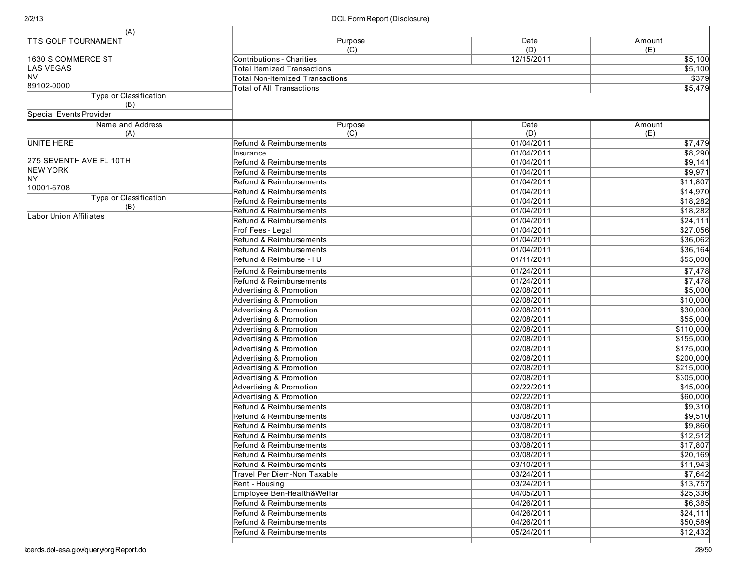| Name and Address (A) | Purpose (C) | Date (D) | Amount (E) |
|---|---|---|---|
| TTS GOLF TOURNAMENT | Contributions - Charities | 12/15/2011 | $5,100 |
| 1630 S COMMERCE ST | Total Itemized Transactions | | $5,100 |
| LAS VEGAS | Total Non-Itemized Transactions | | $379 |
| NV | Total of All Transactions | | $5,479 |
| 89102-0000 | | | |
| Type or Classification (B) | | | |
| Special Events Provider | | | |

| Name and Address (A) | Purpose (C) | Date (D) | Amount (E) |
|---|---|---|---|
| UNITE HERE | Refund & Reimbursements | 01/04/2011 | $7,479 |
| | Insurance | 01/04/2011 | $8,290 |
| 275 SEVENTH AVE FL 10TH | Refund & Reimbursements | 01/04/2011 | $9,141 |
| NEW YORK | Refund & Reimbursements | 01/04/2011 | $9,971 |
| NY | Refund & Reimbursements | 01/04/2011 | $11,807 |
| 10001-6708 | Refund & Reimbursements | 01/04/2011 | $14,970 |
| Type or Classification (B) | Refund & Reimbursements | 01/04/2011 | $18,282 |
| Labor Union Affiliates | Refund & Reimbursements | 01/04/2011 | $18,282 |
| | Refund & Reimbursements | 01/04/2011 | $24,111 |
| | Prof Fees - Legal | 01/04/2011 | $27,056 |
| | Refund & Reimbursements | 01/04/2011 | $36,062 |
| | Refund & Reimbursements | 01/04/2011 | $36,164 |
| | Refund & Reimburse - I.U | 01/11/2011 | $55,000 |
| | Refund & Reimbursements | 01/24/2011 | $7,478 |
| | Refund & Reimbursements | 01/24/2011 | $7,478 |
| | Advertising & Promotion | 02/08/2011 | $5,000 |
| | Advertising & Promotion | 02/08/2011 | $10,000 |
| | Advertising & Promotion | 02/08/2011 | $30,000 |
| | Advertising & Promotion | 02/08/2011 | $55,000 |
| | Advertising & Promotion | 02/08/2011 | $110,000 |
| | Advertising & Promotion | 02/08/2011 | $155,000 |
| | Advertising & Promotion | 02/08/2011 | $175,000 |
| | Advertising & Promotion | 02/08/2011 | $200,000 |
| | Advertising & Promotion | 02/08/2011 | $215,000 |
| | Advertising & Promotion | 02/08/2011 | $305,000 |
| | Advertising & Promotion | 02/22/2011 | $45,000 |
| | Advertising & Promotion | 02/22/2011 | $60,000 |
| | Refund & Reimbursements | 03/08/2011 | $9,310 |
| | Refund & Reimbursements | 03/08/2011 | $9,510 |
| | Refund & Reimbursements | 03/08/2011 | $9,860 |
| | Refund & Reimbursements | 03/08/2011 | $12,512 |
| | Refund & Reimbursements | 03/08/2011 | $17,807 |
| | Refund & Reimbursements | 03/08/2011 | $20,169 |
| | Refund & Reimbursements | 03/10/2011 | $11,943 |
| | Travel Per Diem-Non Taxable | 03/24/2011 | $7,642 |
| | Rent - Housing | 03/24/2011 | $13,757 |
| | Employee Ben-Health&Welfar | 04/05/2011 | $25,336 |
| | Refund & Reimbursements | 04/26/2011 | $6,385 |
| | Refund & Reimbursements | 04/26/2011 | $24,111 |
| | Refund & Reimbursements | 04/26/2011 | $50,589 |
| | Refund & Reimbursements | 05/24/2011 | $12,432 |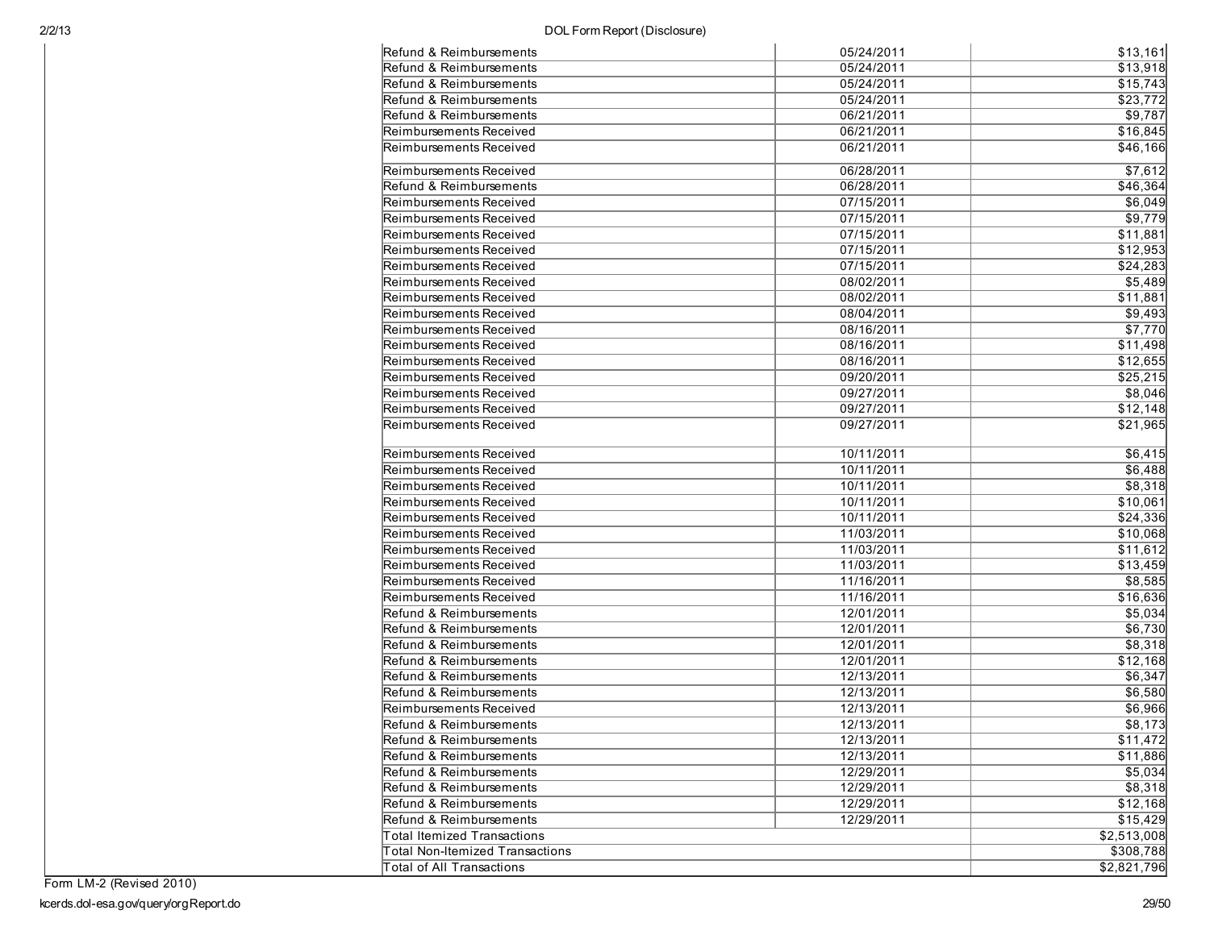| | | |
|---|---|---|
| Refund & Reimbursements | 05/24/2011 | $13,161 |
| Refund & Reimbursements | 05/24/2011 | $13,918 |
| Refund & Reimbursements | 05/24/2011 | $15,743 |
| Refund & Reimbursements | 05/24/2011 | $23,772 |
| Refund & Reimbursements | 06/21/2011 | $9,787 |
| Reimbursements Received | 06/21/2011 | $16,845 |
| Reimbursements Received | 06/21/2011 | $46,166 |
| Reimbursements Received | 06/28/2011 | $7,612 |
| Refund & Reimbursements | 06/28/2011 | $46,364 |
| Reimbursements Received | 07/15/2011 | $6,049 |
| Reimbursements Received | 07/15/2011 | $9,779 |
| Reimbursements Received | 07/15/2011 | $11,881 |
| Reimbursements Received | 07/15/2011 | $12,953 |
| Reimbursements Received | 07/15/2011 | $24,283 |
| Reimbursements Received | 08/02/2011 | $5,489 |
| Reimbursements Received | 08/02/2011 | $11,881 |
| Reimbursements Received | 08/04/2011 | $9,493 |
| Reimbursements Received | 08/16/2011 | $7,770 |
| Reimbursements Received | 08/16/2011 | $11,498 |
| Reimbursements Received | 08/16/2011 | $12,655 |
| Reimbursements Received | 09/20/2011 | $25,215 |
| Reimbursements Received | 09/27/2011 | $8,046 |
| Reimbursements Received | 09/27/2011 | $12,148 |
| Reimbursements Received | 09/27/2011 | $21,965 |
| Reimbursements Received | 10/11/2011 | $6,415 |
| Reimbursements Received | 10/11/2011 | $6,488 |
| Reimbursements Received | 10/11/2011 | $8,318 |
| Reimbursements Received | 10/11/2011 | $10,061 |
| Reimbursements Received | 10/11/2011 | $24,336 |
| Reimbursements Received | 11/03/2011 | $10,068 |
| Reimbursements Received | 11/03/2011 | $11,612 |
| Reimbursements Received | 11/03/2011 | $13,459 |
| Reimbursements Received | 11/16/2011 | $8,585 |
| Reimbursements Received | 11/16/2011 | $16,636 |
| Refund & Reimbursements | 12/01/2011 | $5,034 |
| Refund & Reimbursements | 12/01/2011 | $6,730 |
| Refund & Reimbursements | 12/01/2011 | $8,318 |
| Refund & Reimbursements | 12/01/2011 | $12,168 |
| Refund & Reimbursements | 12/13/2011 | $6,347 |
| Refund & Reimbursements | 12/13/2011 | $6,580 |
| Reimbursements Received | 12/13/2011 | $6,966 |
| Refund & Reimbursements | 12/13/2011 | $8,173 |
| Refund & Reimbursements | 12/13/2011 | $11,472 |
| Refund & Reimbursements | 12/13/2011 | $11,886 |
| Refund & Reimbursements | 12/29/2011 | $5,034 |
| Refund & Reimbursements | 12/29/2011 | $8,318 |
| Refund & Reimbursements | 12/29/2011 | $12,168 |
| Refund & Reimbursements | 12/29/2011 | $15,429 |
| Total Itemized Transactions | | $2,513,008 |
| Total Non-Itemized Transactions | | $308,788 |
| Total of All Transactions | | $2,821,796 |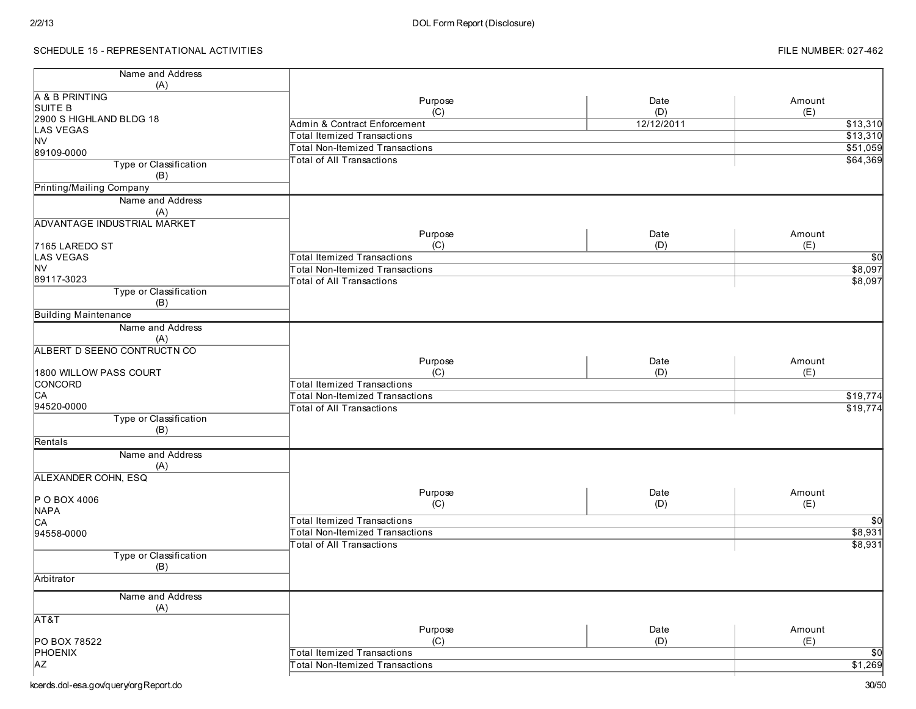SCHEDULE 15 - REPRESENTATIONAL ACTIVITIES

FILE NUMBER: 027-462

| Name and Address (A) | Purpose (C) | Date (D) | Amount (E) |
|---|---|---|---|
| A & B PRINTING<br>SUITE B<br>2900 S HIGHLAND BLDG 18<br>LAS VEGAS<br>NV<br>89109-0000 | Admin & Contract Enforcement | 12/12/2011 | $13,310 |
| | Total Itemized Transactions | | $13,310 |
| | Total Non-Itemized Transactions | | $51,059 |
| | Total of All Transactions | | $64,369 |
| **Type or Classification (B)**<br>Printing/Mailing Company | | | |

| Name and Address (A) | Purpose (C) | Date (D) | Amount (E) |
|---|---|---|---|
| ADVANTAGE INDUSTRIAL MARKET<br>7165 LAREDO ST<br>LAS VEGAS<br>NV<br>89117-3023 | Total Itemized Transactions | | $0 |
| | Total Non-Itemized Transactions | | $8,097 |
| | Total of All Transactions | | $8,097 |
| **Type or Classification (B)**<br>Building Maintenance | | | |

| Name and Address (A) | Purpose (C) | Date (D) | Amount (E) |
|---|---|---|---|
| ALBERT D SEENO CONTRUCTN CO<br>1800 WILLOW PASS COURT<br>CONCORD<br>CA<br>94520-0000 | Total Itemized Transactions | | |
| | Total Non-Itemized Transactions | | $19,774 |
| | Total of All Transactions | | $19,774 |
| **Type or Classification (B)**<br>Rentals | | | |

| Name and Address (A) | Purpose (C) | Date (D) | Amount (E) |
|---|---|---|---|
| ALEXANDER COHN, ESQ<br>P O BOX 4006<br>NAPA<br>CA<br>94558-0000 | Total Itemized Transactions | | $0 |
| | Total Non-Itemized Transactions | | $8,931 |
| | Total of All Transactions | | $8,931 |
| **Type or Classification (B)**<br>Arbitrator | | | |

| Name and Address (A) | Purpose (C) | Date (D) | Amount (E) |
|---|---|---|---|
| AT&T<br>PO BOX 78522<br>PHOENIX<br>AZ | Total Itemized Transactions | | $0 |
| | Total Non-Itemized Transactions | | $1,269 |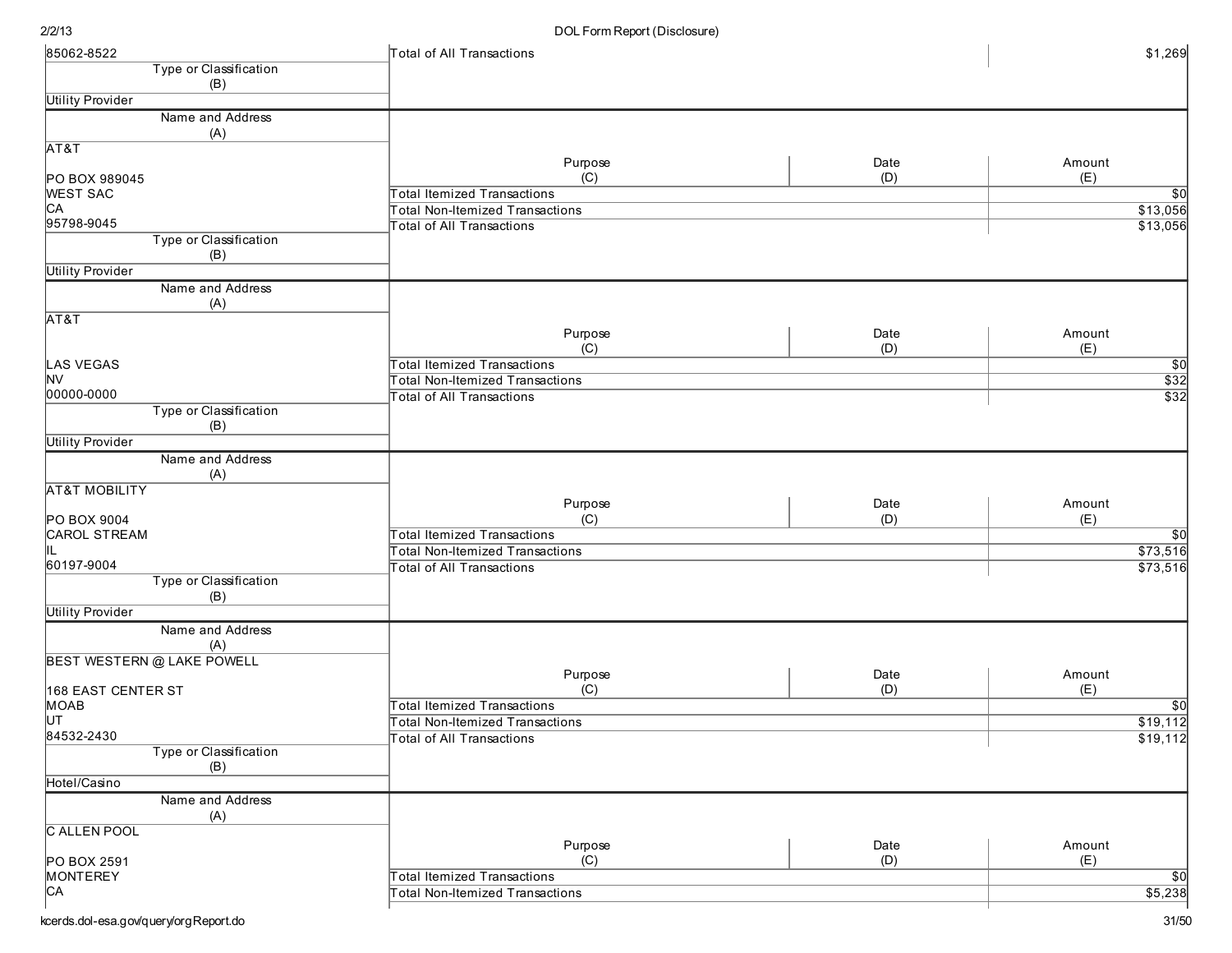| Name and Address (A) | Purpose (C) | Date (D) | Amount (E) |
|---|---|---|---|
| 85062-8522 | Total of All Transactions | | $1,269 |
| **Type or Classification (B):** Utility Provider | | | |

| Name and Address (A) | Purpose (C) | Date (D) | Amount (E) |
|---|---|---|---|
| AT&T<br><br>PO BOX 989045<br>WEST SAC<br>CA<br>95798-9045 | Total Itemized Transactions | | $0 |
| | Total Non-Itemized Transactions | | $13,056 |
| | Total of All Transactions | | $13,056 |
| **Type or Classification (B):** Utility Provider | | | |

| Name and Address (A) | Purpose (C) | Date (D) | Amount (E) |
|---|---|---|---|
| AT&T<br><br><br>LAS VEGAS<br>NV<br>00000-0000 | Total Itemized Transactions | | $0 |
| | Total Non-Itemized Transactions | | $32 |
| | Total of All Transactions | | $32 |
| **Type or Classification (B):** Utility Provider | | | |

| Name and Address (A) | Purpose (C) | Date (D) | Amount (E) |
|---|---|---|---|
| AT&T MOBILITY<br><br>PO BOX 9004<br>CAROL STREAM<br>IL<br>60197-9004 | Total Itemized Transactions | | $0 |
| | Total Non-Itemized Transactions | | $73,516 |
| | Total of All Transactions | | $73,516 |
| **Type or Classification (B):** Utility Provider | | | |

| Name and Address (A) | Purpose (C) | Date (D) | Amount (E) |
|---|---|---|---|
| BEST WESTERN @ LAKE POWELL<br><br>168 EAST CENTER ST<br>MOAB<br>UT<br>84532-2430 | Total Itemized Transactions | | $0 |
| | Total Non-Itemized Transactions | | $19,112 |
| | Total of All Transactions | | $19,112 |
| **Type or Classification (B):** Hotel/Casino | | | |

| Name and Address (A) | Purpose (C) | Date (D) | Amount (E) |
|---|---|---|---|
| C ALLEN POOL<br><br>PO BOX 2591<br>MONTEREY<br>CA | Total Itemized Transactions | | $0 |
| | Total Non-Itemized Transactions | | $5,238 |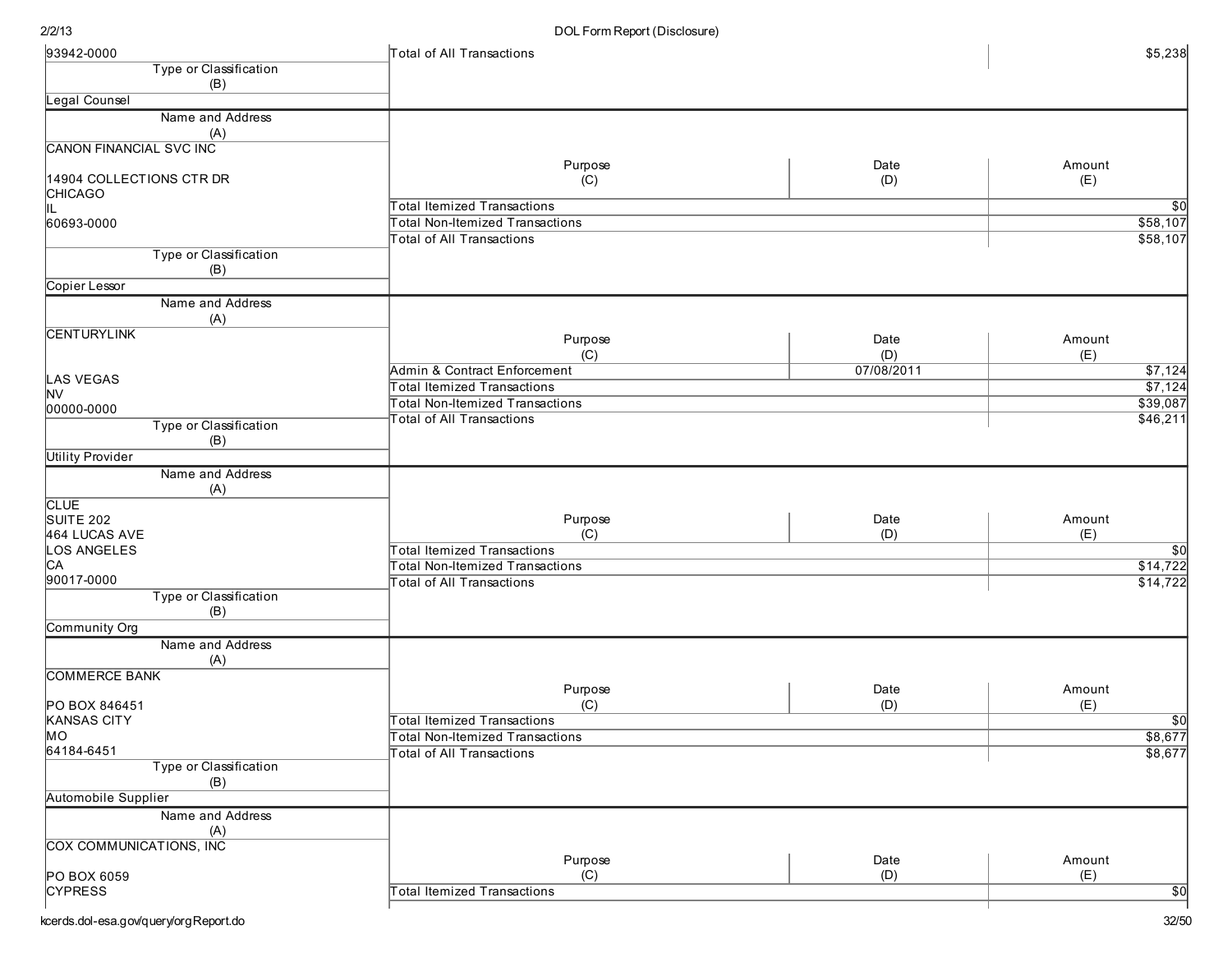| Name and Address (A) | Purpose (C) | Date (D) | Amount (E) |
|---|---|---|---|
| 93942-0000 | Total of All Transactions | | $5,238 |
| **Type or Classification (B)** | | | |
| Legal Counsel | | | |

| Name and Address (A) | Purpose (C) | Date (D) | Amount (E) |
|---|---|---|---|
| CANON FINANCIAL SVC INC<br><br>14904 COLLECTIONS CTR DR<br>CHICAGO<br>IL<br>60693-0000 | Total Itemized Transactions | | $0 |
| | Total Non-Itemized Transactions | | $58,107 |
| | Total of All Transactions | | $58,107 |
| **Type or Classification (B)** | | | |
| Copier Lessor | | | |

| Name and Address (A) | Purpose (C) | Date (D) | Amount (E) |
|---|---|---|---|
| CENTURYLINK<br><br>LAS VEGAS<br>NV<br>00000-0000 | Admin & Contract Enforcement | 07/08/2011 | $7,124 |
| | Total Itemized Transactions | | $7,124 |
| | Total Non-Itemized Transactions | | $39,087 |
| | Total of All Transactions | | $46,211 |
| **Type or Classification (B)** | | | |
| Utility Provider | | | |

| Name and Address (A) | Purpose (C) | Date (D) | Amount (E) |
|---|---|---|---|
| CLUE<br>SUITE 202<br>464 LUCAS AVE<br>LOS ANGELES<br>CA<br>90017-0000 | Total Itemized Transactions | | $0 |
| | Total Non-Itemized Transactions | | $14,722 |
| | Total of All Transactions | | $14,722 |
| **Type or Classification (B)** | | | |
| Community Org | | | |

| Name and Address (A) | Purpose (C) | Date (D) | Amount (E) |
|---|---|---|---|
| COMMERCE BANK<br><br>PO BOX 846451<br>KANSAS CITY<br>MO<br>64184-6451 | Total Itemized Transactions | | $0 |
| | Total Non-Itemized Transactions | | $8,677 |
| | Total of All Transactions | | $8,677 |
| **Type or Classification (B)** | | | |
| Automobile Supplier | | | |

| Name and Address (A) | Purpose (C) | Date (D) | Amount (E) |
|---|---|---|---|
| COX COMMUNICATIONS, INC<br><br>PO BOX 6059<br>CYPRESS | Total Itemized Transactions | | $0 |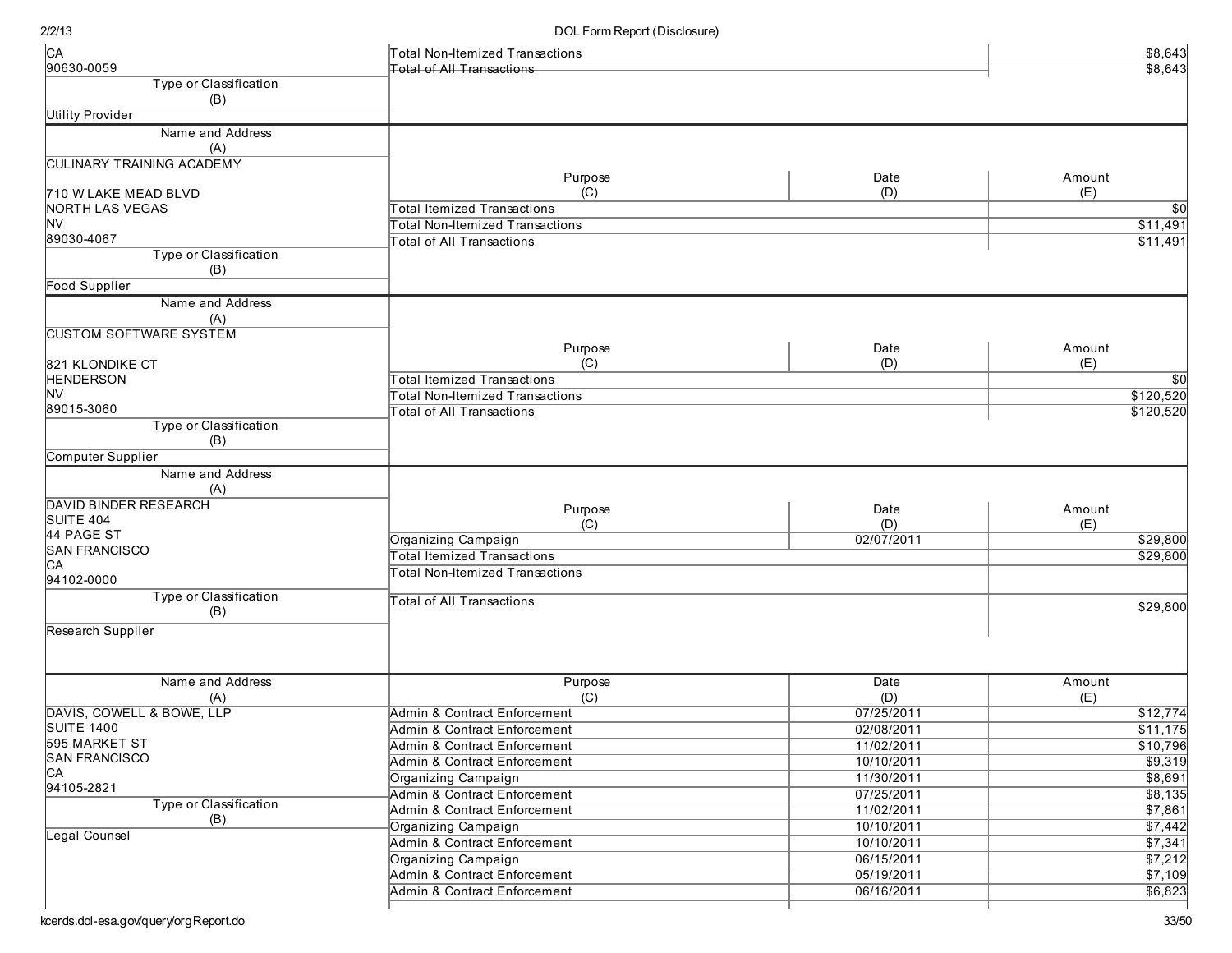| Name and Address (A) | Purpose (C) | Date (D) | Amount (E) |
|---|---|---|---|
| CA<br>90630-0059 | Total Non-Itemized Transactions | | $8,643 |
| | Total of All Transactions | | $8,643 |
| **Type or Classification (B)** | | | |
| Utility Provider | | | |

| Name and Address (A) | Purpose (C) | Date (D) | Amount (E) |
|---|---|---|---|
| CULINARY TRAINING ACADEMY<br><br>710 W LAKE MEAD BLVD<br>NORTH LAS VEGAS<br>NV<br>89030-4067 | Total Itemized Transactions | | $0 |
| | Total Non-Itemized Transactions | | $11,491 |
| | Total of All Transactions | | $11,491 |
| **Type or Classification (B)** | | | |
| Food Supplier | | | |

| Name and Address (A) | Purpose (C) | Date (D) | Amount (E) |
|---|---|---|---|
| CUSTOM SOFTWARE SYSTEM<br><br>821 KLONDIKE CT<br>HENDERSON<br>NV<br>89015-3060 | Total Itemized Transactions | | $0 |
| | Total Non-Itemized Transactions | | $120,520 |
| | Total of All Transactions | | $120,520 |
| **Type or Classification (B)** | | | |
| Computer Supplier | | | |

| Name and Address (A) | Purpose (C) | Date (D) | Amount (E) |
|---|---|---|---|
| DAVID BINDER RESEARCH<br>SUITE 404<br>44 PAGE ST<br>SAN FRANCISCO<br>CA<br>94102-0000 | Organizing Campaign | 02/07/2011 | $29,800 |
| | Total Itemized Transactions | | $29,800 |
| | Total Non-Itemized Transactions | | |
| | Total of All Transactions | | $29,800 |
| **Type or Classification (B)** | | | |
| Research Supplier | | | |

| Name and Address (A) | Purpose (C) | Date (D) | Amount (E) |
|---|---|---|---|
| DAVIS, COWELL & BOWE, LLP<br>SUITE 1400<br>595 MARKET ST<br>SAN FRANCISCO<br>CA<br>94105-2821 | Admin & Contract Enforcement | 07/25/2011 | $12,774 |
| | Admin & Contract Enforcement | 02/08/2011 | $11,175 |
| | Admin & Contract Enforcement | 11/02/2011 | $10,796 |
| | Admin & Contract Enforcement | 10/10/2011 | $9,319 |
| | Organizing Campaign | 11/30/2011 | $8,691 |
| | Admin & Contract Enforcement | 07/25/2011 | $8,135 |
| **Type or Classification (B)** | Admin & Contract Enforcement | 11/02/2011 | $7,861 |
| Legal Counsel | Organizing Campaign | 10/10/2011 | $7,442 |
| | Admin & Contract Enforcement | 10/10/2011 | $7,341 |
| | Organizing Campaign | 06/15/2011 | $7,212 |
| | Admin & Contract Enforcement | 05/19/2011 | $7,109 |
| | Admin & Contract Enforcement | 06/16/2011 | $6,823 |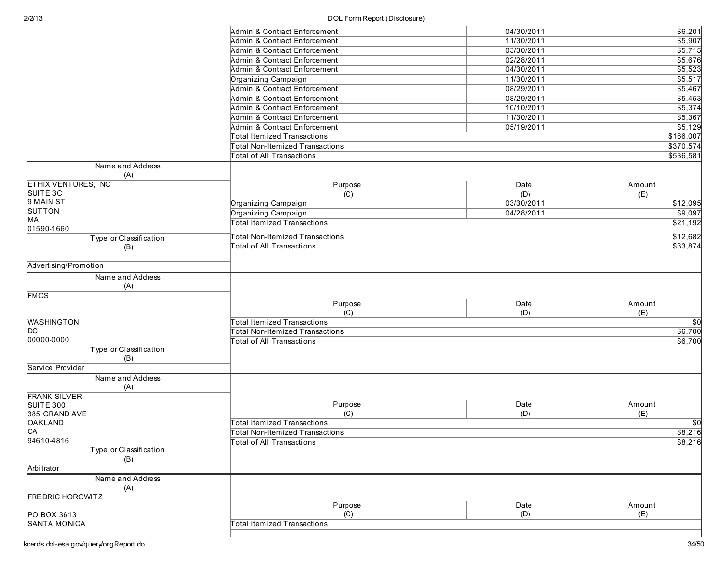| Purpose (C) | Date (D) | Amount (E) |
|---|---|---|
| Admin & Contract Enforcement | 04/30/2011 | $6,201 |
| Admin & Contract Enforcement | 11/30/2011 | $5,907 |
| Admin & Contract Enforcement | 03/30/2011 | $5,715 |
| Admin & Contract Enforcement | 02/28/2011 | $5,676 |
| Admin & Contract Enforcement | 04/30/2011 | $5,523 |
| Organizing Campaign | 11/30/2011 | $5,517 |
| Admin & Contract Enforcement | 08/29/2011 | $5,467 |
| Admin & Contract Enforcement | 08/29/2011 | $5,453 |
| Admin & Contract Enforcement | 10/10/2011 | $5,374 |
| Admin & Contract Enforcement | 11/30/2011 | $5,367 |
| Admin & Contract Enforcement | 05/19/2011 | $5,129 |
| Total Itemized Transactions | | $166,007 |
| Total Non-Itemized Transactions | | $370,574 |
| Total of All Transactions | | $536,581 |

| Name and Address (A) | Purpose (C) | Date (D) | Amount (E) |
|---|---|---|---|
| ETHIX VENTURES, INC<br>SUITE 3C<br>9 MAIN ST<br>SUTTON<br>MA<br>01590-1660 | Organizing Campaign | 03/30/2011 | $12,095 |
| | Organizing Campaign | 04/28/2011 | $9,097 |
| **Type or Classification (B)** | Total Itemized Transactions | | $21,192 |
| Advertising/Promotion | Total Non-Itemized Transactions | | $12,682 |
| | Total of All Transactions | | $33,874 |

| Name and Address (A) | Purpose (C) | Date (D) | Amount (E) |
|---|---|---|---|
| FMCS<br><br>WASHINGTON<br>DC<br>00000-0000 | Total Itemized Transactions | | $0 |
| | Total Non-Itemized Transactions | | $6,700 |
| **Type or Classification (B)** | Total of All Transactions | | $6,700 |
| Service Provider | | | |

| Name and Address (A) | Purpose (C) | Date (D) | Amount (E) |
|---|---|---|---|
| FRANK SILVER<br>SUITE 300<br>385 GRAND AVE<br>OAKLAND<br>CA<br>94610-4816 | Total Itemized Transactions | | $0 |
| | Total Non-Itemized Transactions | | $8,216 |
| **Type or Classification (B)** | Total of All Transactions | | $8,216 |
| Arbitrator | | | |

| Name and Address (A) | Purpose (C) | Date (D) | Amount (E) |
|---|---|---|---|
| FREDRIC HOROWITZ<br><br>PO BOX 3613<br>SANTA MONICA | Total Itemized Transactions | | |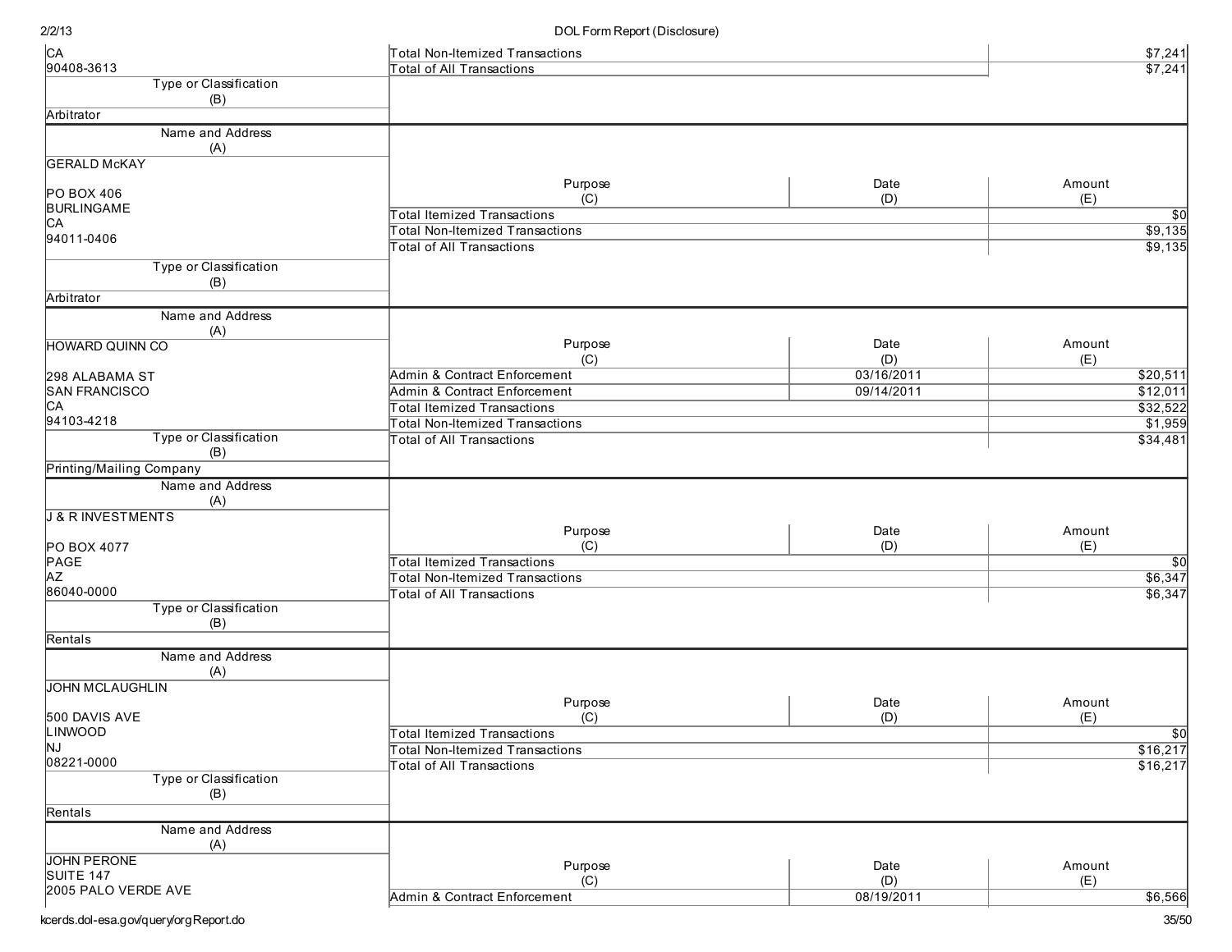| Name and Address (A) | Purpose (C) | Date (D) | Amount (E) |
|---|---|---|---|
| CA<br>90408-3613 | Total Non-Itemized Transactions | | $7,241 |
| | Total of All Transactions | | $7,241 |
| **Type or Classification (B)** | | | |
| Arbitrator | | | |

| Name and Address (A) | Purpose (C) | Date (D) | Amount (E) |
|---|---|---|---|
| GERALD McKAY<br><br>PO BOX 406<br>BURLINGAME<br>CA<br>94011-0406 | Total Itemized Transactions | | $0 |
| | Total Non-Itemized Transactions | | $9,135 |
| | Total of All Transactions | | $9,135 |
| **Type or Classification (B)** | | | |
| Arbitrator | | | |

| Name and Address (A) | Purpose (C) | Date (D) | Amount (E) |
|---|---|---|---|
| HOWARD QUINN CO<br><br>298 ALABAMA ST<br>SAN FRANCISCO<br>CA<br>94103-4218 | Admin & Contract Enforcement | 03/16/2011 | $20,511 |
| | Admin & Contract Enforcement | 09/14/2011 | $12,011 |
| | Total Itemized Transactions | | $32,522 |
| | Total Non-Itemized Transactions | | $1,959 |
| | Total of All Transactions | | $34,481 |
| **Type or Classification (B)** | | | |
| Printing/Mailing Company | | | |

| Name and Address (A) | Purpose (C) | Date (D) | Amount (E) |
|---|---|---|---|
| J & R INVESTMENTS<br><br>PO BOX 4077<br>PAGE<br>AZ<br>86040-0000 | Total Itemized Transactions | | $0 |
| | Total Non-Itemized Transactions | | $6,347 |
| | Total of All Transactions | | $6,347 |
| **Type or Classification (B)** | | | |
| Rentals | | | |

| Name and Address (A) | Purpose (C) | Date (D) | Amount (E) |
|---|---|---|---|
| JOHN MCLAUGHLIN<br><br>500 DAVIS AVE<br>LINWOOD<br>NJ<br>08221-0000 | Total Itemized Transactions | | $0 |
| | Total Non-Itemized Transactions | | $16,217 |
| | Total of All Transactions | | $16,217 |
| **Type or Classification (B)** | | | |
| Rentals | | | |

| Name and Address (A) | Purpose (C) | Date (D) | Amount (E) |
|---|---|---|---|
| JOHN PERONE<br>SUITE 147<br>2005 PALO VERDE AVE | Admin & Contract Enforcement | 08/19/2011 | $6,566 |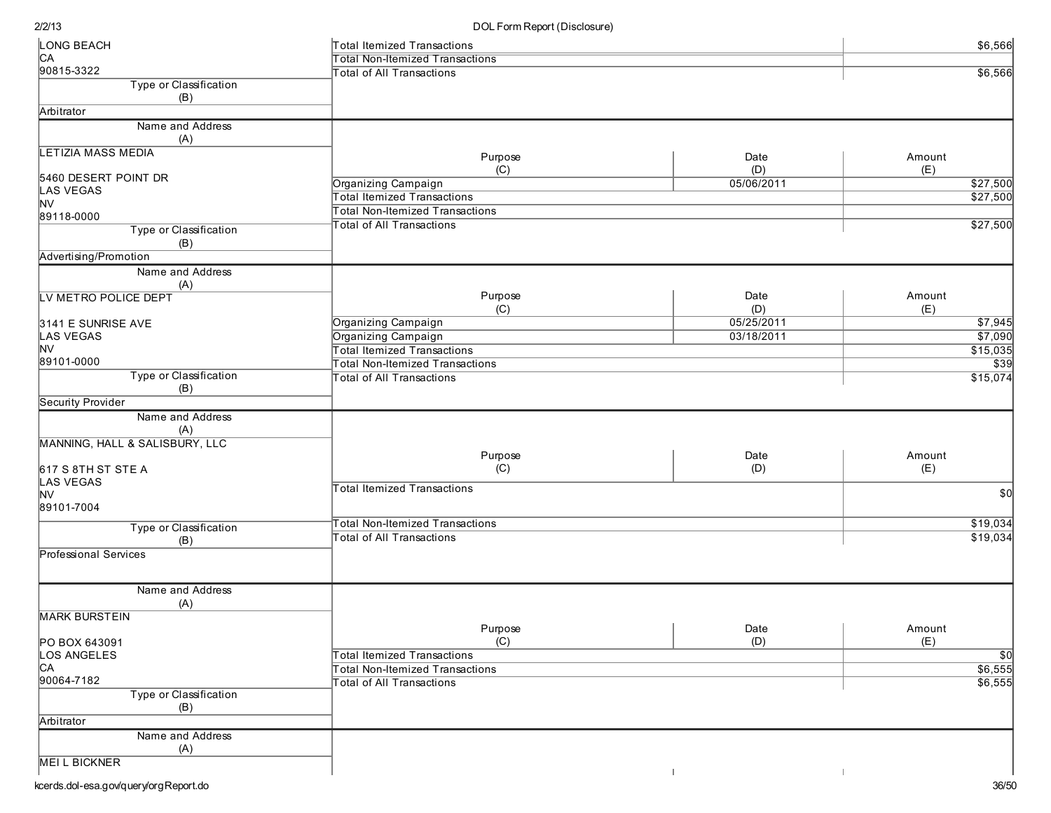| Name and Address (A) | Purpose (C) | Date (D) | Amount (E) |
|---|---|---|---|
| LONG BEACH<br>CA<br>90815-3322 | Total Itemized Transactions | | $6,566 |
| | Total Non-Itemized Transactions | | |
| | Total of All Transactions | | $6,566 |

**Type or Classification (B):** Arbitrator

| Name and Address (A) | Purpose (C) | Date (D) | Amount (E) |
|---|---|---|---|
| LETIZIA MASS MEDIA<br><br>5460 DESERT POINT DR<br>LAS VEGAS<br>NV<br>89118-0000 | Organizing Campaign | 05/06/2011 | $27,500 |
| | Total Itemized Transactions | | $27,500 |
| | Total Non-Itemized Transactions | | |
| | Total of All Transactions | | $27,500 |

**Type or Classification (B):** Advertising/Promotion

| Name and Address (A) | Purpose (C) | Date (D) | Amount (E) |
|---|---|---|---|
| LV METRO POLICE DEPT<br><br>3141 E SUNRISE AVE<br>LAS VEGAS<br>NV<br>89101-0000 | Organizing Campaign | 05/25/2011 | $7,945 |
| | Organizing Campaign | 03/18/2011 | $7,090 |
| | Total Itemized Transactions | | $15,035 |
| | Total Non-Itemized Transactions | | $39 |
| | Total of All Transactions | | $15,074 |

**Type or Classification (B):** Security Provider

| Name and Address (A) | Purpose (C) | Date (D) | Amount (E) |
|---|---|---|---|
| MANNING, HALL & SALISBURY, LLC<br><br>617 S 8TH ST STE A<br>LAS VEGAS<br>NV<br>89101-7004 | Total Itemized Transactions | | $0 |
| | Total Non-Itemized Transactions | | $19,034 |
| | Total of All Transactions | | $19,034 |

**Type or Classification (B):** Professional Services

| Name and Address (A) | Purpose (C) | Date (D) | Amount (E) |
|---|---|---|---|
| MARK BURSTEIN<br><br>PO BOX 643091<br>LOS ANGELES<br>CA<br>90064-7182 | Total Itemized Transactions | | $0 |
| | Total Non-Itemized Transactions | | $6,555 |
| | Total of All Transactions | | $6,555 |

**Type or Classification (B):** Arbitrator

| Name and Address (A) |
|---|
| MEI L BICKNER |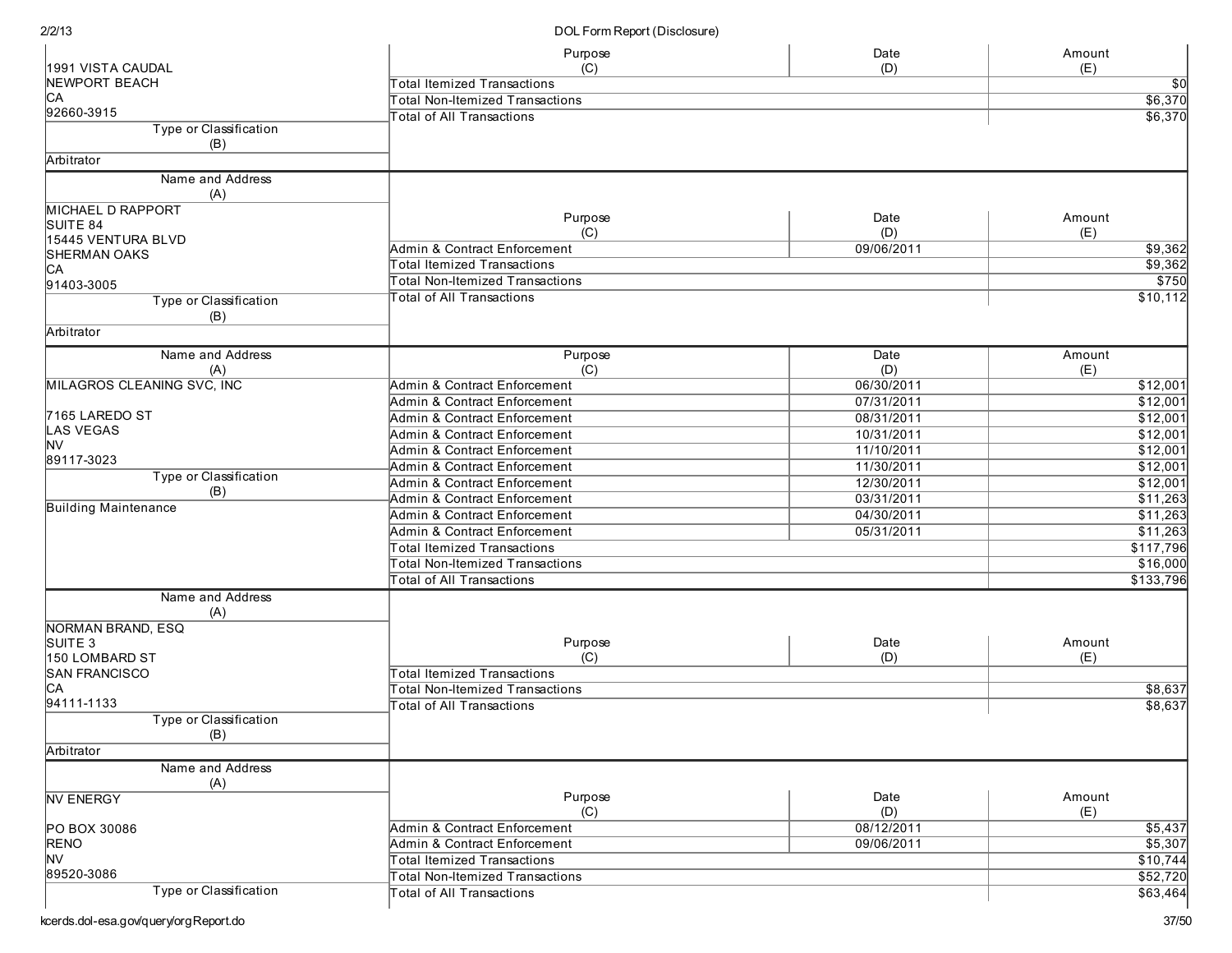| Name and Address (A) | Purpose (C) | Date (D) | Amount (E) |
|---|---|---|---|
| 1991 VISTA CAUDAL<br>NEWPORT BEACH<br>CA<br>92660-3915 | Total Itemized Transactions | | $0 |
| | Total Non-Itemized Transactions | | $6,370 |
| | Total of All Transactions | | $6,370 |
| **Type or Classification (B)** | | | |
| Arbitrator | | | |

| Name and Address (A) | Purpose (C) | Date (D) | Amount (E) |
|---|---|---|---|
| MICHAEL D RAPPORT<br>SUITE 84<br>15445 VENTURA BLVD<br>SHERMAN OAKS<br>CA<br>91403-3005 | Admin & Contract Enforcement | 09/06/2011 | $9,362 |
| | Total Itemized Transactions | | $9,362 |
| | Total Non-Itemized Transactions | | $750 |
| | Total of All Transactions | | $10,112 |
| **Type or Classification (B)** | | | |
| Arbitrator | | | |

| Name and Address (A) | Purpose (C) | Date (D) | Amount (E) |
|---|---|---|---|
| MILAGROS CLEANING SVC, INC<br><br>7165 LAREDO ST<br>LAS VEGAS<br>NV<br>89117-3023 | Admin & Contract Enforcement | 06/30/2011 | $12,001 |
| | Admin & Contract Enforcement | 07/31/2011 | $12,001 |
| | Admin & Contract Enforcement | 08/31/2011 | $12,001 |
| | Admin & Contract Enforcement | 10/31/2011 | $12,001 |
| | Admin & Contract Enforcement | 11/10/2011 | $12,001 |
| | Admin & Contract Enforcement | 11/30/2011 | $12,001 |
| **Type or Classification (B)** | Admin & Contract Enforcement | 12/30/2011 | $12,001 |
| Building Maintenance | Admin & Contract Enforcement | 03/31/2011 | $11,263 |
| | Admin & Contract Enforcement | 04/30/2011 | $11,263 |
| | Admin & Contract Enforcement | 05/31/2011 | $11,263 |
| | Total Itemized Transactions | | $117,796 |
| | Total Non-Itemized Transactions | | $16,000 |
| | Total of All Transactions | | $133,796 |

| Name and Address (A) | Purpose (C) | Date (D) | Amount (E) |
|---|---|---|---|
| NORMAN BRAND, ESQ<br>SUITE 3<br>150 LOMBARD ST<br>SAN FRANCISCO<br>CA<br>94111-1133 | Total Itemized Transactions | | |
| | Total Non-Itemized Transactions | | $8,637 |
| | Total of All Transactions | | $8,637 |
| **Type or Classification (B)** | | | |
| Arbitrator | | | |

| Name and Address (A) | Purpose (C) | Date (D) | Amount (E) |
|---|---|---|---|
| NV ENERGY<br><br>PO BOX 30086<br>RENO<br>NV<br>89520-3086 | Admin & Contract Enforcement | 08/12/2011 | $5,437 |
| | Admin & Contract Enforcement | 09/06/2011 | $5,307 |
| | Total Itemized Transactions | | $10,744 |
| | Total Non-Itemized Transactions | | $52,720 |
| **Type or Classification** | Total of All Transactions | | $63,464 |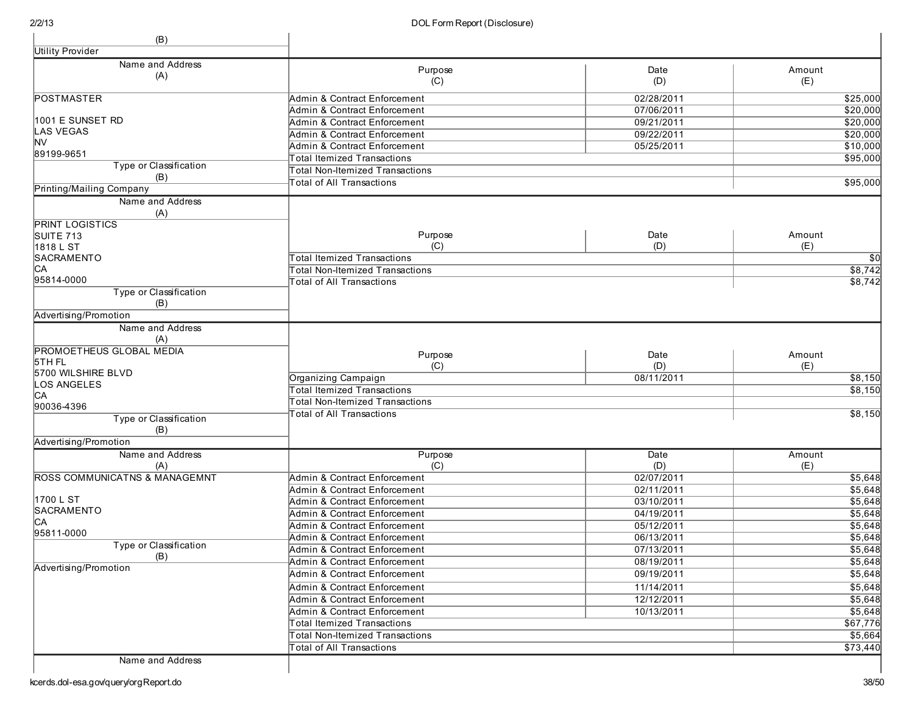| (B) | | | |
|---|---|---|---|
| Utility Provider | | | |

| Name and Address (A) | Purpose (C) | Date (D) | Amount (E) |
|---|---|---|---|
| POSTMASTER<br><br>1001 E SUNSET RD<br>LAS VEGAS<br>NV<br>89199-9651 | Admin & Contract Enforcement | 02/28/2011 | $25,000 |
| | Admin & Contract Enforcement | 07/06/2011 | $20,000 |
| | Admin & Contract Enforcement | 09/21/2011 | $20,000 |
| | Admin & Contract Enforcement | 09/22/2011 | $20,000 |
| | Admin & Contract Enforcement | 05/25/2011 | $10,000 |
| | Total Itemized Transactions | | $95,000 |
| Type or Classification (B) | Total Non-Itemized Transactions | | |
| Printing/Mailing Company | Total of All Transactions | | $95,000 |

| Name and Address (A) | Purpose (C) | Date (D) | Amount (E) |
|---|---|---|---|
| PRINT LOGISTICS<br>SUITE 713<br>1818 L ST<br>SACRAMENTO<br>CA<br>95814-0000 | Total Itemized Transactions | | $0 |
| | Total Non-Itemized Transactions | | $8,742 |
| | Total of All Transactions | | $8,742 |
| Type or Classification (B) | | | |
| Advertising/Promotion | | | |

| Name and Address (A) | Purpose (C) | Date (D) | Amount (E) |
|---|---|---|---|
| PROMOETHEUS GLOBAL MEDIA<br>5TH FL<br>5700 WILSHIRE BLVD<br>LOS ANGELES<br>CA<br>90036-4396 | Organizing Campaign | 08/11/2011 | $8,150 |
| | Total Itemized Transactions | | $8,150 |
| | Total Non-Itemized Transactions | | |
| | Total of All Transactions | | $8,150 |
| Type or Classification (B) | | | |
| Advertising/Promotion | | | |

| Name and Address (A) | Purpose (C) | Date (D) | Amount (E) |
|---|---|---|---|
| ROSS COMMUNICATNS & MANAGEMNT<br><br>1700 L ST<br>SACRAMENTO<br>CA<br>95811-0000 | Admin & Contract Enforcement | 02/07/2011 | $5,648 |
| | Admin & Contract Enforcement | 02/11/2011 | $5,648 |
| | Admin & Contract Enforcement | 03/10/2011 | $5,648 |
| | Admin & Contract Enforcement | 04/19/2011 | $5,648 |
| | Admin & Contract Enforcement | 05/12/2011 | $5,648 |
| | Admin & Contract Enforcement | 06/13/2011 | $5,648 |
| Type or Classification (B) | Admin & Contract Enforcement | 07/13/2011 | $5,648 |
| Advertising/Promotion | Admin & Contract Enforcement | 08/19/2011 | $5,648 |
| | Admin & Contract Enforcement | 09/19/2011 | $5,648 |
| | Admin & Contract Enforcement | 11/14/2011 | $5,648 |
| | Admin & Contract Enforcement | 12/12/2011 | $5,648 |
| | Admin & Contract Enforcement | 10/13/2011 | $5,648 |
| | Total Itemized Transactions | | $67,776 |
| | Total Non-Itemized Transactions | | $5,664 |
| | Total of All Transactions | | $73,440 |

| Name and Address | | | |
|---|---|---|---|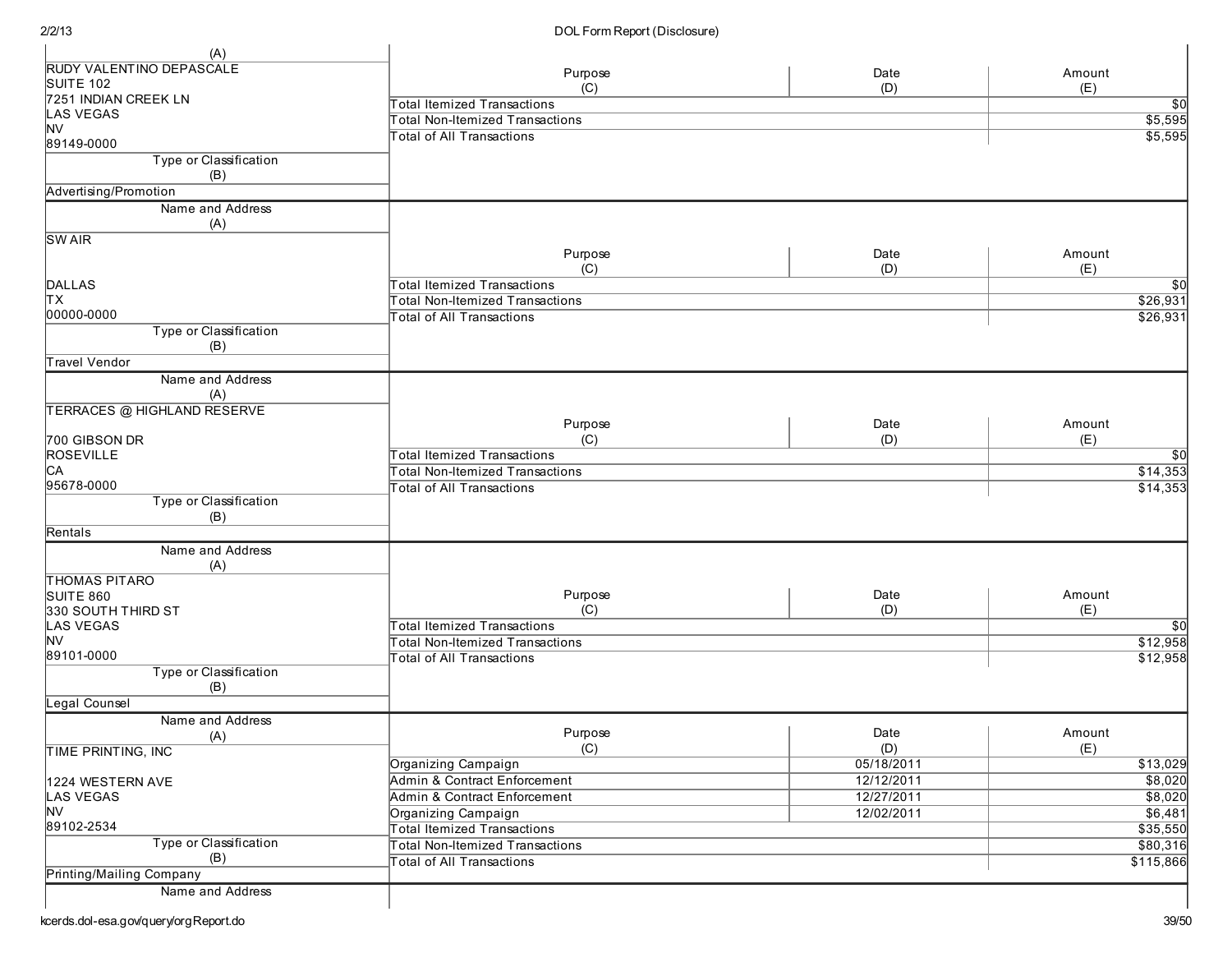| Name and Address (A) | Purpose (C) | Date (D) | Amount (E) |
|---|---|---|---|
| RUDY VALENTINO DEPASCALE<br>SUITE 102<br>7251 INDIAN CREEK LN<br>LAS VEGAS<br>NV<br>89149-0000 | Total Itemized Transactions | | $0 |
| | Total Non-Itemized Transactions | | $5,595 |
| | Total of All Transactions | | $5,595 |
| **Type or Classification (B)**: Advertising/Promotion | | | |

| Name and Address (A) | Purpose (C) | Date (D) | Amount (E) |
|---|---|---|---|
| SW AIR<br><br>DALLAS<br>TX<br>00000-0000 | Total Itemized Transactions | | $0 |
| | Total Non-Itemized Transactions | | $26,931 |
| | Total of All Transactions | | $26,931 |
| **Type or Classification (B)**: Travel Vendor | | | |

| Name and Address (A) | Purpose (C) | Date (D) | Amount (E) |
|---|---|---|---|
| TERRACES @ HIGHLAND RESERVE<br><br>700 GIBSON DR<br>ROSEVILLE<br>CA<br>95678-0000 | Total Itemized Transactions | | $0 |
| | Total Non-Itemized Transactions | | $14,353 |
| | Total of All Transactions | | $14,353 |
| **Type or Classification (B)**: Rentals | | | |

| Name and Address (A) | Purpose (C) | Date (D) | Amount (E) |
|---|---|---|---|
| THOMAS PITARO<br>SUITE 860<br>330 SOUTH THIRD ST<br>LAS VEGAS<br>NV<br>89101-0000 | Total Itemized Transactions | | $0 |
| | Total Non-Itemized Transactions | | $12,958 |
| | Total of All Transactions | | $12,958 |
| **Type or Classification (B)**: Legal Counsel | | | |

| Name and Address (A) | Purpose (C) | Date (D) | Amount (E) |
|---|---|---|---|
| TIME PRINTING, INC<br><br>1224 WESTERN AVE<br>LAS VEGAS<br>NV<br>89102-2534 | Organizing Campaign | 05/18/2011 | $13,029 |
| | Admin & Contract Enforcement | 12/12/2011 | $8,020 |
| | Admin & Contract Enforcement | 12/27/2011 | $8,020 |
| | Organizing Campaign | 12/02/2011 | $6,481 |
| | Total Itemized Transactions | | $35,550 |
| | Total Non-Itemized Transactions | | $80,316 |
| | Total of All Transactions | | $115,866 |
| **Type or Classification (B)**: Printing/Mailing Company | | | |

Name and Address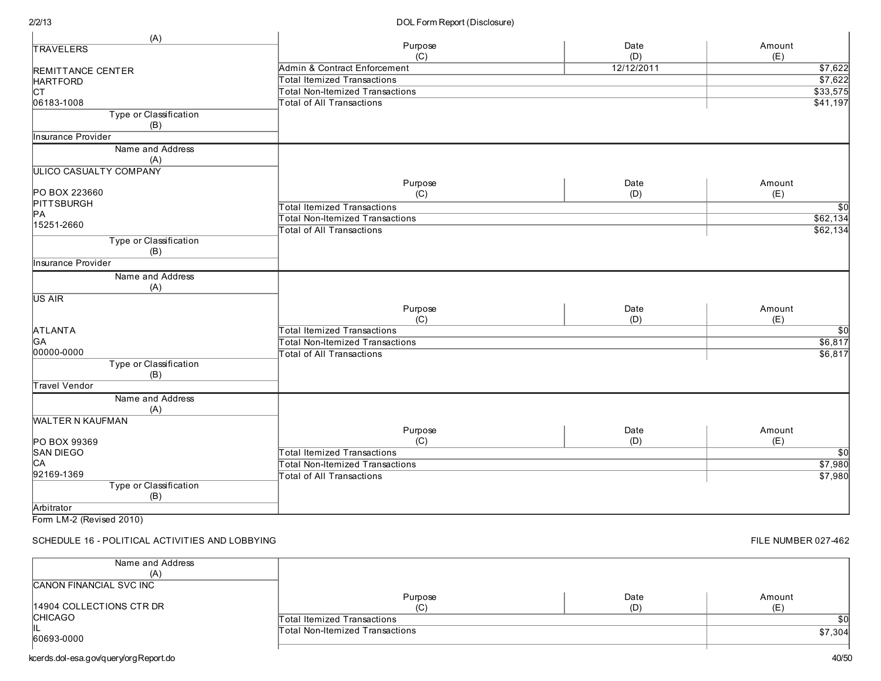| Name and Address (A) | Purpose (C) | Date (D) | Amount (E) |
|---|---|---|---|
| TRAVELERS<br><br>REMITTANCE CENTER<br>HARTFORD<br>CT<br>06183-1008 | Admin & Contract Enforcement | 12/12/2011 | $7,622 |
| | Total Itemized Transactions | | $7,622 |
| | Total Non-Itemized Transactions | | $33,575 |
| | Total of All Transactions | | $41,197 |
| **Type or Classification (B)** | | | |
| Insurance Provider | | | |

| Name and Address (A) | Purpose (C) | Date (D) | Amount (E) |
|---|---|---|---|
| ULICO CASUALTY COMPANY<br><br>PO BOX 223660<br>PITTSBURGH<br>PA<br>15251-2660 | Total Itemized Transactions | | $0 |
| | Total Non-Itemized Transactions | | $62,134 |
| | Total of All Transactions | | $62,134 |
| **Type or Classification (B)** | | | |
| Insurance Provider | | | |

| Name and Address (A) | Purpose (C) | Date (D) | Amount (E) |
|---|---|---|---|
| US AIR<br><br>ATLANTA<br>GA<br>00000-0000 | Total Itemized Transactions | | $0 |
| | Total Non-Itemized Transactions | | $6,817 |
| | Total of All Transactions | | $6,817 |
| **Type or Classification (B)** | | | |
| Travel Vendor | | | |

| Name and Address (A) | Purpose (C) | Date (D) | Amount (E) |
|---|---|---|---|
| WALTER N KAUFMAN<br><br>PO BOX 99369<br>SAN DIEGO<br>CA<br>92169-1369 | Total Itemized Transactions | | $0 |
| | Total Non-Itemized Transactions | | $7,980 |
| | Total of All Transactions | | $7,980 |
| **Type or Classification (B)** | | | |
| Arbitrator | | | |

Form LM-2 (Revised 2010)

## SCHEDULE 16 - POLITICAL ACTIVITIES AND LOBBYING

FILE NUMBER 027-462

| Name and Address (A) | Purpose (C) | Date (D) | Amount (E) |
|---|---|---|---|
| CANON FINANCIAL SVC INC<br><br>14904 COLLECTIONS CTR DR<br>CHICAGO<br>IL<br>60693-0000 | Total Itemized Transactions | | $0 |
| | Total Non-Itemized Transactions | | $7,304 |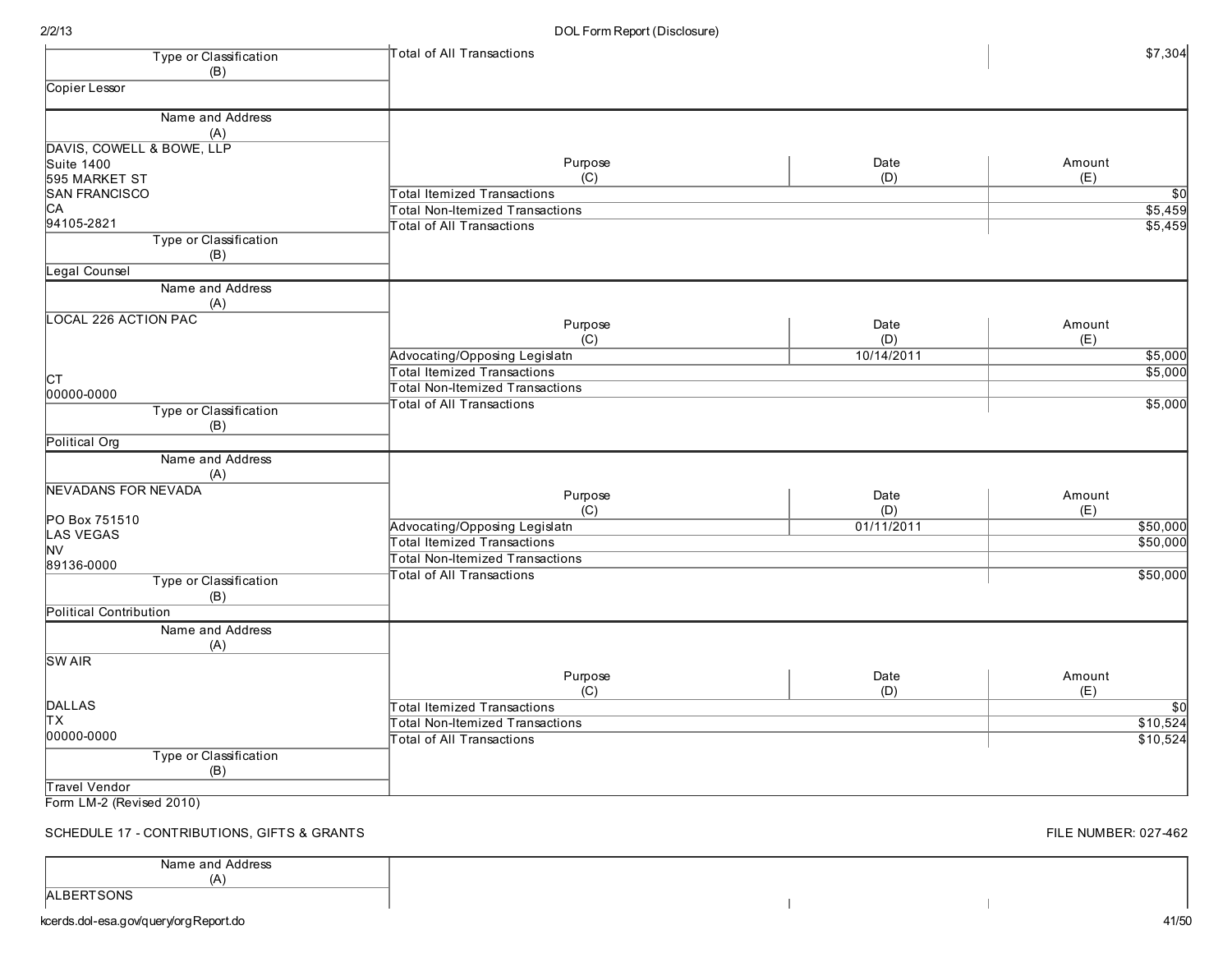| Type or Classification (B) | Total of All Transactions | | $7,304 |
|---|---|---|---|
| Copier Lessor | | | |

| Name and Address (A) | Purpose (C) | Date (D) | Amount (E) |
|---|---|---|---|
| DAVIS, COWELL & BOWE, LLP<br>Suite 1400<br>595 MARKET ST<br>SAN FRANCISCO<br>CA<br>94105-2821 | Total Itemized Transactions | | $0 |
| | Total Non-Itemized Transactions | | $5,459 |
| | Total of All Transactions | | $5,459 |
| **Type or Classification (B)** | | | |
| Legal Counsel | | | |

| Name and Address (A) | Purpose (C) | Date (D) | Amount (E) |
|---|---|---|---|
| LOCAL 226 ACTION PAC<br>CT<br>00000-0000 | Advocating/Opposing Legislatn | 10/14/2011 | $5,000 |
| | Total Itemized Transactions | | $5,000 |
| | Total Non-Itemized Transactions | | |
| | Total of All Transactions | | $5,000 |
| **Type or Classification (B)** | | | |
| Political Org | | | |

| Name and Address (A) | Purpose (C) | Date (D) | Amount (E) |
|---|---|---|---|
| NEVADANS FOR NEVADA<br>PO Box 751510<br>LAS VEGAS<br>NV<br>89136-0000 | Advocating/Opposing Legislatn | 01/11/2011 | $50,000 |
| | Total Itemized Transactions | | $50,000 |
| | Total Non-Itemized Transactions | | |
| | Total of All Transactions | | $50,000 |
| **Type or Classification (B)** | | | |
| Political Contribution | | | |

| Name and Address (A) | Purpose (C) | Date (D) | Amount (E) |
|---|---|---|---|
| SW AIR<br>DALLAS<br>TX<br>00000-0000 | Total Itemized Transactions | | $0 |
| | Total Non-Itemized Transactions | | $10,524 |
| | Total of All Transactions | | $10,524 |
| **Type or Classification (B)** | | | |
| Travel Vendor | | | |

Form LM-2 (Revised 2010)

SCHEDULE 17 - CONTRIBUTIONS, GIFTS & GRANTS

FILE NUMBER: 027-462

| Name and Address (A) | | | |
|---|---|---|---|
| ALBERTSONS | | | |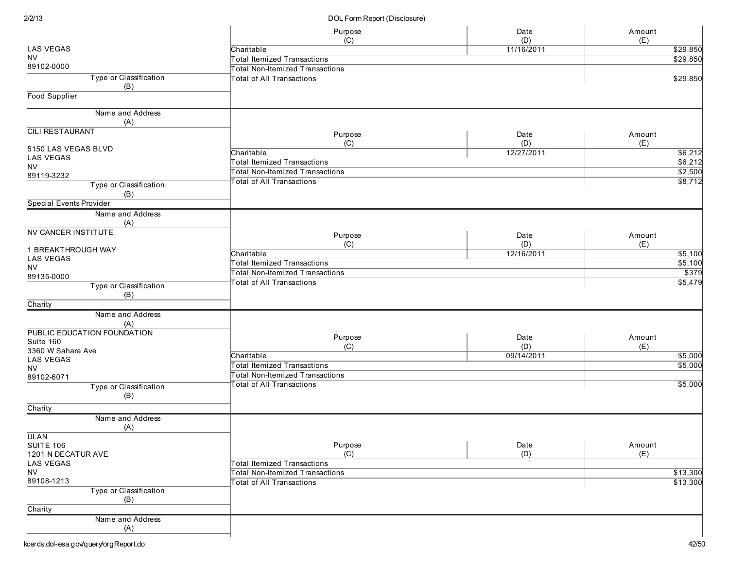| Name and Address (A) | | | |
|---|---|---|---|
| LAS VEGAS<br>NV<br>89102-0000 | **Purpose (C)** | **Date (D)** | **Amount (E)** |
| | Charitable | 11/16/2011 | $29,850 |
| | Total Itemized Transactions | | $29,850 |
| | Total Non-Itemized Transactions | | |
| | Total of All Transactions | | $29,850 |
| **Type or Classification (B)** | | | |
| Food Supplier | | | |

| Name and Address (A) | Purpose (C) | Date (D) | Amount (E) |
|---|---|---|---|
| CILI RESTAURANT<br><br>5150 LAS VEGAS BLVD<br>LAS VEGAS<br>NV<br>89119-3232 | Charitable | 12/27/2011 | $6,212 |
| | Total Itemized Transactions | | $6,212 |
| | Total Non-Itemized Transactions | | $2,500 |
| | Total of All Transactions | | $8,712 |
| **Type or Classification (B)** | | | |
| Special Events Provider | | | |

| Name and Address (A) | Purpose (C) | Date (D) | Amount (E) |
|---|---|---|---|
| NV CANCER INSTITUTE<br><br>1 BREAKTHROUGH WAY<br>LAS VEGAS<br>NV<br>89135-0000 | Charitable | 12/16/2011 | $5,100 |
| | Total Itemized Transactions | | $5,100 |
| | Total Non-Itemized Transactions | | $379 |
| | Total of All Transactions | | $5,479 |
| **Type or Classification (B)** | | | |
| Charity | | | |

| Name and Address (A) | Purpose (C) | Date (D) | Amount (E) |
|---|---|---|---|
| PUBLIC EDUCATION FOUNDATION<br>Suite 160<br>3360 W Sahara Ave<br>LAS VEGAS<br>NV<br>89102-6071 | Charitable | 09/14/2011 | $5,000 |
| | Total Itemized Transactions | | $5,000 |
| | Total Non-Itemized Transactions | | |
| | Total of All Transactions | | $5,000 |
| **Type or Classification (B)** | | | |
| Charity | | | |

| Name and Address (A) | Purpose (C) | Date (D) | Amount (E) |
|---|---|---|---|
| ULAN<br>SUITE 106<br>1201 N DECATUR AVE<br>LAS VEGAS<br>NV<br>89108-1213 | Total Itemized Transactions | | |
| | Total Non-Itemized Transactions | | $13,300 |
| | Total of All Transactions | | $13,300 |
| **Type or Classification (B)** | | | |
| Charity | | | |

| Name and Address (A) |
|---|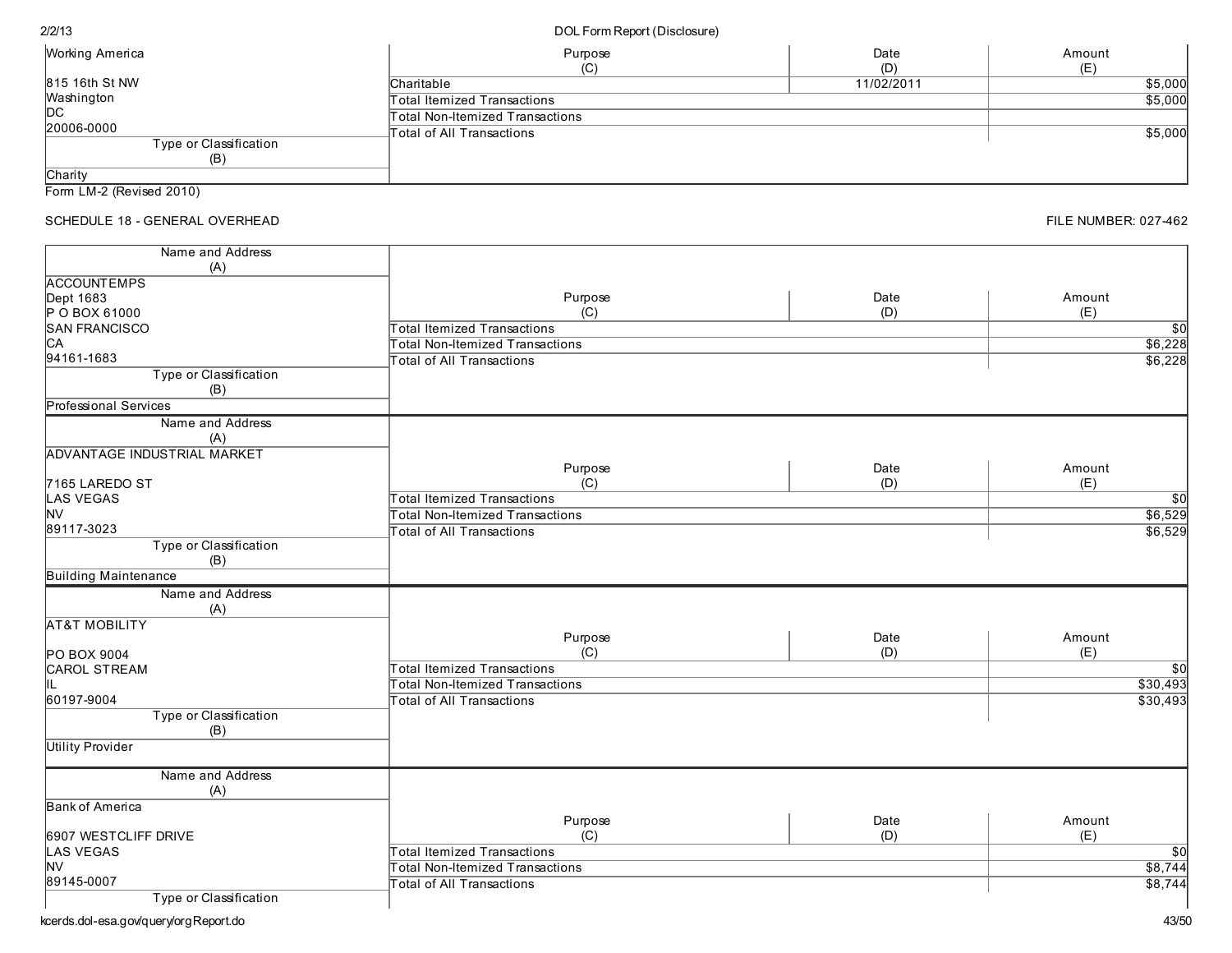| Name and Address (A) | Purpose (C) | Date (D) | Amount (E) |
|---|---|---|---|
| Working America<br>815 16th St NW<br>Washington<br>DC<br>20006-0000 | Charitable | 11/02/2011 | $5,000 |
| | Total Itemized Transactions | | $5,000 |
| | Total Non-Itemized Transactions | | |
| | Total of All Transactions | | $5,000 |
| **Type or Classification (B)** | | | |
| Charity | | | |

Form LM-2 (Revised 2010)

SCHEDULE 18 - GENERAL OVERHEAD

FILE NUMBER: 027-462

| Name and Address (A) | Purpose (C) | Date (D) | Amount (E) |
|---|---|---|---|
| ACCOUNTEMPS<br>Dept 1683<br>P O BOX 61000<br>SAN FRANCISCO<br>CA<br>94161-1683 | Total Itemized Transactions | | $0 |
| | Total Non-Itemized Transactions | | $6,228 |
| | Total of All Transactions | | $6,228 |
| **Type or Classification (B)** | | | |
| Professional Services | | | |

| Name and Address (A) | Purpose (C) | Date (D) | Amount (E) |
|---|---|---|---|
| ADVANTAGE INDUSTRIAL MARKET<br>7165 LAREDO ST<br>LAS VEGAS<br>NV<br>89117-3023 | Total Itemized Transactions | | $0 |
| | Total Non-Itemized Transactions | | $6,529 |
| | Total of All Transactions | | $6,529 |
| **Type or Classification (B)** | | | |
| Building Maintenance | | | |

| Name and Address (A) | Purpose (C) | Date (D) | Amount (E) |
|---|---|---|---|
| AT&T MOBILITY<br>PO BOX 9004<br>CAROL STREAM<br>IL<br>60197-9004 | Total Itemized Transactions | | $0 |
| | Total Non-Itemized Transactions | | $30,493 |
| | Total of All Transactions | | $30,493 |
| **Type or Classification (B)** | | | |
| Utility Provider | | | |

| Name and Address (A) | Purpose (C) | Date (D) | Amount (E) |
|---|---|---|---|
| Bank of America<br>6907 WESTCLIFF DRIVE<br>LAS VEGAS<br>NV<br>89145-0007 | Total Itemized Transactions | | $0 |
| | Total Non-Itemized Transactions | | $8,744 |
| | Total of All Transactions | | $8,744 |
| **Type or Classification (B)** | | | |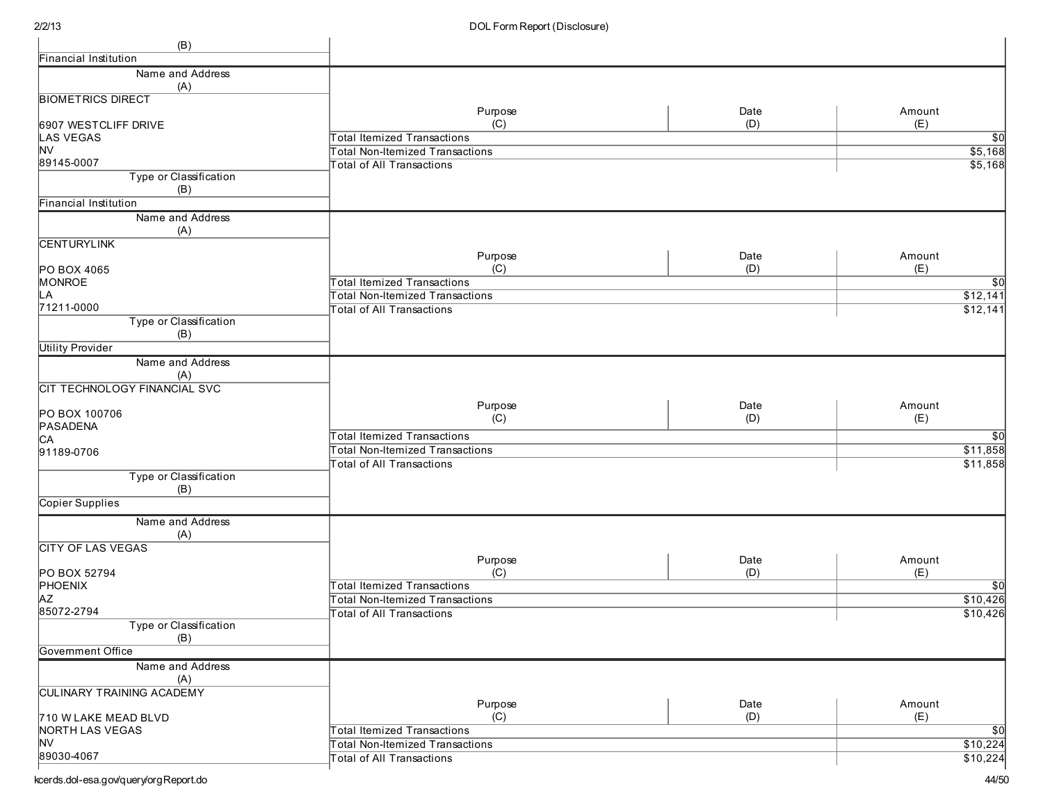| Type or Classification (B) | |
|---|---|
| Financial Institution | |

| Name and Address (A) | Purpose (C) | Date (D) | Amount (E) |
|---|---|---|---|
| BIOMETRICS DIRECT<br><br>6907 WESTCLIFF DRIVE<br>LAS VEGAS<br>NV<br>89145-0007 | Total Itemized Transactions | | $0 |
| | Total Non-Itemized Transactions | | $5,168 |
| | Total of All Transactions | | $5,168 |
| **Type or Classification (B)** | | | |
| Financial Institution | | | |

| Name and Address (A) | Purpose (C) | Date (D) | Amount (E) |
|---|---|---|---|
| CENTURYLINK<br><br>PO BOX 4065<br>MONROE<br>LA<br>71211-0000 | Total Itemized Transactions | | $0 |
| | Total Non-Itemized Transactions | | $12,141 |
| | Total of All Transactions | | $12,141 |
| **Type or Classification (B)** | | | |
| Utility Provider | | | |

| Name and Address (A) | Purpose (C) | Date (D) | Amount (E) |
|---|---|---|---|
| CIT TECHNOLOGY FINANCIAL SVC<br><br>PO BOX 100706<br>PASADENA<br>CA<br>91189-0706 | Total Itemized Transactions | | $0 |
| | Total Non-Itemized Transactions | | $11,858 |
| | Total of All Transactions | | $11,858 |
| **Type or Classification (B)** | | | |
| Copier Supplies | | | |

| Name and Address (A) | Purpose (C) | Date (D) | Amount (E) |
|---|---|---|---|
| CITY OF LAS VEGAS<br><br>PO BOX 52794<br>PHOENIX<br>AZ<br>85072-2794 | Total Itemized Transactions | | $0 |
| | Total Non-Itemized Transactions | | $10,426 |
| | Total of All Transactions | | $10,426 |
| **Type or Classification (B)** | | | |
| Government Office | | | |

| Name and Address (A) | Purpose (C) | Date (D) | Amount (E) |
|---|---|---|---|
| CULINARY TRAINING ACADEMY<br><br>710 W LAKE MEAD BLVD<br>NORTH LAS VEGAS<br>NV<br>89030-4067 | Total Itemized Transactions | | $0 |
| | Total Non-Itemized Transactions | | $10,224 |
| | Total of All Transactions | | $10,224 |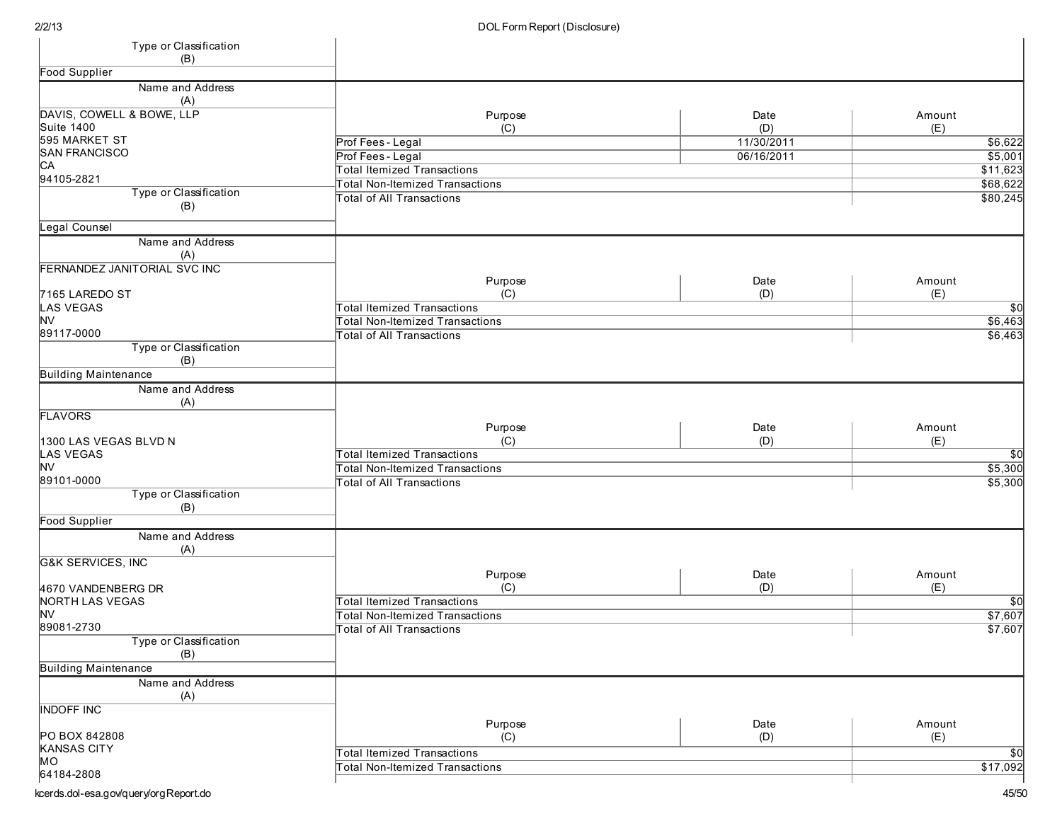| Type or Classification (B) | |
|---|---|
| Food Supplier | |

| Name and Address (A) | Purpose (C) | Date (D) | Amount (E) |
|---|---|---|---|
| DAVIS, COWELL & BOWE, LLP<br>Suite 1400<br>595 MARKET ST<br>SAN FRANCISCO<br>CA<br>94105-2821 | Prof Fees - Legal | 11/30/2011 | $6,622 |
| | Prof Fees - Legal | 06/16/2011 | $5,001 |
| | Total Itemized Transactions | | $11,623 |
| | Total Non-Itemized Transactions | | $68,622 |
| | Total of All Transactions | | $80,245 |
| **Type or Classification (B)** | | | |
| Legal Counsel | | | |

| Name and Address (A) | Purpose (C) | Date (D) | Amount (E) |
|---|---|---|---|
| FERNANDEZ JANITORIAL SVC INC<br><br>7165 LAREDO ST<br>LAS VEGAS<br>NV<br>89117-0000 | Total Itemized Transactions | | $0 |
| | Total Non-Itemized Transactions | | $6,463 |
| | Total of All Transactions | | $6,463 |
| **Type or Classification (B)** | | | |
| Building Maintenance | | | |

| Name and Address (A) | Purpose (C) | Date (D) | Amount (E) |
|---|---|---|---|
| FLAVORS<br><br>1300 LAS VEGAS BLVD N<br>LAS VEGAS<br>NV<br>89101-0000 | Total Itemized Transactions | | $0 |
| | Total Non-Itemized Transactions | | $5,300 |
| | Total of All Transactions | | $5,300 |
| **Type or Classification (B)** | | | |
| Food Supplier | | | |

| Name and Address (A) | Purpose (C) | Date (D) | Amount (E) |
|---|---|---|---|
| G&K SERVICES, INC<br><br>4670 VANDENBERG DR<br>NORTH LAS VEGAS<br>NV<br>89081-2730 | Total Itemized Transactions | | $0 |
| | Total Non-Itemized Transactions | | $7,607 |
| | Total of All Transactions | | $7,607 |
| **Type or Classification (B)** | | | |
| Building Maintenance | | | |

| Name and Address (A) | Purpose (C) | Date (D) | Amount (E) |
|---|---|---|---|
| INDOFF INC<br><br>PO BOX 842808<br>KANSAS CITY<br>MO<br>64184-2808 | Total Itemized Transactions | | $0 |
| | Total Non-Itemized Transactions | | $17,092 |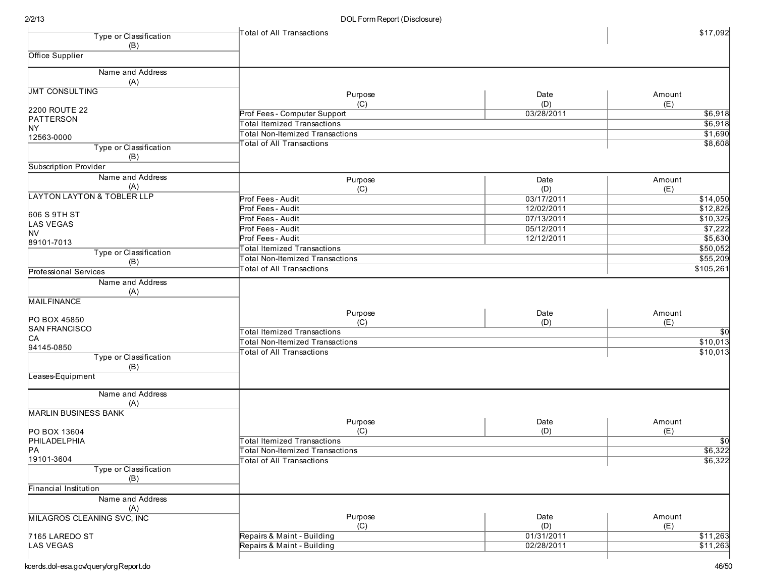| Type or Classification (B) | Total of All Transactions | | $17,092 |
|---|---|---|---|
| Office Supplier | | | |

| Name and Address (A) | Purpose (C) | Date (D) | Amount (E) |
|---|---|---|---|
| JMT CONSULTING<br><br>2200 ROUTE 22<br>PATTERSON<br>NY<br>12563-0000 | Prof Fees - Computer Support | 03/28/2011 | $6,918 |
| | Total Itemized Transactions | | $6,918 |
| | Total Non-Itemized Transactions | | $1,690 |
| | Total of All Transactions | | $8,608 |
| **Type or Classification (B)** | | | |
| Subscription Provider | | | |

| Name and Address (A) | Purpose (C) | Date (D) | Amount (E) |
|---|---|---|---|
| LAYTON LAYTON & TOBLER LLP<br><br>606 S 9TH ST<br>LAS VEGAS<br>NV<br>89101-7013 | Prof Fees - Audit | 03/17/2011 | $14,050 |
| | Prof Fees - Audit | 12/02/2011 | $12,825 |
| | Prof Fees - Audit | 07/13/2011 | $10,325 |
| | Prof Fees - Audit | 05/12/2011 | $7,222 |
| | Prof Fees - Audit | 12/12/2011 | $5,630 |
| | Total Itemized Transactions | | $50,052 |
| | Total Non-Itemized Transactions | | $55,209 |
| | Total of All Transactions | | $105,261 |
| **Type or Classification (B)** | | | |
| Professional Services | | | |

| Name and Address (A) | Purpose (C) | Date (D) | Amount (E) |
|---|---|---|---|
| MAILFINANCE<br><br>PO BOX 45850<br>SAN FRANCISCO<br>CA<br>94145-0850 | Total Itemized Transactions | | $0 |
| | Total Non-Itemized Transactions | | $10,013 |
| | Total of All Transactions | | $10,013 |
| **Type or Classification (B)** | | | |
| Leases-Equipment | | | |

| Name and Address (A) | Purpose (C) | Date (D) | Amount (E) |
|---|---|---|---|
| MARLIN BUSINESS BANK<br><br>PO BOX 13604<br>PHILADELPHIA<br>PA<br>19101-3604 | Total Itemized Transactions | | $0 |
| | Total Non-Itemized Transactions | | $6,322 |
| | Total of All Transactions | | $6,322 |
| **Type or Classification (B)** | | | |
| Financial Institution | | | |

| Name and Address (A) | Purpose (C) | Date (D) | Amount (E) |
|---|---|---|---|
| MILAGROS CLEANING SVC, INC<br><br>7165 LAREDO ST<br>LAS VEGAS | Repairs & Maint - Building | 01/31/2011 | $11,263 |
| | Repairs & Maint - Building | 02/28/2011 | $11,263 |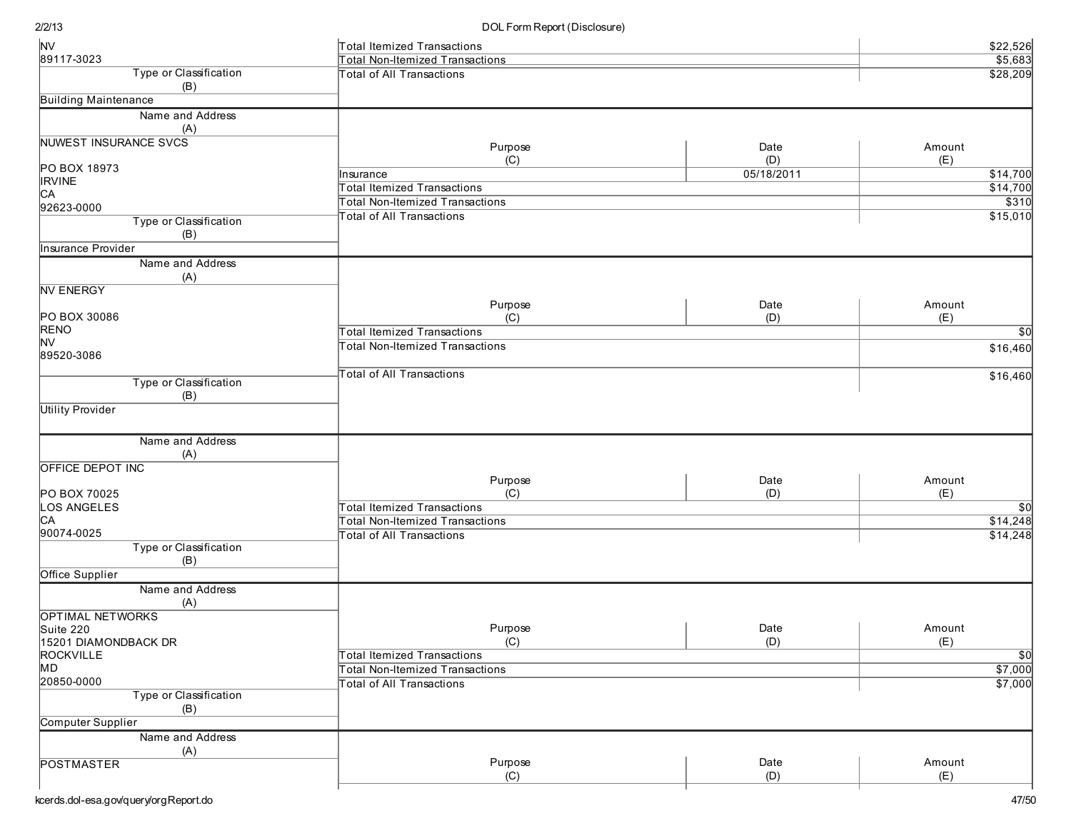| Name and Address (A) | Purpose (C) | Date (D) | Amount (E) |
|---|---|---|---|
| NV<br>89117-3023 | Total Itemized Transactions | | $22,526 |
| | Total Non-Itemized Transactions | | $5,683 |
| | Total of All Transactions | | $28,209 |
| Type or Classification (B): Building Maintenance | | | |

| Name and Address (A) | Purpose (C) | Date (D) | Amount (E) |
|---|---|---|---|
| NUWEST INSURANCE SVCS<br><br>PO BOX 18973<br>IRVINE<br>CA<br>92623-0000 | Insurance | 05/18/2011 | $14,700 |
| | Total Itemized Transactions | | $14,700 |
| | Total Non-Itemized Transactions | | $310 |
| | Total of All Transactions | | $15,010 |
| Type or Classification (B): Insurance Provider | | | |

| Name and Address (A) | Purpose (C) | Date (D) | Amount (E) |
|---|---|---|---|
| NV ENERGY<br><br>PO BOX 30086<br>RENO<br>NV<br>89520-3086 | Total Itemized Transactions | | $0 |
| | Total Non-Itemized Transactions | | $16,460 |
| | Total of All Transactions | | $16,460 |
| Type or Classification (B): Utility Provider | | | |

| Name and Address (A) | Purpose (C) | Date (D) | Amount (E) |
|---|---|---|---|
| OFFICE DEPOT INC<br><br>PO BOX 70025<br>LOS ANGELES<br>CA<br>90074-0025 | Total Itemized Transactions | | $0 |
| | Total Non-Itemized Transactions | | $14,248 |
| | Total of All Transactions | | $14,248 |
| Type or Classification (B): Office Supplier | | | |

| Name and Address (A) | Purpose (C) | Date (D) | Amount (E) |
|---|---|---|---|
| OPTIMAL NETWORKS<br>Suite 220<br>15201 DIAMONDBACK DR<br>ROCKVILLE<br>MD<br>20850-0000 | Total Itemized Transactions | | $0 |
| | Total Non-Itemized Transactions | | $7,000 |
| | Total of All Transactions | | $7,000 |
| Type or Classification (B): Computer Supplier | | | |

| Name and Address (A) | Purpose (C) | Date (D) | Amount (E) |
|---|---|---|---|
| POSTMASTER | | | |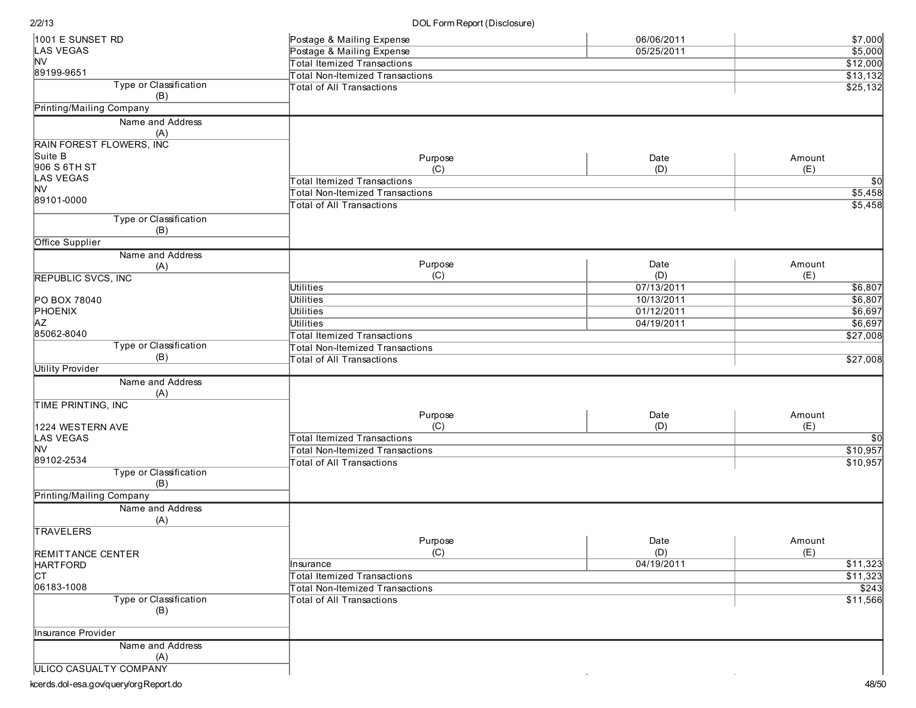| Name and Address (A) | Purpose (C) | Date (D) | Amount (E) |
|---|---|---|---|
| 1001 E SUNSET RD<br>LAS VEGAS<br>NV<br>89199-9651 | Postage & Mailing Expense | 06/06/2011 | $7,000 |
| | Postage & Mailing Expense | 05/25/2011 | $5,000 |
| | Total Itemized Transactions | | $12,000 |
| | Total Non-Itemized Transactions | | $13,132 |
| | Total of All Transactions | | $25,132 |
| **Type or Classification (B)** | | | |
| Printing/Mailing Company | | | |

| Name and Address (A) | Purpose (C) | Date (D) | Amount (E) |
|---|---|---|---|
| RAIN FOREST FLOWERS, INC<br>Suite B<br>906 S 6TH ST<br>LAS VEGAS<br>NV<br>89101-0000 | Total Itemized Transactions | | $0 |
| | Total Non-Itemized Transactions | | $5,458 |
| | Total of All Transactions | | $5,458 |
| **Type or Classification (B)** | | | |
| Office Supplier | | | |

| Name and Address (A) | Purpose (C) | Date (D) | Amount (E) |
|---|---|---|---|
| REPUBLIC SVCS, INC<br><br>PO BOX 78040<br>PHOENIX<br>AZ<br>85062-8040 | Utilities | 07/13/2011 | $6,807 |
| | Utilities | 10/13/2011 | $6,807 |
| | Utilities | 01/12/2011 | $6,697 |
| | Utilities | 04/19/2011 | $6,697 |
| | Total Itemized Transactions | | $27,008 |
| | Total Non-Itemized Transactions | | |
| | Total of All Transactions | | $27,008 |
| **Type or Classification (B)** | | | |
| Utility Provider | | | |

| Name and Address (A) | Purpose (C) | Date (D) | Amount (E) |
|---|---|---|---|
| TIME PRINTING, INC<br><br>1224 WESTERN AVE<br>LAS VEGAS<br>NV<br>89102-2534 | Total Itemized Transactions | | $0 |
| | Total Non-Itemized Transactions | | $10,957 |
| | Total of All Transactions | | $10,957 |
| **Type or Classification (B)** | | | |
| Printing/Mailing Company | | | |

| Name and Address (A) | Purpose (C) | Date (D) | Amount (E) |
|---|---|---|---|
| TRAVELERS<br><br>REMITTANCE CENTER<br>HARTFORD<br>CT<br>06183-1008 | Insurance | 04/19/2011 | $11,323 |
| | Total Itemized Transactions | | $11,323 |
| | Total Non-Itemized Transactions | | $243 |
| | Total of All Transactions | | $11,566 |
| **Type or Classification (B)** | | | |
| Insurance Provider | | | |

| Name and Address (A) | Purpose (C) | Date (D) | Amount (E) |
|---|---|---|---|
| ULICO CASUALTY COMPANY | | | |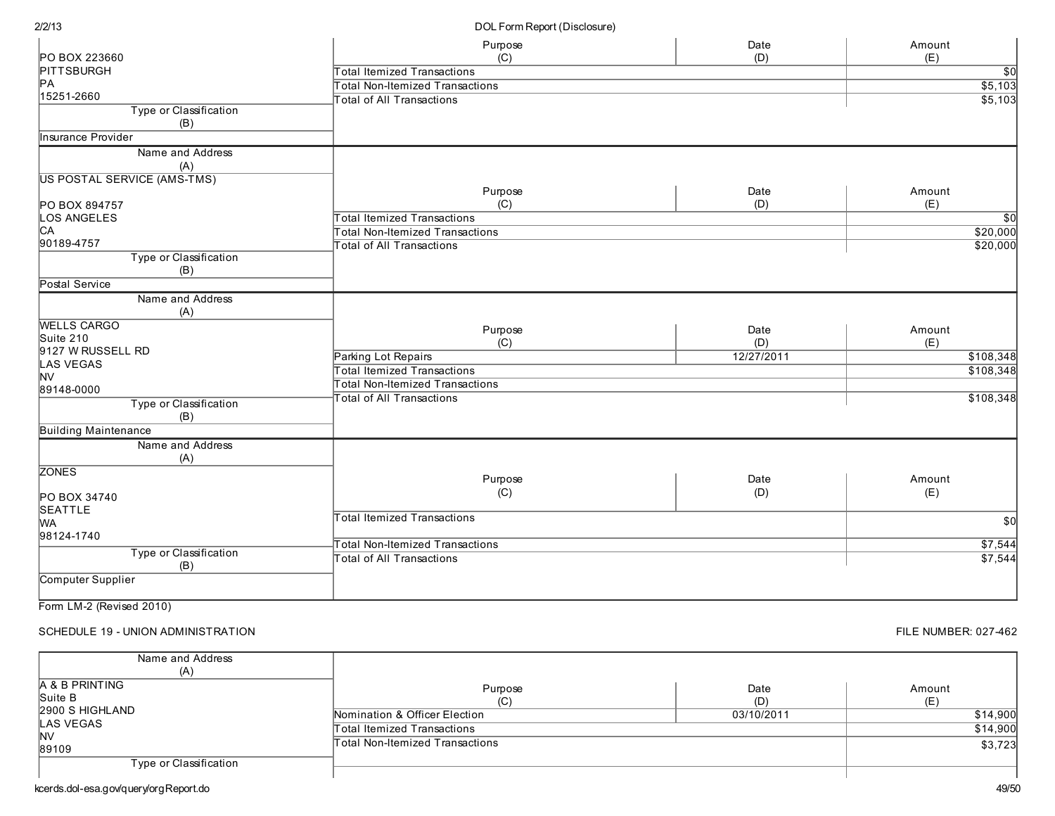| Name and Address (A) | Purpose (C) | Date (D) | Amount (E) |
|---|---|---|---|
| PO BOX 223660<br>PITTSBURGH<br>PA<br>15251-2660 | Total Itemized Transactions | | $0 |
| | Total Non-Itemized Transactions | | $5,103 |
| | Total of All Transactions | | $5,103 |
| **Type or Classification (B)** | | | |
| Insurance Provider | | | |

| Name and Address (A) | Purpose (C) | Date (D) | Amount (E) |
|---|---|---|---|
| US POSTAL SERVICE (AMS-TMS)<br><br>PO BOX 894757<br>LOS ANGELES<br>CA<br>90189-4757 | Total Itemized Transactions | | $0 |
| | Total Non-Itemized Transactions | | $20,000 |
| | Total of All Transactions | | $20,000 |
| **Type or Classification (B)** | | | |
| Postal Service | | | |

| Name and Address (A) | Purpose (C) | Date (D) | Amount (E) |
|---|---|---|---|
| WELLS CARGO<br>Suite 210<br>9127 W RUSSELL RD<br>LAS VEGAS<br>NV<br>89148-0000 | Parking Lot Repairs | 12/27/2011 | $108,348 |
| | Total Itemized Transactions | | $108,348 |
| | Total Non-Itemized Transactions | | |
| | Total of All Transactions | | $108,348 |
| **Type or Classification (B)** | | | |
| Building Maintenance | | | |

| Name and Address (A) | Purpose (C) | Date (D) | Amount (E) |
|---|---|---|---|
| ZONES<br><br>PO BOX 34740<br>SEATTLE<br>WA<br>98124-1740 | Total Itemized Transactions | | $0 |
| | Total Non-Itemized Transactions | | $7,544 |
| | Total of All Transactions | | $7,544 |
| **Type or Classification (B)** | | | |
| Computer Supplier | | | |

Form LM-2 (Revised 2010)

SCHEDULE 19 - UNION ADMINISTRATION

FILE NUMBER: 027-462

| Name and Address (A) | Purpose (C) | Date (D) | Amount (E) |
|---|---|---|---|
| A & B PRINTING<br>Suite B<br>2900 S HIGHLAND<br>LAS VEGAS<br>NV<br>89109 | Nomination & Officer Election | 03/10/2011 | $14,900 |
| | Total Itemized Transactions | | $14,900 |
| | Total Non-Itemized Transactions | | $3,723 |
| **Type or Classification (B)** | | | |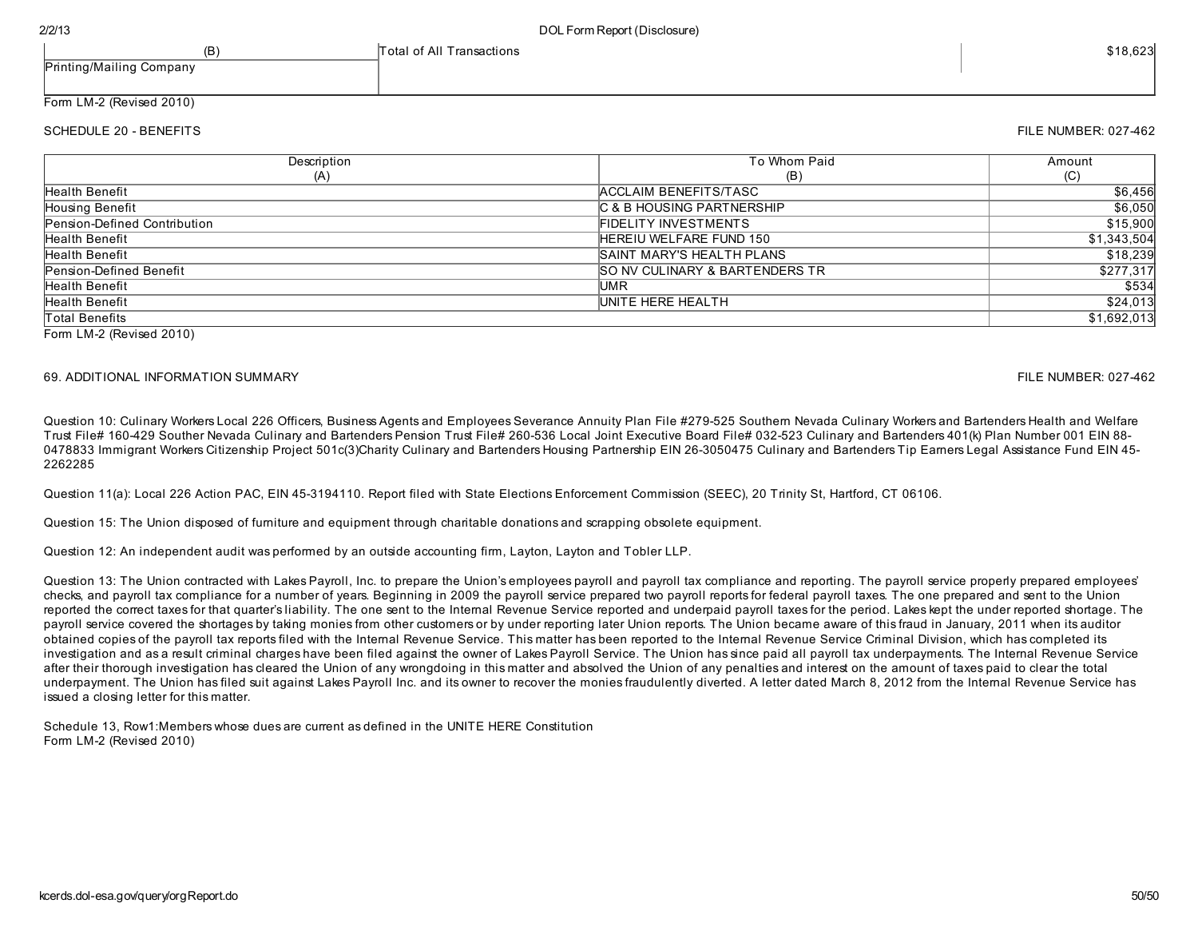| (B) | Total of All Transactions | $18,623 |
|---|---|---|
| Printing/Mailing Company | | |

Form LM-2 (Revised 2010)

SCHEDULE 20 - BENEFITS

FILE NUMBER: 027-462

| Description (A) | To Whom Paid (B) | Amount (C) |
|---|---|---|
| Health Benefit | ACCLAIM BENEFITS/TASC | $6,456 |
| Housing Benefit | C & B HOUSING PARTNERSHIP | $6,050 |
| Pension-Defined Contribution | FIDELITY INVESTMENTS | $15,900 |
| Health Benefit | HEREIU WELFARE FUND 150 | $1,343,504 |
| Health Benefit | SAINT MARY'S HEALTH PLANS | $18,239 |
| Pension-Defined Benefit | SO NV CULINARY & BARTENDERS TR | $277,317 |
| Health Benefit | UMR | $534 |
| Health Benefit | UNITE HERE HEALTH | $24,013 |
| Total Benefits | | $1,692,013 |

Form LM-2 (Revised 2010)

69. ADDITIONAL INFORMATION SUMMARY

FILE NUMBER: 027-462

Question 10: Culinary Workers Local 226 Officers, Business Agents and Employees Severance Annuity Plan File #279-525 Southern Nevada Culinary Workers and Bartenders Health and Welfare Trust File# 160-429 Souther Nevada Culinary and Bartenders Pension Trust File# 260-536 Local Joint Executive Board File# 032-523 Culinary and Bartenders 401(k) Plan Number 001 EIN 88-0478833 Immigrant Workers Citizenship Project 501c(3)Charity Culinary and Bartenders Housing Partnership EIN 26-3050475 Culinary and Bartenders Tip Earners Legal Assistance Fund EIN 45-2262285

Question 11(a): Local 226 Action PAC, EIN 45-3194110. Report filed with State Elections Enforcement Commission (SEEC), 20 Trinity St, Hartford, CT 06106.

Question 15: The Union disposed of furniture and equipment through charitable donations and scrapping obsolete equipment.

Question 12: An independent audit was performed by an outside accounting firm, Layton, Layton and Tobler LLP.

Question 13: The Union contracted with Lakes Payroll, Inc. to prepare the Union's employees payroll and payroll tax compliance and reporting. The payroll service properly prepared employees' checks, and payroll tax compliance for a number of years. Beginning in 2009 the payroll service prepared two payroll reports for federal payroll taxes. The one prepared and sent to the Union reported the correct taxes for that quarter's liability. The one sent to the Internal Revenue Service reported and underpaid payroll taxes for the period. Lakes kept the under reported shortage. The payroll service covered the shortages by taking monies from other customers or by under reporting later Union reports. The Union became aware of this fraud in January, 2011 when its auditor obtained copies of the payroll tax reports filed with the Internal Revenue Service. This matter has been reported to the Internal Revenue Service Criminal Division, which has completed its investigation and as a result criminal charges have been filed against the owner of Lakes Payroll Service. The Union has since paid all payroll tax underpayments. The Internal Revenue Service after their thorough investigation has cleared the Union of any wrongdoing in this matter and absolved the Union of any penalties and interest on the amount of taxes paid to clear the total underpayment. The Union has filed suit against Lakes Payroll Inc. and its owner to recover the monies fraudulently diverted. A letter dated March 8, 2012 from the Internal Revenue Service has issued a closing letter for this matter.

Schedule 13, Row1:Members whose dues are current as defined in the UNITE HERE Constitution

Form LM-2 (Revised 2010)